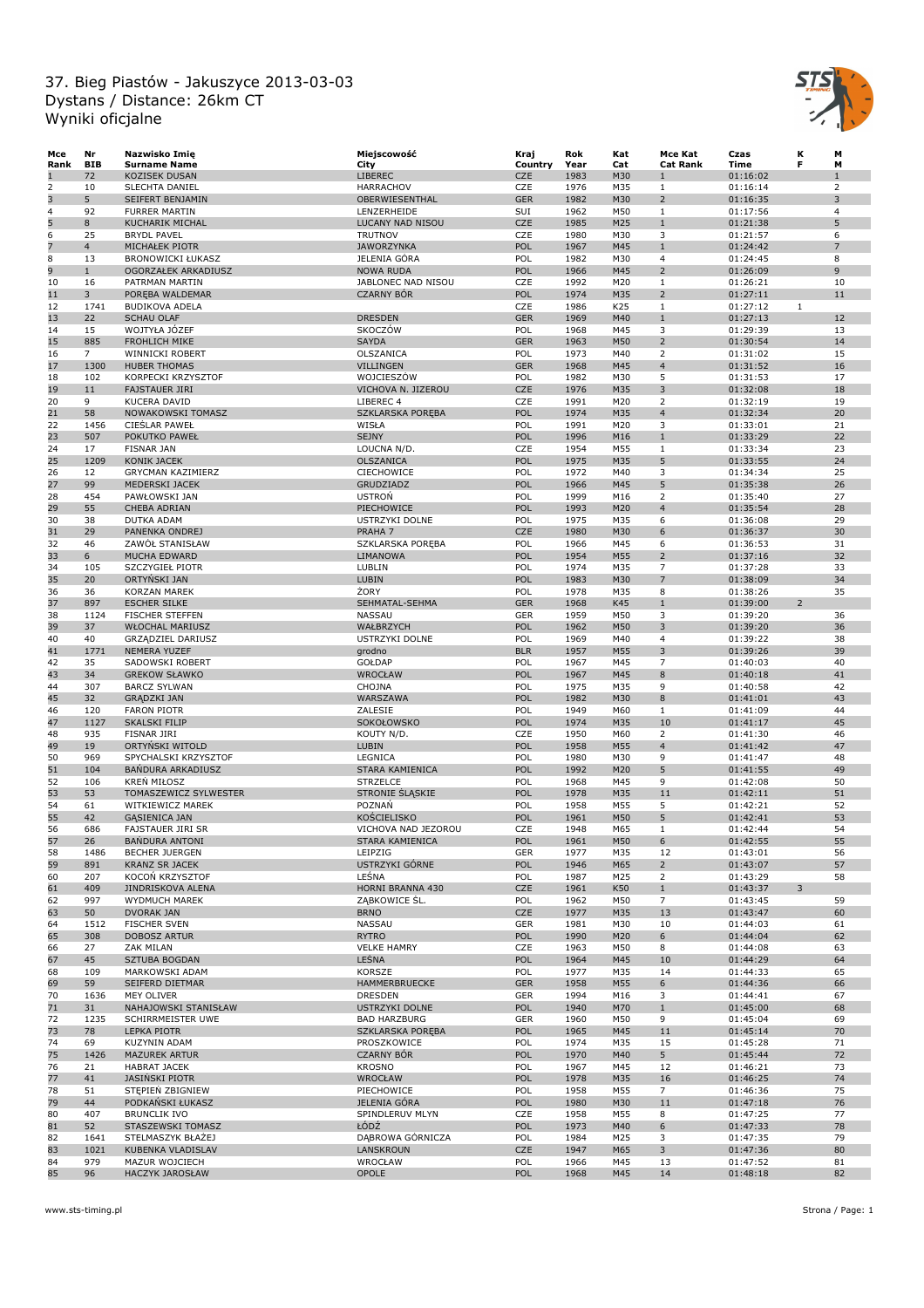# 37. Bieg Piastów - Jakuszyce 2013-03-03
## Dystans / Distance: 26km CT
## Wyniki oficjalne

| Mce Rank | Nr BIB | Nazwisko Imię Surname Name | Miejscowość City | Kraj Country | Rok Year | Kat Cat | Mce Kat Cat Rank | Czas Time | K F | M M |
|---|---|---|---|---|---|---|---|---|---|---|
| 1 | 72 | KOZISEK DUSAN | LIBEREC | CZE | 1983 | M30 | 1 | 01:16:02 | | 1 |
| 2 | 10 | SLECHTA DANIEL | HARRACHOV | CZE | 1976 | M35 | 1 | 01:16:14 | | 2 |
| 3 | 5 | SEIFERT BENJAMIN | OBERWIESENTHAL | GER | 1982 | M30 | 2 | 01:16:35 | | 3 |
| 4 | 92 | FURRER MARTIN | LENZERHEIDE | SUI | 1962 | M50 | 1 | 01:17:56 | | 4 |
| 5 | 8 | KUCHARIK MICHAL | LUCANY NAD NISOU | CZE | 1985 | M25 | 1 | 01:21:38 | | 5 |
| 6 | 25 | BRYDL PAVEL | TRUTNOV | CZE | 1980 | M30 | 3 | 01:21:57 | | 6 |
| 7 | 4 | MICHAŁEK PIOTR | JAWORZYNKA | POL | 1967 | M45 | 1 | 01:24:42 | | 7 |
| 8 | 13 | BRONOWICKI ŁUKASZ | JELENIA GÓRA | POL | 1982 | M30 | 4 | 01:24:45 | | 8 |
| 9 | 1 | OGORZAŁEK ARKADIUSZ | NOWA RUDA | POL | 1966 | M45 | 2 | 01:26:09 | | 9 |
| 10 | 16 | PATRMAN MARTIN | JABLONEC NAD NISOU | CZE | 1992 | M20 | 1 | 01:26:21 | | 10 |
| 11 | 3 | PORĘBA WALDEMAR | CZARNY BÓR | POL | 1974 | M35 | 2 | 01:27:11 | | 11 |
| 12 | 1741 | BUDIKOVA ADELA | | CZE | 1986 | K25 | 1 | 01:27:12 | 1 | |
| 13 | 22 | SCHAU OLAF | DRESDEN | GER | 1969 | M40 | 1 | 01:27:13 | | 12 |
| 14 | 15 | WOJTYŁA JÓZEF | SKOCZÓW | POL | 1968 | M45 | 3 | 01:29:39 | | 13 |
| 15 | 885 | FROHLICH MIKE | SAYDA | GER | 1963 | M50 | 2 | 01:30:54 | | 14 |
| 16 | 7 | WINNICKI ROBERT | OLSZANICA | POL | 1973 | M40 | 2 | 01:31:02 | | 15 |
| 17 | 1300 | HUBER THOMAS | VILLINGEN | GER | 1968 | M45 | 4 | 01:31:52 | | 16 |
| 18 | 102 | KORPECKI KRZYSZTOF | WOJCIESZÓW | POL | 1982 | M30 | 5 | 01:31:53 | | 17 |
| 19 | 11 | FAJSTAUER JIRI | VICHOVA N. JIZEROU | CZE | 1976 | M35 | 3 | 01:32:08 | | 18 |
| 20 | 9 | KUCERA DAVID | LIBEREC 4 | CZE | 1991 | M20 | 2 | 01:32:19 | | 19 |
| 21 | 58 | NOWAKOWSKI TOMASZ | SZKLARSKA PORĘBA | POL | 1974 | M35 | 4 | 01:32:34 | | 20 |
| 22 | 1456 | CIEŚLAR PAWEŁ | WISŁA | POL | 1991 | M20 | 3 | 01:33:01 | | 21 |
| 23 | 507 | POKUTKO PAWEŁ | SEJNY | POL | 1996 | M16 | 1 | 01:33:29 | | 22 |
| 24 | 17 | FISNAR JAN | LOUCNA N/D. | CZE | 1954 | M55 | 1 | 01:33:34 | | 23 |
| 25 | 1209 | KONIK JACEK | OLSZANICA | POL | 1975 | M35 | 5 | 01:33:55 | | 24 |
| 26 | 12 | GRYCMAN KAZIMIERZ | CIECHOWICE | POL | 1972 | M40 | 3 | 01:34:34 | | 25 |
| 27 | 99 | MEDERSKI JACEK | GRUDZIADZ | POL | 1966 | M45 | 5 | 01:35:38 | | 26 |
| 28 | 454 | PAWŁOWSKI JAN | USTROŃ | POL | 1999 | M16 | 2 | 01:35:40 | | 27 |
| 29 | 55 | CHEBA ADRIAN | PIECHOWICE | POL | 1993 | M20 | 4 | 01:35:54 | | 28 |
| 30 | 38 | DUTKA ADAM | USTRZYKI DOLNE | POL | 1975 | M35 | 6 | 01:36:08 | | 29 |
| 31 | 29 | PANENKA ONDREJ | PRAHA 7 | CZE | 1980 | M30 | 6 | 01:36:37 | | 30 |
| 32 | 46 | ZAWÓŁ STANISŁAW | SZKLARSKA PORĘBA | POL | 1966 | M45 | 6 | 01:36:53 | | 31 |
| 33 | 6 | MUCHA EDWARD | LIMANOWA | POL | 1954 | M55 | 2 | 01:37:16 | | 32 |
| 34 | 105 | SZCZYGIEŁ PIOTR | LUBLIN | POL | 1974 | M35 | 7 | 01:37:28 | | 33 |
| 35 | 20 | ORTYŃSKI JAN | LUBIN | POL | 1983 | M30 | 7 | 01:38:09 | | 34 |
| 36 | 36 | KORZAN MAREK | ŻORY | POL | 1978 | M35 | 8 | 01:38:26 | | 35 |
| 37 | 897 | ESCHER SILKE | SEHMATAL-SEHMA | GER | 1968 | K45 | 1 | 01:39:00 | 2 | |
| 38 | 1124 | FISCHER STEFFEN | NASSAU | GER | 1959 | M50 | 3 | 01:39:20 | | 36 |
| 39 | 37 | WŁOCHAL MARIUSZ | WAŁBRZYCH | POL | 1962 | M50 | 3 | 01:39:20 | | 36 |
| 40 | 40 | GRZĄDZIEL DARIUSZ | USTRZYKI DOLNE | POL | 1969 | M40 | 4 | 01:39:22 | | 38 |
| 41 | 1771 | NEMERA YUZEF | grodno | BLR | 1957 | M55 | 3 | 01:39:26 | | 39 |
| 42 | 35 | SADOWSKI ROBERT | GOŁDAP | POL | 1967 | M45 | 7 | 01:40:03 | | 40 |
| 43 | 34 | GREKOW SŁAWKO | WROCŁAW | POL | 1967 | M45 | 8 | 01:40:18 | | 41 |
| 44 | 307 | BARCZ SYLWAN | CHOJNA | POL | 1975 | M35 | 9 | 01:40:58 | | 42 |
| 45 | 32 | GRĄDZKI JAN | WARSZAWA | POL | 1982 | M30 | 8 | 01:41:01 | | 43 |
| 46 | 120 | FARON PIOTR | ZALESIE | POL | 1949 | M60 | 1 | 01:41:09 | | 44 |
| 47 | 1127 | SKALSKI FILIP | SOKOŁOWSKO | POL | 1974 | M35 | 10 | 01:41:17 | | 45 |
| 48 | 935 | FISNAR JIRI | KOUTY N/D. | CZE | 1950 | M60 | 2 | 01:41:30 | | 46 |
| 49 | 19 | ORTYŃSKI WITOLD | LUBIN | POL | 1958 | M55 | 4 | 01:41:42 | | 47 |
| 50 | 969 | SPYCHALSKI KRZYSZTOF | LEGNICA | POL | 1980 | M30 | 9 | 01:41:47 | | 48 |
| 51 | 104 | BAŃDURA ARKADIUSZ | STARA KAMIENICA | POL | 1992 | M20 | 5 | 01:41:55 | | 49 |
| 52 | 106 | KREŃ MIŁOSZ | STRZELCE | POL | 1968 | M45 | 9 | 01:42:08 | | 50 |
| 53 | 53 | TOMASZEWICZ SYLWESTER | STRONIE ŚLĄSKIE | POL | 1978 | M35 | 11 | 01:42:11 | | 51 |
| 54 | 61 | WITKIEWICZ MAREK | POZNAŃ | POL | 1958 | M55 | 5 | 01:42:21 | | 52 |
| 55 | 42 | GĄSIENICA JAN | KOŚCIELISKO | POL | 1961 | M50 | 5 | 01:42:41 | | 53 |
| 56 | 686 | FAJSTAUER JIRI SR | VICHOVA NAD JEZOROU | CZE | 1948 | M65 | 1 | 01:42:44 | | 54 |
| 57 | 26 | BAŃDURA ANTONI | STARA KAMIENICA | POL | 1961 | M50 | 6 | 01:42:55 | | 55 |
| 58 | 1486 | BECHER JUERGEN | LEIPZIG | GER | 1977 | M35 | 12 | 01:43:01 | | 56 |
| 59 | 891 | KRANZ SR JACEK | USTRZYKI GÓRNE | POL | 1946 | M65 | 2 | 01:43:07 | | 57 |
| 60 | 207 | KOCOŃ KRZYSZTOF | LEŚNA | POL | 1987 | M25 | 2 | 01:43:29 | | 58 |
| 61 | 409 | JINDRISKOVA ALENA | HORNI BRANNA 430 | CZE | 1961 | K50 | 1 | 01:43:37 | 3 | |
| 62 | 997 | WYDMUCH MAREK | ZĄBKOWICE ŚL. | POL | 1962 | M50 | 7 | 01:43:45 | | 59 |
| 63 | 50 | DVORAK JAN | BRNO | CZE | 1977 | M35 | 13 | 01:43:47 | | 60 |
| 64 | 1512 | FISCHER SVEN | NASSAU | GER | 1981 | M30 | 10 | 01:44:03 | | 61 |
| 65 | 308 | DOBOSZ ARTUR | RYTRO | POL | 1990 | M20 | 6 | 01:44:04 | | 62 |
| 66 | 27 | ZAK MILAN | VELKE HAMRY | CZE | 1963 | M50 | 8 | 01:44:08 | | 63 |
| 67 | 45 | SZTUBA BOGDAN | LEŚNA | POL | 1964 | M45 | 10 | 01:44:29 | | 64 |
| 68 | 109 | MARKOWSKI ADAM | KORSZE | POL | 1977 | M35 | 14 | 01:44:33 | | 65 |
| 69 | 59 | SEIFERD DIETMAR | HAMMERBRUECKE | GER | 1958 | M55 | 6 | 01:44:36 | | 66 |
| 70 | 1636 | MEY OLIVER | DRESDEN | GER | 1994 | M16 | 3 | 01:44:41 | | 67 |
| 71 | 31 | NAHAJOWSKI STANISŁAW | USTRZYKI DOLNE | POL | 1940 | M70 | 1 | 01:45:00 | | 68 |
| 72 | 1235 | SCHIRRMEISTER UWE | BAD HARZBURG | GER | 1960 | M50 | 9 | 01:45:04 | | 69 |
| 73 | 78 | LEPKA PIOTR | SZKLARSKA PORĘBA | POL | 1965 | M45 | 11 | 01:45:14 | | 70 |
| 74 | 69 | KUZYNIN ADAM | PROSZKOWICE | POL | 1974 | M35 | 15 | 01:45:28 | | 71 |
| 75 | 1426 | MAZUREK ARTUR | CZARNY BÓR | POL | 1970 | M40 | 5 | 01:45:44 | | 72 |
| 76 | 21 | HABRAT JACEK | KROSNO | POL | 1967 | M45 | 12 | 01:46:21 | | 73 |
| 77 | 41 | JASIŃSKI PIOTR | WROCŁAW | POL | 1978 | M35 | 16 | 01:46:25 | | 74 |
| 78 | 51 | STĘPIEŃ ZBIGNIEW | PIECHOWICE | POL | 1958 | M55 | 7 | 01:46:36 | | 75 |
| 79 | 44 | PODKAŃSKI ŁUKASZ | JELENIA GÓRA | POL | 1980 | M30 | 11 | 01:47:18 | | 76 |
| 80 | 407 | BRUNCLIK IVO | SPINDLERUV MLYN | CZE | 1958 | M55 | 8 | 01:47:25 | | 77 |
| 81 | 52 | STASZEWSKI TOMASZ | ŁÓDŹ | POL | 1973 | M40 | 6 | 01:47:33 | | 78 |
| 82 | 1641 | STELMASZYK BŁAŻEJ | DĄBROWA GÓRNICZA | POL | 1984 | M25 | 3 | 01:47:35 | | 79 |
| 83 | 1021 | KUBENKA VLADISLAV | LANSKROUN | CZE | 1947 | M65 | 3 | 01:47:36 | | 80 |
| 84 | 979 | MAZUR WOJCIECH | WROCŁAW | POL | 1966 | M45 | 13 | 01:47:52 | | 81 |
| 85 | 96 | HACZYK JAROSŁAW | OPOLE | POL | 1968 | M45 | 14 | 01:48:18 | | 82 |

www.sts-timing.pl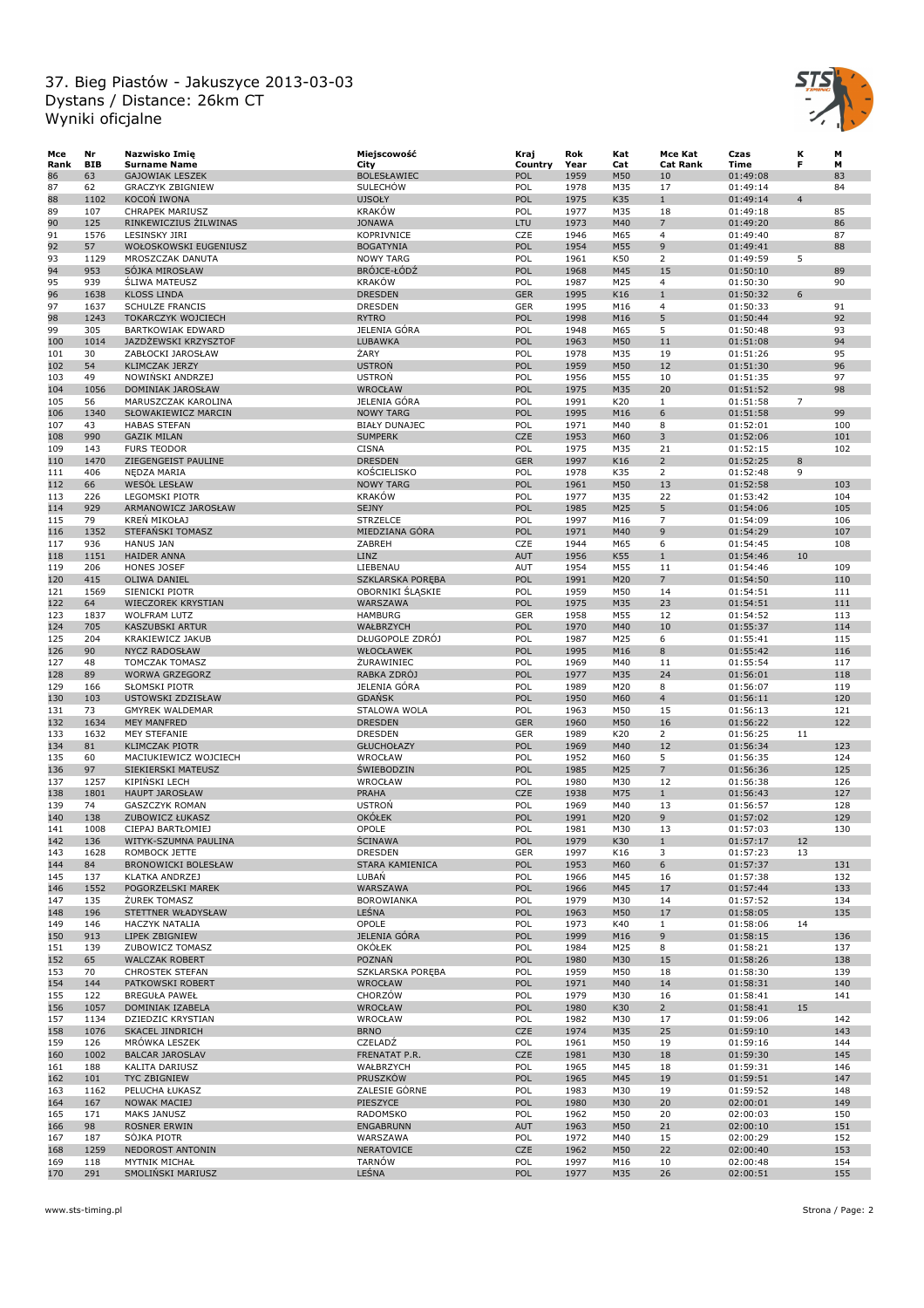# 37. Bieg Piastów - Jakuszyce 2013-03-03
## Dystans / Distance: 26km CT
## Wyniki oficjalne

| Mce Rank | Nr BIB | Nazwisko Imię Surname Name | Miejscowość City | Kraj Country | Rok Year | Kat Cat | Mce Kat Cat Rank | Czas Time | K F | M M |
|---|---|---|---|---|---|---|---|---|---|---|
| 86 | 63 | GAJOWIAK LESZEK | BOLESŁAWIEC | POL | 1959 | M50 | 10 | 01:49:08 | | 83 |
| 87 | 62 | GRACZYK ZBIGNIEW | SULECHÓW | POL | 1978 | M35 | 17 | 01:49:14 | | 84 |
| 88 | 1102 | KOCOŃ IWONA | UJSOŁY | POL | 1975 | K35 | 1 | 01:49:14 | 4 | |
| 89 | 107 | CHRAPEK MARIUSZ | KRAKÓW | POL | 1977 | M35 | 18 | 01:49:18 | | 85 |
| 90 | 125 | RINKEWICZIUS ŽILWINAS | JONAWA | LTU | 1973 | M40 | 7 | 01:49:20 | | 86 |
| 91 | 1576 | LESINSKY JIRI | KOPRIVNICE | CZE | 1946 | M65 | 4 | 01:49:40 | | 87 |
| 92 | 57 | WOŁOSKOWSKI EUGENIUSZ | BOGATYNIA | POL | 1954 | M55 | 9 | 01:49:41 | | 88 |
| 93 | 1129 | MROSZCZAK DANUTA | NOWY TARG | POL | 1961 | K50 | 2 | 01:49:59 | 5 | |
| 94 | 953 | SÓJKA MIROSŁAW | BRÓJCE-ŁÓDŹ | POL | 1968 | M45 | 15 | 01:50:10 | | 89 |
| 95 | 939 | ŚLIWA MATEUSZ | KRAKÓW | POL | 1987 | M25 | 4 | 01:50:30 | | 90 |
| 96 | 1638 | KLOSS LINDA | DRESDEN | GER | 1995 | K16 | 1 | 01:50:32 | 6 | |
| 97 | 1637 | SCHULZE FRANCIS | DRESDEN | GER | 1995 | M16 | 4 | 01:50:33 | | 91 |
| 98 | 1243 | TOKARCZYK WOJCIECH | RYTRO | POL | 1998 | M16 | 5 | 01:50:44 | | 92 |
| 99 | 305 | BARTKOWIAK EDWARD | JELENIA GÓRA | POL | 1948 | M65 | 5 | 01:50:48 | | 93 |
| 100 | 1014 | JAZDŻEWSKI KRZYSZTOF | LUBAWKA | POL | 1963 | M50 | 11 | 01:51:08 | | 94 |
| 101 | 30 | ZABŁOCKI JAROSŁAW | ŻARY | POL | 1978 | M35 | 19 | 01:51:26 | | 95 |
| 102 | 54 | KLIMCZAK JERZY | USTROŃ | POL | 1959 | M50 | 12 | 01:51:30 | | 96 |
| 103 | 49 | NOWIŃSKI ANDRZEJ | USTROŃ | POL | 1956 | M55 | 10 | 01:51:35 | | 97 |
| 104 | 1056 | DOMINIAK JAROSŁAW | WROCŁAW | POL | 1975 | M35 | 20 | 01:51:52 | | 98 |
| 105 | 56 | MARUSZCZAK KAROLINA | JELENIA GÓRA | POL | 1991 | K20 | 1 | 01:51:58 | 7 | |
| 106 | 1340 | SŁOWAKIEWICZ MARCIN | NOWY TARG | POL | 1995 | M16 | 6 | 01:51:58 | | 99 |
| 107 | 43 | HABAS STEFAN | BIAŁY DUNAJEC | POL | 1971 | M40 | 8 | 01:52:01 | | 100 |
| 108 | 990 | GAZIK MILAN | SUMPERK | CZE | 1953 | M60 | 3 | 01:52:06 | | 101 |
| 109 | 143 | FURS TEODOR | CISNA | POL | 1975 | M35 | 21 | 01:52:15 | | 102 |
| 110 | 1470 | ZIEGENGEIST PAULINE | DRESDEN | GER | 1997 | K16 | 2 | 01:52:25 | 8 | |
| 111 | 406 | NĘDZA MARIA | KOŚCIELISKO | POL | 1978 | K35 | 2 | 01:52:48 | 9 | |
| 112 | 66 | WESÓŁ LESŁAW | NOWY TARG | POL | 1961 | M50 | 13 | 01:52:58 | | 103 |
| 113 | 226 | LEGOMSKI PIOTR | KRAKÓW | POL | 1977 | M35 | 22 | 01:53:42 | | 104 |
| 114 | 929 | ARMANOWICZ JAROSŁAW | SEJNY | POL | 1985 | M25 | 5 | 01:54:06 | | 105 |
| 115 | 79 | KREŃ MIKOŁAJ | STRZELCE | POL | 1997 | M16 | 7 | 01:54:09 | | 106 |
| 116 | 1352 | STEFAŃSKI TOMASZ | MIEDZIANA GÓRA | POL | 1971 | M40 | 9 | 01:54:29 | | 107 |
| 117 | 936 | HANUS JAN | ZABREH | CZE | 1944 | M65 | 6 | 01:54:45 | | 108 |
| 118 | 1151 | HAIDER ANNA | LINZ | AUT | 1956 | K55 | 1 | 01:54:46 | 10 | |
| 119 | 206 | HONES JOSEF | LIEBENAU | AUT | 1954 | M55 | 11 | 01:54:46 | | 109 |
| 120 | 415 | OLIWA DANIEL | SZKLARSKA PORĘBA | POL | 1991 | M20 | 7 | 01:54:50 | | 110 |
| 121 | 1569 | SIENICKI PIOTR | OBORNIKI ŚLĄSKIE | POL | 1959 | M50 | 14 | 01:54:51 | | 111 |
| 122 | 64 | WIECZOREK KRYSTIAN | WARSZAWA | POL | 1975 | M35 | 23 | 01:54:51 | | 111 |
| 123 | 1837 | WOLFRAM LUTZ | HAMBURG | GER | 1958 | M55 | 12 | 01:54:52 | | 113 |
| 124 | 705 | KASZUBSKI ARTUR | WAŁBRZYCH | POL | 1970 | M40 | 10 | 01:55:37 | | 114 |
| 125 | 204 | KRAKIEWICZ JAKUB | DŁUGOPOLE ZDRÓJ | POL | 1987 | M25 | 6 | 01:55:41 | | 115 |
| 126 | 90 | NYCZ RADOSŁAW | WŁOCŁAWEK | POL | 1995 | M16 | 8 | 01:55:42 | | 116 |
| 127 | 48 | TOMCZAK TOMASZ | ŻURAWINIEC | POL | 1969 | M40 | 11 | 01:55:54 | | 117 |
| 128 | 89 | WORWA GRZEGORZ | RABKA ZDRÓJ | POL | 1977 | M35 | 24 | 01:56:01 | | 118 |
| 129 | 166 | SŁOMSKI PIOTR | JELENIA GÓRA | POL | 1989 | M20 | 8 | 01:56:07 | | 119 |
| 130 | 103 | USTOWSKI ZDZISŁAW | GDAŃSK | POL | 1950 | M60 | 4 | 01:56:11 | | 120 |
| 131 | 73 | GMYREK WALDEMAR | STALOWA WOLA | POL | 1963 | M50 | 15 | 01:56:13 | | 121 |
| 132 | 1634 | MEY MANFRED | DRESDEN | GER | 1960 | M50 | 16 | 01:56:22 | | 122 |
| 133 | 1632 | MEY STEFANIE | DRESDEN | GER | 1989 | K20 | 2 | 01:56:25 | 11 | |
| 134 | 81 | KLIMCZAK PIOTR | GŁUCHOŁAZY | POL | 1969 | M40 | 12 | 01:56:34 | | 123 |
| 135 | 60 | MACIUKIEWICZ WOJCIECH | WROCŁAW | POL | 1952 | M60 | 5 | 01:56:35 | | 124 |
| 136 | 97 | SIEKIERSKI MATEUSZ | ŚWIEBODZIN | POL | 1985 | M25 | 7 | 01:56:36 | | 125 |
| 137 | 1257 | KIPIŃSKI LECH | WROCŁAW | POL | 1980 | M30 | 12 | 01:56:38 | | 126 |
| 138 | 1801 | HAUPT JAROSŁAW | PRAHA | CZE | 1938 | M75 | 1 | 01:56:43 | | 127 |
| 139 | 74 | GASZCZYK ROMAN | USTROŃ | POL | 1969 | M40 | 13 | 01:56:57 | | 128 |
| 140 | 138 | ZUBOWICZ ŁUKASZ | OKÓŁEK | POL | 1991 | M20 | 9 | 01:57:02 | | 129 |
| 141 | 1008 | CIEPAJ BARTŁOMIEJ | OPOLE | POL | 1981 | M30 | 13 | 01:57:03 | | 130 |
| 142 | 136 | WITYK-SZUMNA PAULINA | ŚCINAWA | POL | 1979 | K30 | 1 | 01:57:17 | 12 | |
| 143 | 1628 | ROMBOCK JETTE | DRESDEN | GER | 1997 | K16 | 3 | 01:57:23 | 13 | |
| 144 | 84 | BRONOWICKI BOLESŁAW | STARA KAMIENICA | POL | 1953 | M60 | 6 | 01:57:37 | | 131 |
| 145 | 137 | KLATKA ANDRZEJ | LUBAŃ | POL | 1966 | M45 | 16 | 01:57:38 | | 132 |
| 146 | 1552 | POGORZELSKI MAREK | WARSZAWA | POL | 1966 | M45 | 17 | 01:57:44 | | 133 |
| 147 | 135 | ŻUREK TOMASZ | BOROWIANKA | POL | 1979 | M30 | 14 | 01:57:52 | | 134 |
| 148 | 196 | STETTNER WŁADYSŁAW | LEŚNA | POL | 1963 | M50 | 17 | 01:58:05 | | 135 |
| 149 | 146 | HACZYK NATALIA | OPOLE | POL | 1973 | K40 | 1 | 01:58:06 | 14 | |
| 150 | 913 | LIPEK ZBIGNIEW | JELENIA GÓRA | POL | 1999 | M16 | 9 | 01:58:15 | | 136 |
| 151 | 139 | ZUBOWICZ TOMASZ | OKÓŁEK | POL | 1984 | M25 | 8 | 01:58:21 | | 137 |
| 152 | 65 | WALCZAK ROBERT | POZNAŃ | POL | 1980 | M30 | 15 | 01:58:26 | | 138 |
| 153 | 70 | CHROSTEK STEFAN | SZKLARSKA PORĘBA | POL | 1959 | M50 | 18 | 01:58:30 | | 139 |
| 154 | 144 | PATKOWSKI ROBERT | WROCŁAW | POL | 1971 | M40 | 14 | 01:58:31 | | 140 |
| 155 | 122 | BREGUŁA PAWEŁ | CHORZÓW | POL | 1979 | M30 | 16 | 01:58:41 | | 141 |
| 156 | 1057 | DOMINIAK IZABELA | WROCŁAW | POL | 1980 | K30 | 2 | 01:58:41 | 15 | |
| 157 | 1134 | DZIEDZIC KRYSTIAN | WROCŁAW | POL | 1982 | M30 | 17 | 01:59:06 | | 142 |
| 158 | 1076 | SKACEL JINDRICH | BRNO | CZE | 1974 | M35 | 25 | 01:59:10 | | 143 |
| 159 | 126 | MRÓWKA LESZEK | CZELADŹ | POL | 1961 | M50 | 19 | 01:59:16 | | 144 |
| 160 | 1002 | BALCAR JAROSLAV | FRENATAT P.R. | CZE | 1981 | M30 | 18 | 01:59:30 | | 145 |
| 161 | 188 | KALITA DARIUSZ | WAŁBRZYCH | POL | 1965 | M45 | 18 | 01:59:31 | | 146 |
| 162 | 101 | TYC ZBIGNIEW | PRUSZKÓW | POL | 1965 | M45 | 19 | 01:59:51 | | 147 |
| 163 | 1162 | PELUCHA ŁUKASZ | ZALESIE GÓRNE | POL | 1983 | M30 | 19 | 01:59:52 | | 148 |
| 164 | 167 | NOWAK MACIEJ | PIESZYCE | POL | 1980 | M30 | 20 | 02:00:01 | | 149 |
| 165 | 171 | MAKS JANUSZ | RADOMSKO | POL | 1962 | M50 | 20 | 02:00:03 | | 150 |
| 166 | 98 | ROSNER ERWIN | ENGABRUNN | AUT | 1963 | M50 | 21 | 02:00:10 | | 151 |
| 167 | 187 | SÓJKA PIOTR | WARSZAWA | POL | 1972 | M40 | 15 | 02:00:29 | | 152 |
| 168 | 1259 | NEDOROST ANTONIN | NERATOVICE | CZE | 1962 | M50 | 22 | 02:00:40 | | 153 |
| 169 | 118 | MYTNIK MICHAŁ | TARNÓW | POL | 1997 | M16 | 10 | 02:00:48 | | 154 |
| 170 | 291 | SMOLIŃSKI MARIUSZ | LEŚNA | POL | 1977 | M35 | 26 | 02:00:51 | | 155 |

www.sts-timing.pl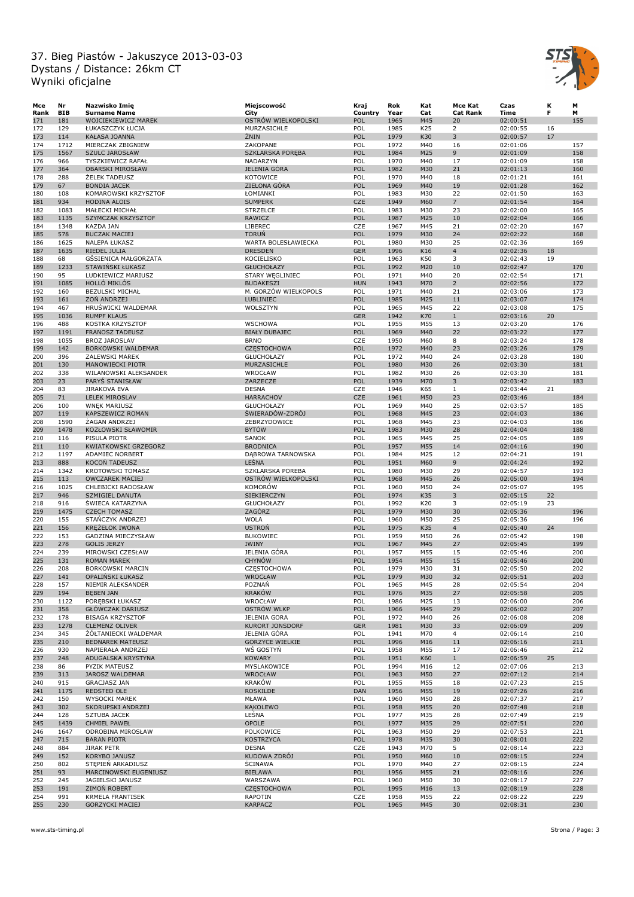# 37. Bieg Piastów - Jakuszyce 2013-03-03
## Dystans / Distance: 26km CT
## Wyniki oficjalne

| Mce Rank | Nr BIB | Nazwisko Imię Surname Name | Miejscowość City | Kraj Country | Rok Year | Kat Cat | Mce Kat Cat Rank | Czas Time | K F | M M |
|---|---|---|---|---|---|---|---|---|---|---|
| 171 | 181 | WOJCIEKIEWICZ MAREK | OSTRÓW WIELKOPOLSKI | POL | 1965 | M45 | 20 | 02:00:51 | | 155 |
| 172 | 129 | ŁUKASZCZYK ŁUCJA | MURZASICHLE | POL | 1985 | K25 | 2 | 02:00:55 | 16 | |
| 173 | 114 | KAŁASA JOANNA | ŻNIN | POL | 1979 | K30 | 3 | 02:00:57 | 17 | |
| 174 | 1712 | MIERCZAK ZBIGNIEW | ZAKOPANE | POL | 1972 | M40 | 16 | 02:01:06 | | 157 |
| 175 | 1567 | SZULC JAROSŁAW | SZKLARSKA PORĘBA | POL | 1984 | M25 | 9 | 02:01:09 | | 158 |
| 176 | 966 | TYSZKIEWICZ RAFAŁ | NADARZYN | POL | 1970 | M40 | 17 | 02:01:09 | | 158 |
| 177 | 364 | OBARSKI MIROSŁAW | JELENIA GÓRA | POL | 1982 | M30 | 21 | 02:01:13 | | 160 |
| 178 | 288 | ŻELEK TADEUSZ | KOTOWICE | POL | 1970 | M40 | 18 | 02:01:21 | | 161 |
| 179 | 67 | BONDIA JACEK | ZIELONA GÓRA | POL | 1969 | M40 | 19 | 02:01:28 | | 162 |
| 180 | 108 | KOMAROWSKI KRZYSZTOF | ŁOMIANKI | POL | 1983 | M30 | 22 | 02:01:50 | | 163 |
| 181 | 934 | HODINA ALOIS | SUMPERK | CZE | 1949 | M60 | 7 | 02:01:54 | | 164 |
| 182 | 1083 | MAŁECKI MICHAŁ | STRZELCE | POL | 1983 | M30 | 23 | 02:02:00 | | 165 |
| 183 | 1135 | SZYMCZAK KRZYSZTOF | RAWICZ | POL | 1987 | M25 | 10 | 02:02:04 | | 166 |
| 184 | 1348 | KAZDA JAN | LIBEREC | CZE | 1967 | M45 | 21 | 02:02:20 | | 167 |
| 185 | 578 | BUCZAK MACIEJ | TORUŃ | POL | 1979 | M30 | 24 | 02:02:22 | | 168 |
| 186 | 1625 | NALEPA ŁUKASZ | WARTA BOLESŁAWIECKA | POL | 1980 | M30 | 25 | 02:02:36 | | 169 |
| 187 | 1635 | RIEDEL JULIA | DRESDEN | GER | 1996 | K16 | 4 | 02:02:36 | 18 | |
| 188 | 68 | GĄSIENICA MAŁGORZATA | KOCIELISKO | POL | 1963 | K50 | 3 | 02:02:43 | 19 | |
| 189 | 1233 | STAWIŃSKI ŁUKASZ | GŁUCHOŁAZY | POL | 1992 | M20 | 10 | 02:02:47 | | 170 |
| 190 | 95 | LUDKIEWICZ MARIUSZ | STARY WĘGLINIEC | POL | 1971 | M40 | 20 | 02:02:54 | | 171 |
| 191 | 1085 | HOLLÓ MIKLÓS | BUDAKESZI | HUN | 1943 | M70 | 2 | 02:02:56 | | 172 |
| 192 | 160 | BEZULSKI MICHAŁ | M. GORZÓW WIELKOPOLS | POL | 1971 | M40 | 21 | 02:03:06 | | 173 |
| 193 | 161 | ZOŃ ANDRZEJ | LUBLINIEC | POL | 1985 | M25 | 11 | 02:03:07 | | 174 |
| 194 | 467 | HRUŚWICKI WALDEMAR | WOLSZTYN | POL | 1965 | M45 | 22 | 02:03:08 | | 175 |
| 195 | 1036 | RUMPF KLAUS | | GER | 1942 | K70 | 1 | 02:03:16 | 20 | |
| 196 | 488 | KOSTKA KRZYSZTOF | WSCHOWA | POL | 1955 | M55 | 13 | 02:03:20 | | 176 |
| 197 | 1191 | FRANOSZ TADEUSZ | BIAŁY DUBAJEC | POL | 1969 | M40 | 22 | 02:03:22 | | 177 |
| 198 | 1055 | BROZ JAROSLAV | BRNO | CZE | 1950 | M60 | 8 | 02:03:24 | | 178 |
| 199 | 142 | BORKOWSKI WALDEMAR | CZĘSTOCHOWA | POL | 1972 | M40 | 23 | 02:03:26 | | 179 |
| 200 | 396 | ZALEWSKI MAREK | GŁUCHOŁAZY | POL | 1972 | M40 | 24 | 02:03:28 | | 180 |
| 201 | 130 | MANOWIECKI PIOTR | MURZASICHLE | POL | 1980 | M30 | 26 | 02:03:30 | | 181 |
| 202 | 338 | WILANOWSKI ALEKSANDER | WROCŁAW | POL | 1982 | M30 | 26 | 02:03:30 | | 181 |
| 203 | 23 | PARYŚ STANISŁAW | ZARZECZE | POL | 1939 | M70 | 3 | 02:03:42 | | 183 |
| 204 | 83 | JIRAKOVA EVA | DESNA | CZE | 1946 | K65 | 1 | 02:03:44 | 21 | |
| 205 | 71 | LELEK MIROSLAV | HARRACHOV | CZE | 1961 | M50 | 23 | 02:03:46 | | 184 |
| 206 | 100 | WNĘK MARIUSZ | GŁUCHOŁAZY | POL | 1969 | M40 | 25 | 02:03:57 | | 185 |
| 207 | 119 | KAPSZEWICZ ROMAN | ŚWIERADÓW-ZDRÓJ | POL | 1968 | M45 | 23 | 02:04:03 | | 186 |
| 208 | 1590 | ŻAGAN ANDRZEJ | ZEBRZYDOWICE | POL | 1968 | M45 | 23 | 02:04:03 | | 186 |
| 209 | 1478 | KOZŁOWSKI SŁAWOMIR | BYTÓW | POL | 1983 | M30 | 28 | 02:04:04 | | 188 |
| 210 | 116 | PISULA PIOTR | SANOK | POL | 1965 | M45 | 25 | 02:04:05 | | 189 |
| 211 | 110 | KWIATKOWSKI GRZEGORZ | BRODNICA | POL | 1957 | M55 | 14 | 02:04:16 | | 190 |
| 212 | 1197 | ADAMIEC NORBERT | DĄBROWA TARNOWSKA | POL | 1984 | M25 | 12 | 02:04:21 | | 191 |
| 213 | 888 | KOCOŃ TADEUSZ | LEŚNA | POL | 1951 | M60 | 9 | 02:04:24 | | 192 |
| 214 | 1342 | KROTOWSKI TOMASZ | SZKLARSKA POREBA | POL | 1980 | M30 | 29 | 02:04:57 | | 193 |
| 215 | 113 | OWCZAREK MACIEJ | OSTRÓW WIELKOPOLSKI | POL | 1968 | M45 | 26 | 02:05:00 | | 194 |
| 216 | 1025 | CHLEBICKI RADOSŁAW | KOMORÓW | POL | 1960 | M50 | 24 | 02:05:07 | | 195 |
| 217 | 946 | SZMIGIEL DANUTA | SIEKIERCZYN | POL | 1974 | K35 | 3 | 02:05:15 | 22 | |
| 218 | 916 | ŚWIECA KATARZYNA | GŁUCHOŁAZY | POL | 1992 | K20 | 3 | 02:05:19 | 23 | |
| 219 | 1475 | CZECH TOMASZ | ZAGÓRZ | POL | 1979 | M30 | 30 | 02:05:36 | | 196 |
| 220 | 155 | STAŃCZYK ANDRZEJ | WOLA | POL | 1960 | M50 | 25 | 02:05:36 | | 196 |
| 221 | 156 | KRĘŻELOK IWONA | USTROŃ | POL | 1975 | K35 | 4 | 02:05:40 | 24 | |
| 222 | 153 | GADZINA MIECZYSŁAW | BUKOWIEC | POL | 1959 | M50 | 26 | 02:05:42 | | 198 |
| 223 | 278 | GOLIS JERZY | IWINY | POL | 1967 | M45 | 27 | 02:05:45 | | 199 |
| 224 | 239 | MIROWSKI CZESŁAW | JELENIA GÓRA | POL | 1957 | M55 | 15 | 02:05:46 | | 200 |
| 225 | 131 | ROMAN MAREK | CHYNÓW | POL | 1954 | M55 | 15 | 02:05:46 | | 200 |
| 226 | 208 | BORKOWSKI MARCIN | CZĘSTOCHOWA | POL | 1979 | M30 | 31 | 02:05:50 | | 202 |
| 227 | 141 | OPALIŃSKI ŁUKASZ | WROCŁAW | POL | 1979 | M30 | 32 | 02:05:51 | | 203 |
| 228 | 157 | NIEMIR ALEKSANDER | POZNAŃ | POL | 1965 | M45 | 28 | 02:05:54 | | 204 |
| 229 | 194 | BĘBEN JAN | KRAKÓW | POL | 1976 | M35 | 27 | 02:05:58 | | 205 |
| 230 | 1122 | PORĘBSKI ŁUKASZ | WROCŁAW | POL | 1986 | M25 | 13 | 02:06:00 | | 206 |
| 231 | 358 | GŁÓWCZAK DARIUSZ | OSTRÓW WLKP | POL | 1966 | M45 | 29 | 02:06:02 | | 207 |
| 232 | 178 | BISAGA KRZYSZTOF | JELENIA GORA | POL | 1972 | M40 | 26 | 02:06:08 | | 208 |
| 233 | 1278 | CLEMENZ OLIVER | KURORT JONSDORF | GER | 1981 | M30 | 33 | 02:06:09 | | 209 |
| 234 | 345 | ŻÓŁTANIECKI WALDEMAR | JELENIA GÓRA | POL | 1941 | M70 | 4 | 02:06:14 | | 210 |
| 235 | 210 | BEDNAREK MATEUSZ | GORZYCE WIELKIE | POL | 1996 | M16 | 11 | 02:06:16 | | 211 |
| 236 | 930 | NAPIERAŁA ANDRZEJ | WŚ GOSTYŃ | POL | 1958 | M55 | 17 | 02:06:46 | | 212 |
| 237 | 248 | ADUGALSKA KRYSTYNA | KOWARY | POL | 1951 | K60 | 1 | 02:06:59 | 25 | |
| 238 | 86 | PYZIK MATEUSZ | MYSŁAKOWICE | POL | 1994 | M16 | 12 | 02:07:06 | | 213 |
| 239 | 313 | JAROSZ WALDEMAR | WROCŁAW | POL | 1963 | M50 | 27 | 02:07:12 | | 214 |
| 240 | 915 | GRACJASZ JAN | KRAKÓW | POL | 1955 | M55 | 18 | 02:07:23 | | 215 |
| 241 | 1175 | REDSTED OLE | ROSKILDE | DAN | 1956 | M55 | 19 | 02:07:26 | | 216 |
| 242 | 150 | WYSOCKI MAREK | MŁAWA | POL | 1960 | M50 | 28 | 02:07:37 | | 217 |
| 243 | 302 | SKORUPSKI ANDRZEJ | KĄKOLEWO | POL | 1958 | M55 | 20 | 02:07:48 | | 218 |
| 244 | 128 | SZTUBA JACEK | LEŚNA | POL | 1977 | M35 | 28 | 02:07:49 | | 219 |
| 245 | 1439 | CHMIEL PAWEŁ | OPOLE | POL | 1977 | M35 | 29 | 02:07:51 | | 220 |
| 246 | 1647 | ODROBINA MIROSŁAW | POLKOWICE | POL | 1963 | M50 | 29 | 02:07:53 | | 221 |
| 247 | 715 | BARAN PIOTR | KOSTRZYCA | POL | 1978 | M35 | 30 | 02:08:01 | | 222 |
| 248 | 884 | JIRAK PETR | DESNA | CZE | 1943 | M70 | 5 | 02:08:14 | | 223 |
| 249 | 152 | KORYBO JANUSZ | KUDOWA ZDRÓJ | POL | 1950 | M60 | 10 | 02:08:15 | | 224 |
| 250 | 802 | STĘPIEŃ ARKADIUSZ | ŚCINAWA | POL | 1970 | M40 | 27 | 02:08:15 | | 224 |
| 251 | 93 | MARCINOWSKI EUGENIUSZ | BIELAWA | POL | 1956 | M55 | 21 | 02:08:16 | | 226 |
| 252 | 245 | JAGIELSKI JANUSZ | WARSZAWA | POL | 1960 | M50 | 30 | 02:08:17 | | 227 |
| 253 | 191 | ZIMOŃ ROBERT | CZĘSTOCHOWA | POL | 1995 | M16 | 13 | 02:08:19 | | 228 |
| 254 | 991 | KRMELA FRANTISEK | RAPOTIN | CZE | 1958 | M55 | 22 | 02:08:22 | | 229 |
| 255 | 230 | GORZYCKI MACIEJ | KARPACZ | POL | 1965 | M45 | 30 | 02:08:31 | | 230 |

www.sts-timing.pl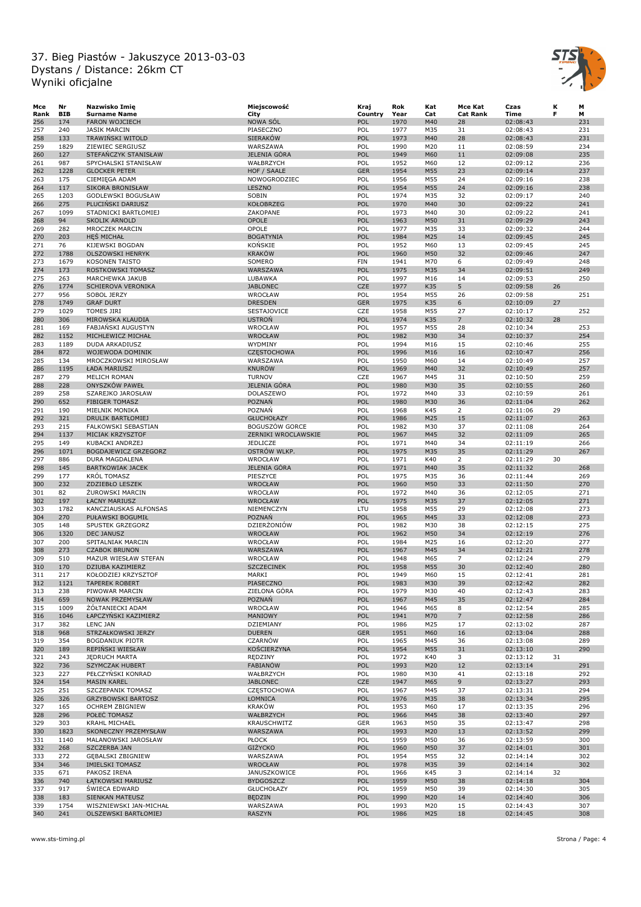# 37. Bieg Piastów - Jakuszyce 2013-03-03
Dystans / Distance: 26km CT
Wyniki oficjalne

| Mce Rank | Nr BIB | Nazwisko Imię Surname Name | Miejscowość City | Kraj Country | Rok Year | Kat Cat | Mce Kat Cat Rank | Czas Time | K F | M M |
|---|---|---|---|---|---|---|---|---|---|---|
| 256 | 174 | FARON WOJCIECH | NOWA SÓL | POL | 1970 | M40 | 28 | 02:08:43 | | 231 |
| 257 | 240 | JASIK MARCIN | PIASECZNO | POL | 1977 | M35 | 31 | 02:08:43 | | 231 |
| 258 | 133 | TRAWIŃSKI WITOLD | SIERAKÓW | POL | 1973 | M40 | 28 | 02:08:43 | | 231 |
| 259 | 1829 | ZIEWIEC SERGIUSZ | WARSZAWA | POL | 1990 | M20 | 11 | 02:08:59 | | 234 |
| 260 | 127 | STEFAŃCZYK STANISŁAW | JELENIA GÓRA | POL | 1949 | M60 | 11 | 02:09:08 | | 235 |
| 261 | 987 | SPYCHALSKI STANISŁAW | WAŁBRZYCH | POL | 1952 | M60 | 12 | 02:09:12 | | 236 |
| 262 | 1228 | GLOCKER PETER | HOF / SAALE | GER | 1954 | M55 | 23 | 02:09:14 | | 237 |
| 263 | 175 | CIEMIĘGA ADAM | NOWOGRODZIEC | POL | 1956 | M55 | 24 | 02:09:16 | | 238 |
| 264 | 117 | SIKORA BRONISŁAW | LESZNO | POL | 1954 | M55 | 24 | 02:09:16 | | 238 |
| 265 | 1203 | GODLEWSKI BOGUSŁAW | SOBIN | POL | 1974 | M35 | 32 | 02:09:17 | | 240 |
| 266 | 275 | PLUCIŃSKI DARIUSZ | KOŁOBRZEG | POL | 1970 | M40 | 30 | 02:09:22 | | 241 |
| 267 | 1099 | STADNICKI BARTŁOMIEJ | ZAKOPANE | POL | 1973 | M40 | 30 | 02:09:22 | | 241 |
| 268 | 94 | SKOLIK ARNOLD | OPOLE | POL | 1963 | M50 | 31 | 02:09:29 | | 243 |
| 269 | 282 | MROCZEK MARCIN | OPOLE | POL | 1977 | M35 | 33 | 02:09:32 | | 244 |
| 270 | 203 | HEŚ MICHAŁ | BOGATYNIA | POL | 1984 | M25 | 14 | 02:09:45 | | 245 |
| 271 | 76 | KIJEWSKI BOGDAN | KOŃSKIE | POL | 1952 | M60 | 13 | 02:09:45 | | 245 |
| 272 | 1788 | OLSZOWSKI HENRYK | KRAKÓW | POL | 1960 | M50 | 32 | 02:09:46 | | 247 |
| 273 | 1679 | KOSONEN TAISTO | SOMERO | FIN | 1941 | M70 | 6 | 02:09:49 | | 248 |
| 274 | 173 | ROSTKOWSKI TOMASZ | WARSZAWA | POL | 1975 | M35 | 34 | 02:09:51 | | 249 |
| 275 | 263 | MARCHEWKA JAKUB | LUBAWKA | POL | 1997 | M16 | 14 | 02:09:53 | | 250 |
| 276 | 1774 | SCHIEROVA VERONIKA | JABLONEC | CZE | 1977 | K35 | 5 | 02:09:58 | 26 | |
| 277 | 956 | SOBOL JERZY | WROCŁAW | POL | 1954 | M55 | 26 | 02:09:58 | | 251 |
| 278 | 1749 | GRAF DURT | DRESDEN | GER | 1975 | K35 | 6 | 02:10:09 | 27 | |
| 279 | 1029 | TOMES JIRI | SESTAJOVICE | CZE | 1958 | M55 | 27 | 02:10:17 | | 252 |
| 280 | 306 | MIROWSKA KLAUDIA | USTROŃ | POL | 1974 | K35 | 7 | 02:10:32 | 28 | |
| 281 | 169 | FABJAŃSKI AUGUSTYN | WROCŁAW | POL | 1957 | M55 | 28 | 02:10:34 | | 253 |
| 282 | 1152 | MICHLEWICZ MICHAŁ | WROCŁAW | POL | 1982 | M30 | 34 | 02:10:37 | | 254 |
| 283 | 1189 | DUDA ARKADIUSZ | WYDMINY | POL | 1994 | M16 | 15 | 02:10:46 | | 255 |
| 284 | 872 | WOJEWODA DOMINIK | CZĘSTOCHOWA | POL | 1996 | M16 | 16 | 02:10:47 | | 256 |
| 285 | 134 | MROCZKOWSKI MIROSŁAW | WARSZAWA | POL | 1950 | M60 | 14 | 02:10:49 | | 257 |
| 286 | 1195 | ŁADA MARIUSZ | KNURÓW | POL | 1969 | M40 | 32 | 02:10:49 | | 257 |
| 287 | 279 | MELICH ROMAN | TURNOV | CZE | 1967 | M45 | 31 | 02:10:50 | | 259 |
| 288 | 228 | ONYSZKÓW PAWEŁ | JELENIA GÓRA | POL | 1980 | M30 | 35 | 02:10:55 | | 260 |
| 289 | 258 | SZAREJKO JAROSŁAW | DOLASZEWO | POL | 1972 | M40 | 33 | 02:10:59 | | 261 |
| 290 | 652 | FIBIGER TOMASZ | POZNAŃ | POL | 1980 | M30 | 36 | 02:11:04 | | 262 |
| 291 | 190 | MIELNIK MONIKA | POZNAŃ | POL | 1968 | K45 | 2 | 02:11:06 | 29 | |
| 292 | 321 | DRULIK BARTŁOMIEJ | GŁUCHOŁAZY | POL | 1986 | M25 | 15 | 02:11:07 | | 263 |
| 293 | 215 | FALKOWSKI SEBASTIAN | BOGUSZÓW GORCE | POL | 1982 | M30 | 37 | 02:11:08 | | 264 |
| 294 | 1137 | MICIAK KRZYSZTOF | ZERNIKI WROCLAWSKIE | POL | 1967 | M45 | 32 | 02:11:09 | | 265 |
| 295 | 149 | KUBACKI ANDRZEJ | JEDLICZE | POL | 1971 | M40 | 34 | 02:11:19 | | 266 |
| 296 | 1071 | BOGDAJEWICZ GRZEGORZ | OSTRÓW WLKP. | POL | 1975 | M35 | 35 | 02:11:29 | | 267 |
| 297 | 886 | DURA MAGDALENA | WROCŁAW | POL | 1971 | K40 | 2 | 02:11:29 | 30 | |
| 298 | 145 | BARTKOWIAK JACEK | JELENIA GÓRA | POL | 1971 | M40 | 35 | 02:11:32 | | 268 |
| 299 | 177 | KRÓL TOMASZ | PIESZYCE | POL | 1975 | M35 | 36 | 02:11:44 | | 269 |
| 300 | 232 | ZDZIEBŁO LESZEK | WROCŁAW | POL | 1960 | M50 | 33 | 02:11:50 | | 270 |
| 301 | 82 | ŻUROWSKI MARCIN | WROCŁAW | POL | 1972 | M40 | 36 | 02:12:05 | | 271 |
| 302 | 197 | ŁACNY MARIUSZ | WROCŁAW | POL | 1975 | M35 | 37 | 02:12:05 | | 271 |
| 303 | 1782 | KANCZIAUSKAS ALFONSAS | NIEMENCZYN | LTU | 1958 | M55 | 29 | 02:12:08 | | 273 |
| 304 | 270 | PUŁAWSKI BOGUMIŁ | POZNAŃ | POL | 1965 | M45 | 33 | 02:12:08 | | 273 |
| 305 | 148 | SPUSTEK GRZEGORZ | DZIERŻONIÓW | POL | 1982 | M30 | 38 | 02:12:15 | | 275 |
| 306 | 1320 | DEC JANUSZ | WROCŁAW | POL | 1962 | M50 | 34 | 02:12:19 | | 276 |
| 307 | 200 | SPITALNIAK MARCIN | WROCŁAW | POL | 1984 | M25 | 16 | 02:12:20 | | 277 |
| 308 | 273 | CZABOK BRUNON | WARSZAWA | POL | 1967 | M45 | 34 | 02:12:21 | | 278 |
| 309 | 510 | MAZUR WIESŁAW STEFAN | WROCŁAW | POL | 1948 | M65 | 7 | 02:12:24 | | 279 |
| 310 | 170 | DZIUBA KAZIMIERZ | SZCZECINEK | POL | 1958 | M55 | 30 | 02:12:40 | | 280 |
| 311 | 217 | KOŁODZIEJ KRZYSZTOF | MARKI | POL | 1949 | M60 | 15 | 02:12:41 | | 281 |
| 312 | 1121 | TAPEREK ROBERT | PIASECZNO | POL | 1983 | M30 | 39 | 02:12:42 | | 282 |
| 313 | 238 | PIWOWAR MARCIN | ZIELONA GÓRA | POL | 1979 | M30 | 40 | 02:12:43 | | 283 |
| 314 | 659 | NOWAK PRZEMYSŁAW | POZNAŃ | POL | 1967 | M45 | 35 | 02:12:47 | | 284 |
| 315 | 1009 | ŻÓŁTANIECKI ADAM | WROCŁAW | POL | 1946 | M65 | 8 | 02:12:54 | | 285 |
| 316 | 1046 | ŁAPCZYŃSKI KAZIMIERZ | MANIOWY | POL | 1941 | M70 | 7 | 02:12:58 | | 286 |
| 317 | 382 | LENC JAN | DZIEMIANY | POL | 1986 | M25 | 17 | 02:13:02 | | 287 |
| 318 | 968 | STRZAŁKOWSKI JERZY | DUEREN | GER | 1951 | M60 | 16 | 02:13:04 | | 288 |
| 319 | 354 | BOGDANIUK PIOTR | CZARNÓW | POL | 1965 | M45 | 36 | 02:13:08 | | 289 |
| 320 | 189 | REPIŃSKI WIESŁAW | KOŚCIERZYNA | POL | 1954 | M55 | 31 | 02:13:10 | | 290 |
| 321 | 243 | JĘDRUCH MARTA | RĘDZINY | POL | 1972 | K40 | 3 | 02:13:12 | 31 | |
| 322 | 736 | SZYMCZAK HUBERT | FABIANÓW | POL | 1993 | M20 | 12 | 02:13:14 | | 291 |
| 323 | 227 | PEŁCZYŃSKI KONRAD | WAŁBRZYCH | POL | 1980 | M30 | 41 | 02:13:18 | | 292 |
| 324 | 154 | MASIN KAREL | JABLONEC | CZE | 1947 | M65 | 9 | 02:13:27 | | 293 |
| 325 | 251 | SZCZEPANIK TOMASZ | CZĘSTOCHOWA | POL | 1967 | M45 | 37 | 02:13:31 | | 294 |
| 326 | 326 | GRZYBOWSKI BARTOSZ | ŁOMNICA | POL | 1976 | M35 | 38 | 02:13:34 | | 295 |
| 327 | 165 | OCHREM ZBIGNIEW | KRAKÓW | POL | 1953 | M60 | 17 | 02:13:35 | | 296 |
| 328 | 296 | POŁEĆ TOMASZ | WAŁBRZYCH | POL | 1966 | M45 | 38 | 02:13:40 | | 297 |
| 329 | 303 | KRAHL MICHAEL | KRAUSCHWITZ | GER | 1963 | M50 | 35 | 02:13:47 | | 298 |
| 330 | 1823 | SKONECZNY PRZEMYSŁAW | WARSZAWA | POL | 1993 | M20 | 13 | 02:13:52 | | 299 |
| 331 | 1140 | MALANOWSKI JAROSŁAW | PŁOCK | POL | 1959 | M50 | 36 | 02:13:59 | | 300 |
| 332 | 268 | SZCZERBA JAN | GIŻYCKO | POL | 1960 | M50 | 37 | 02:14:01 | | 301 |
| 333 | 272 | GĘBALSKI ZBIGNIEW | WARSZAWA | POL | 1954 | M55 | 32 | 02:14:14 | | 302 |
| 334 | 346 | IMIELSKI TOMASZ | WROCŁAW | POL | 1978 | M35 | 39 | 02:14:14 | | 302 |
| 335 | 671 | PAKOSZ IRENA | JANUSZKOWICE | POL | 1966 | K45 | 3 | 02:14:14 | 32 | |
| 336 | 740 | ŁĄTKOWSKI MARIUSZ | BYDGOSZCZ | POL | 1959 | M50 | 38 | 02:14:18 | | 304 |
| 337 | 917 | ŚWIECA EDWARD | GŁUCHOŁAZY | POL | 1959 | M50 | 39 | 02:14:30 | | 305 |
| 338 | 183 | SIENKAN MATEUSZ | BĘDZIN | POL | 1990 | M20 | 14 | 02:14:40 | | 306 |
| 339 | 1754 | WISZNIEWSKI JAN-MICHAŁ | WARSZAWA | POL | 1993 | M20 | 15 | 02:14:43 | | 307 |
| 340 | 241 | OLSZEWSKI BARTŁOMIEJ | RASZYN | POL | 1986 | M25 | 18 | 02:14:45 | | 308 |

www.sts-timing.pl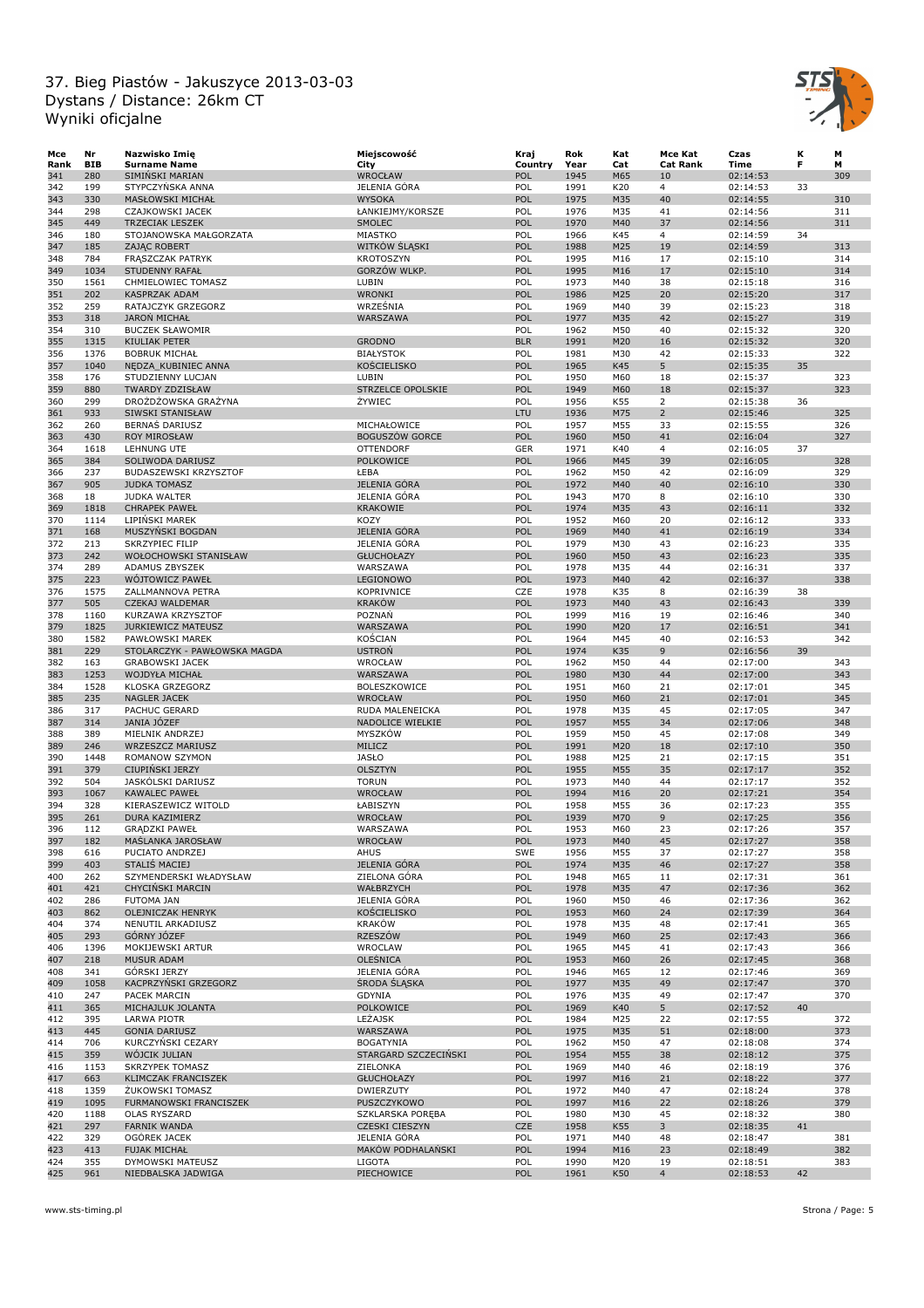# 37. Bieg Piastów - Jakuszyce 2013-03-03
Dystans / Distance: 26km CT
Wyniki oficjalne

| Mce Rank | Nr BIB | Nazwisko Imię Surname Name | Miejscowość City | Kraj Country | Rok Year | Kat Cat | Mce Kat Cat Rank | Czas Time | K F | M M |
|---|---|---|---|---|---|---|---|---|---|---|
| 341 | 280 | SIMIŃSKI MARIAN | WROCŁAW | POL | 1945 | M65 | 10 | 02:14:53 | | 309 |
| 342 | 199 | STYPCZYŃSKA ANNA | JELENIA GÓRA | POL | 1991 | K20 | 4 | 02:14:53 | 33 | |
| 343 | 330 | MASŁOWSKI MICHAŁ | WYSOKA | POL | 1975 | M35 | 40 | 02:14:55 | | 310 |
| 344 | 298 | CZAJKOWSKI JACEK | ŁANKIEJMY/KORSZE | POL | 1976 | M35 | 41 | 02:14:56 | | 311 |
| 345 | 449 | TRZECIAK LESZEK | SMOLEC | POL | 1970 | M40 | 37 | 02:14:56 | | 311 |
| 346 | 180 | STOJANOWSKA MAŁGORZATA | MIASTKO | POL | 1966 | K45 | 4 | 02:14:59 | 34 | |
| 347 | 185 | ZAJĄC ROBERT | WITKÓW ŚLĄSKI | POL | 1988 | M25 | 19 | 02:14:59 | | 313 |
| 348 | 784 | FRĄSZCZAK PATRYK | KROTOSZYN | POL | 1995 | M16 | 17 | 02:15:10 | | 314 |
| 349 | 1034 | STUDENNY RAFAŁ | GORZÓW WLKP. | POL | 1995 | M16 | 17 | 02:15:10 | | 314 |
| 350 | 1561 | CHMIELOWIEC TOMASZ | LUBIN | POL | 1973 | M40 | 38 | 02:15:18 | | 316 |
| 351 | 202 | KASPRZAK ADAM | WRONKI | POL | 1986 | M25 | 20 | 02:15:20 | | 317 |
| 352 | 259 | RATAJCZYK GRZEGORZ | WRZEŚNIA | POL | 1969 | M40 | 39 | 02:15:23 | | 318 |
| 353 | 318 | JAROŃ MICHAŁ | WARSZAWA | POL | 1977 | M35 | 42 | 02:15:27 | | 319 |
| 354 | 310 | BUCZEK SŁAWOMIR | | POL | 1962 | M50 | 40 | 02:15:32 | | 320 |
| 355 | 1315 | KIULIAK PETER | GRODNO | BLR | 1991 | M20 | 16 | 02:15:32 | | 320 |
| 356 | 1376 | BOBRUK MICHAŁ | BIAŁYSTOK | POL | 1981 | M30 | 42 | 02:15:33 | | 322 |
| 357 | 1040 | NĘDZA_KUBINIEC ANNA | KOŚCIELISKO | POL | 1965 | K45 | 5 | 02:15:35 | 35 | |
| 358 | 176 | STUDZIENNY LUCJAN | LUBIN | POL | 1950 | M60 | 18 | 02:15:37 | | 323 |
| 359 | 880 | TWARDY ZDZISŁAW | STRZELCE OPOLSKIE | POL | 1949 | M60 | 18 | 02:15:37 | | 323 |
| 360 | 299 | DROŻDŻOWSKA GRAŻYNA | ŻYWIEC | POL | 1956 | K55 | 2 | 02:15:38 | 36 | |
| 361 | 933 | SIWSKI STANISŁAW | | LTU | 1936 | M75 | 2 | 02:15:46 | | 325 |
| 362 | 260 | BERNAŚ DARIUSZ | MICHAŁOWICE | POL | 1957 | M55 | 33 | 02:15:55 | | 326 |
| 363 | 430 | ROY MIROSŁAW | BOGUSZÓW GORCE | POL | 1960 | M50 | 41 | 02:16:04 | | 327 |
| 364 | 1618 | LEHNUNG UTE | OTTENDORF | GER | 1971 | K40 | 4 | 02:16:05 | 37 | |
| 365 | 384 | SOLIWODA DARIUSZ | POLKOWICE | POL | 1966 | M45 | 39 | 02:16:05 | | 328 |
| 366 | 237 | BUDASZEWSKI KRZYSZTOF | ŁEBA | POL | 1962 | M50 | 42 | 02:16:09 | | 329 |
| 367 | 905 | JUDKA TOMASZ | JELENIA GÓRA | POL | 1972 | M40 | 40 | 02:16:10 | | 330 |
| 368 | 18 | JUDKA WALTER | JELENIA GÓRA | POL | 1943 | M70 | 8 | 02:16:10 | | 330 |
| 369 | 1818 | CHRAPEK PAWEŁ | KRAKOWIE | POL | 1974 | M35 | 43 | 02:16:11 | | 332 |
| 370 | 1114 | LIPIŃSKI MAREK | KOZY | POL | 1952 | M60 | 20 | 02:16:12 | | 333 |
| 371 | 168 | MUSZYŃSKI BOGDAN | JELENIA GÓRA | POL | 1969 | M40 | 41 | 02:16:19 | | 334 |
| 372 | 213 | SKRZYPIEC FILIP | JELENIA GÓRA | POL | 1979 | M30 | 43 | 02:16:23 | | 335 |
| 373 | 242 | WOŁOCHOWSKI STANISŁAW | GŁUCHOŁAZY | POL | 1960 | M50 | 43 | 02:16:23 | | 335 |
| 374 | 289 | ADAMUS ZBYSZEK | WARSZAWA | POL | 1978 | M35 | 44 | 02:16:31 | | 337 |
| 375 | 223 | WÓJTOWICZ PAWEŁ | LEGIONOWO | POL | 1973 | M40 | 42 | 02:16:37 | | 338 |
| 376 | 1575 | ZALLMANNOVA PETRA | KOPRIVNICE | CZE | 1978 | K35 | 8 | 02:16:39 | 38 | |
| 377 | 505 | CZEKAJ WALDEMAR | KRAKÓW | POL | 1973 | M40 | 43 | 02:16:43 | | 339 |
| 378 | 1160 | KURZAWA KRZYSZTOF | POZNAŃ | POL | 1999 | M16 | 19 | 02:16:46 | | 340 |
| 379 | 1825 | JURKIEWICZ MATEUSZ | WARSZAWA | POL | 1990 | M20 | 17 | 02:16:51 | | 341 |
| 380 | 1582 | PAWŁOWSKI MAREK | KOŚCIAN | POL | 1964 | M45 | 40 | 02:16:53 | | 342 |
| 381 | 229 | STOLARCZYK - PAWŁOWSKA MAGDA | USTROŃ | POL | 1974 | K35 | 9 | 02:16:56 | 39 | |
| 382 | 163 | GRABOWSKI JACEK | WROCŁAW | POL | 1962 | M50 | 44 | 02:17:00 | | 343 |
| 383 | 1253 | WOJDYŁA MICHAŁ | WARSZAWA | POL | 1980 | M30 | 44 | 02:17:00 | | 343 |
| 384 | 1528 | KLOSKA GRZEGORZ | BOLESZKOWICE | POL | 1951 | M60 | 21 | 02:17:01 | | 345 |
| 385 | 235 | NAGLER JACEK | WROCŁAW | POL | 1950 | M60 | 21 | 02:17:01 | | 345 |
| 386 | 317 | PACHUC GERARD | RUDA MALENEICKA | POL | 1978 | M35 | 45 | 02:17:05 | | 347 |
| 387 | 314 | JANIA JÓZEF | NADOLICE WIELKIE | POL | 1957 | M55 | 34 | 02:17:06 | | 348 |
| 388 | 389 | MIELNIK ANDRZEJ | MYSZKÓW | POL | 1959 | M50 | 45 | 02:17:08 | | 349 |
| 389 | 246 | WRZESZCZ MARIUSZ | MILICZ | POL | 1991 | M20 | 18 | 02:17:10 | | 350 |
| 390 | 1448 | ROMANOW SZYMON | JASŁO | POL | 1988 | M25 | 21 | 02:17:15 | | 351 |
| 391 | 379 | CIUPIŃSKI JERZY | OLSZTYN | POL | 1955 | M55 | 35 | 02:17:17 | | 352 |
| 392 | 504 | JASKÓLSKI DARIUSZ | TORUN | POL | 1973 | M40 | 44 | 02:17:17 | | 352 |
| 393 | 1067 | KAWALEC PAWEŁ | WROCŁAW | POL | 1994 | M16 | 20 | 02:17:21 | | 354 |
| 394 | 328 | KIERASZEWICZ WITOLD | ŁABISZYN | POL | 1958 | M55 | 36 | 02:17:23 | | 355 |
| 395 | 261 | DURA KAZIMIERZ | WROCŁAW | POL | 1939 | M70 | 9 | 02:17:25 | | 356 |
| 396 | 112 | GRĄDZKI PAWEŁ | WARSZAWA | POL | 1953 | M60 | 23 | 02:17:26 | | 357 |
| 397 | 182 | MAŚLANKA JAROSŁAW | WROCŁAW | POL | 1973 | M40 | 45 | 02:17:27 | | 358 |
| 398 | 616 | PUCIATO ANDRZEJ | AHUS | SWE | 1956 | M55 | 37 | 02:17:27 | | 358 |
| 399 | 403 | STALIŚ MACIEJ | JELENIA GÓRA | POL | 1974 | M35 | 46 | 02:17:27 | | 358 |
| 400 | 262 | SZYMENDERSKI WŁADYSŁAW | ZIELONA GÓRA | POL | 1948 | M65 | 11 | 02:17:31 | | 361 |
| 401 | 421 | CHYCIŃSKI MARCIN | WAŁBRZYCH | POL | 1978 | M35 | 47 | 02:17:36 | | 362 |
| 402 | 286 | FUTOMA JAN | JELENIA GÓRA | POL | 1960 | M50 | 46 | 02:17:36 | | 362 |
| 403 | 862 | OLEJNICZAK HENRYK | KOŚCIELISKO | POL | 1953 | M60 | 24 | 02:17:39 | | 364 |
| 404 | 374 | NENUTIL ARKADIUSZ | KRAKÓW | POL | 1978 | M35 | 48 | 02:17:41 | | 365 |
| 405 | 293 | GÓRNY JÓZEF | RZESZÓW | POL | 1949 | M60 | 25 | 02:17:43 | | 366 |
| 406 | 1396 | MOKIJEWSKI ARTUR | WROCLAW | POL | 1965 | M45 | 41 | 02:17:43 | | 366 |
| 407 | 218 | MUSUR ADAM | OLEŚNICA | POL | 1953 | M60 | 26 | 02:17:45 | | 368 |
| 408 | 341 | GÓRSKI JERZY | JELENIA GÓRA | POL | 1946 | M65 | 12 | 02:17:46 | | 369 |
| 409 | 1058 | KACPRZYŃSKI GRZEGORZ | ŚRODA ŚLĄSKA | POL | 1977 | M35 | 49 | 02:17:47 | | 370 |
| 410 | 247 | PACEK MARCIN | GDYNIA | POL | 1976 | M35 | 49 | 02:17:47 | | 370 |
| 411 | 365 | MICHAJLUK JOLANTA | POLKOWICE | POL | 1969 | K40 | 5 | 02:17:52 | 40 | |
| 412 | 395 | LARWA PIOTR | LEŻAJSK | POL | 1984 | M25 | 22 | 02:17:55 | | 372 |
| 413 | 445 | GONIA DARIUSZ | WARSZAWA | POL | 1975 | M35 | 51 | 02:18:00 | | 373 |
| 414 | 706 | KURCZYŃSKI CEZARY | BOGATYNIA | POL | 1962 | M50 | 47 | 02:18:08 | | 374 |
| 415 | 359 | WÓJCIK JULIAN | STARGARD SZCZECIŃSKI | POL | 1954 | M55 | 38 | 02:18:12 | | 375 |
| 416 | 1153 | SKRZYPEK TOMASZ | ZIELONKA | POL | 1969 | M40 | 46 | 02:18:19 | | 376 |
| 417 | 663 | KLIMCZAK FRANCISZEK | GŁUCHOŁAZY | POL | 1997 | M16 | 21 | 02:18:22 | | 377 |
| 418 | 1359 | ŻUKOWSKI TOMASZ | DWIERZUTY | POL | 1972 | M40 | 47 | 02:18:24 | | 378 |
| 419 | 1095 | FURMANOWSKI FRANCISZEK | PUSZCZYKOWO | POL | 1997 | M16 | 22 | 02:18:26 | | 379 |
| 420 | 1188 | OLAS RYSZARD | SZKLARSKA PORĘBA | POL | 1980 | M30 | 45 | 02:18:32 | | 380 |
| 421 | 297 | FARNIK WANDA | CZESKI CIESZYN | CZE | 1958 | K55 | 3 | 02:18:35 | 41 | |
| 422 | 329 | OGÓREK JACEK | JELENIA GÓRA | POL | 1971 | M40 | 48 | 02:18:47 | | 381 |
| 423 | 413 | FUJAK MICHAŁ | MAKÓW PODHALAŃSKI | POL | 1994 | M16 | 23 | 02:18:49 | | 382 |
| 424 | 355 | DYMOWSKI MATEUSZ | LIGOTA | POL | 1990 | M20 | 19 | 02:18:51 | | 383 |
| 425 | 961 | NIEDBALSKA JADWIGA | PIECHOWICE | POL | 1961 | K50 | 4 | 02:18:53 | 42 | |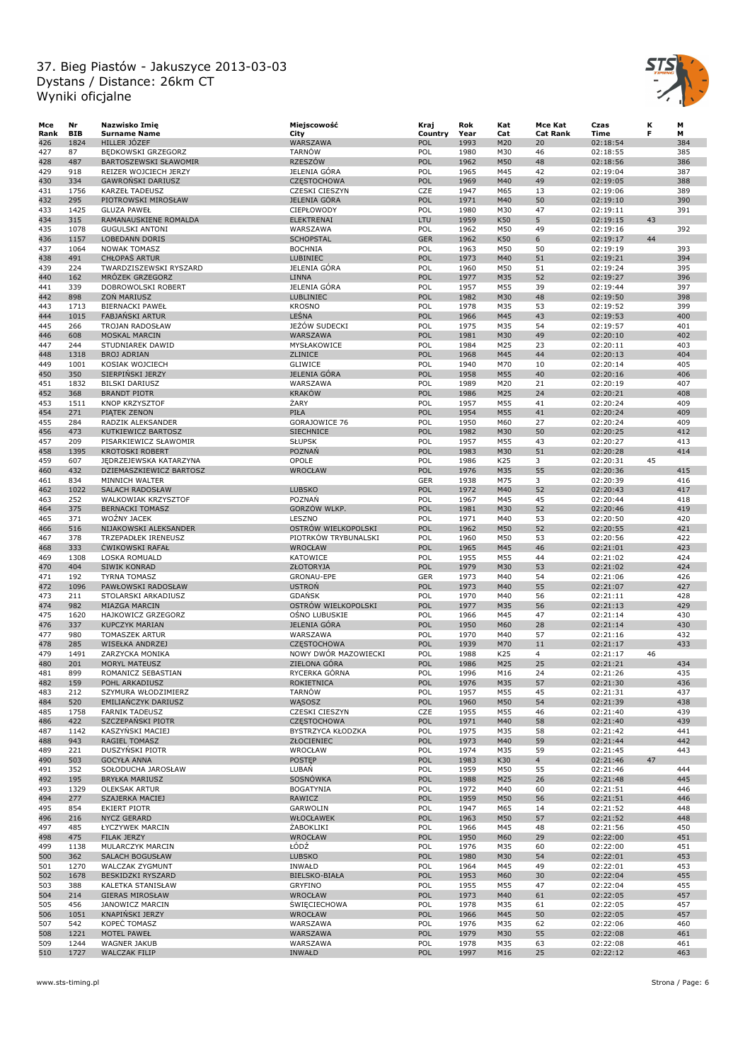# 37. Bieg Piastów - Jakuszyce 2013-03-03
## Dystans / Distance: 26km CT
## Wyniki oficjalne

| Mce Rank | Nr BIB | Nazwisko Imię Surname Name | Miejscowość City | Kraj Country | Rok Year | Kat Cat | Mce Kat Cat Rank | Czas Time | K F | M M |
|---|---|---|---|---|---|---|---|---|---|---|
| 426 | 1824 | HILLER JÓZEF | WARSZAWA | POL | 1993 | M20 | 20 | 02:18:54 | | 384 |
| 427 | 87 | BĘDKOWSKI GRZEGORZ | TARNÓW | POL | 1980 | M30 | 46 | 02:18:55 | | 385 |
| 428 | 487 | BARTOSZEWSKI SŁAWOMIR | RZESZÓW | POL | 1962 | M50 | 48 | 02:18:56 | | 386 |
| 429 | 918 | REIZER WOJCIECH JERZY | JELENIA GÓRA | POL | 1965 | M45 | 42 | 02:19:04 | | 387 |
| 430 | 334 | GAWROŃSKI DARIUSZ | CZĘSTOCHOWA | POL | 1969 | M40 | 49 | 02:19:05 | | 388 |
| 431 | 1756 | KARZEŁ TADEUSZ | CZESKI CIESZYN | CZE | 1947 | M65 | 13 | 02:19:06 | | 389 |
| 432 | 295 | PIOTROWSKI MIROSŁAW | JELENIA GÓRA | POL | 1971 | M40 | 50 | 02:19:10 | | 390 |
| 433 | 1425 | GLUZA PAWEŁ | CIEPŁOWODY | POL | 1980 | M30 | 47 | 02:19:11 | | 391 |
| 434 | 315 | RAMANAUSKIENE ROMALDA | ELEKTRENAI | LTU | 1959 | K50 | 5 | 02:19:15 | 43 | |
| 435 | 1078 | GUGULSKI ANTONI | WARSZAWA | POL | 1962 | M50 | 49 | 02:19:16 | | 392 |
| 436 | 1157 | LOBEDANN DORIS | SCHOPSTAL | GER | 1962 | K50 | 6 | 02:19:17 | 44 | |
| 437 | 1064 | NOWAK TOMASZ | BOCHNIA | POL | 1963 | M50 | 50 | 02:19:19 | | 393 |
| 438 | 491 | CHŁOPAŚ ARTUR | LUBINIEC | POL | 1973 | M40 | 51 | 02:19:21 | | 394 |
| 439 | 224 | TWARDZISZEWSKI RYSZARD | JELENIA GÓRA | POL | 1960 | M50 | 51 | 02:19:24 | | 395 |
| 440 | 162 | MRÓZEK GRZEGORZ | LINNA | POL | 1977 | M35 | 52 | 02:19:27 | | 396 |
| 441 | 339 | DOBROWOLSKI ROBERT | JELENIA GÓRA | POL | 1957 | M55 | 39 | 02:19:44 | | 397 |
| 442 | 898 | ZOŃ MARIUSZ | LUBLINIEC | POL | 1982 | M30 | 48 | 02:19:50 | | 398 |
| 443 | 1713 | BIERNACKI PAWEŁ | KROSNO | POL | 1978 | M35 | 53 | 02:19:52 | | 399 |
| 444 | 1015 | FABJAŃSKI ARTUR | LEŚNA | POL | 1966 | M45 | 43 | 02:19:53 | | 400 |
| 445 | 266 | TROJAN RADOSŁAW | JEŻÓW SUDECKI | POL | 1975 | M35 | 54 | 02:19:57 | | 401 |
| 446 | 608 | MOSKAL MARCIN | WARSZAWA | POL | 1981 | M30 | 49 | 02:20:10 | | 402 |
| 447 | 244 | STUDNIAREK DAWID | MYSŁAKOWICE | POL | 1984 | M25 | 23 | 02:20:11 | | 403 |
| 448 | 1318 | BROJ ADRIAN | ZLINICE | POL | 1968 | M45 | 44 | 02:20:13 | | 404 |
| 449 | 1001 | KOSIAK WOJCIECH | GLIWICE | POL | 1940 | M70 | 10 | 02:20:14 | | 405 |
| 450 | 350 | SIERPIŃSKI JERZY | JELENIA GÓRA | POL | 1958 | M55 | 40 | 02:20:16 | | 406 |
| 451 | 1832 | BILSKI DARIUSZ | WARSZAWA | POL | 1989 | M20 | 21 | 02:20:19 | | 407 |
| 452 | 368 | BRANDT PIOTR | KRAKÓW | POL | 1986 | M25 | 24 | 02:20:21 | | 408 |
| 453 | 1511 | KNOP KRZYSZTOF | ŻARY | POL | 1957 | M55 | 41 | 02:20:24 | | 409 |
| 454 | 271 | PIĄTEK ZENON | PIŁA | POL | 1954 | M55 | 41 | 02:20:24 | | 409 |
| 455 | 284 | RADZIK ALEKSANDER | GORAJOWICE 76 | POL | 1950 | M60 | 27 | 02:20:24 | | 409 |
| 456 | 473 | KUTKIEWICZ BARTOSZ | SIECHNICE | POL | 1982 | M30 | 50 | 02:20:25 | | 412 |
| 457 | 209 | PISARKIEWICZ SŁAWOMIR | SŁUPSK | POL | 1957 | M55 | 43 | 02:20:27 | | 413 |
| 458 | 1395 | KROTOSKI ROBERT | POZNAŃ | POL | 1983 | M30 | 51 | 02:20:28 | | 414 |
| 459 | 607 | JĘDRZEJEWSKA KATARZYNA | OPOLE | POL | 1986 | K25 | 3 | 02:20:31 | 45 | |
| 460 | 432 | DZIEMASZKIEWICZ BARTOSZ | WROCŁAW | POL | 1976 | M35 | 55 | 02:20:36 | | 415 |
| 461 | 834 | MINNICH WALTER | | GER | 1938 | M75 | 3 | 02:20:39 | | 416 |
| 462 | 1022 | SALACH RADOSŁAW | LUBSKO | POL | 1972 | M40 | 52 | 02:20:43 | | 417 |
| 463 | 252 | WALKOWIAK KRZYSZTOF | POZNAŃ | POL | 1967 | M45 | 45 | 02:20:44 | | 418 |
| 464 | 375 | BERNACKI TOMASZ | GORZÓW WLKP. | POL | 1981 | M30 | 52 | 02:20:46 | | 419 |
| 465 | 371 | WOŹNY JACEK | LESZNO | POL | 1971 | M40 | 53 | 02:20:50 | | 420 |
| 466 | 516 | NIJAKOWSKI ALEKSANDER | OSTRÓW WIELKOPOLSKI | POL | 1962 | M50 | 52 | 02:20:55 | | 421 |
| 467 | 378 | TRZEPADŁEK IRENEUSZ | PIOTRKÓW TRYBUNALSKI | POL | 1960 | M50 | 53 | 02:20:56 | | 422 |
| 468 | 333 | ĆWIKOWSKI RAFAŁ | WROCŁAW | POL | 1965 | M45 | 46 | 02:21:01 | | 423 |
| 469 | 1308 | LOSKA ROMUALD | KATOWICE | POL | 1955 | M55 | 44 | 02:21:02 | | 424 |
| 470 | 404 | SIWIK KONRAD | ZŁOTORYJA | POL | 1979 | M30 | 53 | 02:21:02 | | 424 |
| 471 | 192 | TYRNA TOMASZ | GRONAU-EPE | GER | 1973 | M40 | 54 | 02:21:06 | | 426 |
| 472 | 1096 | PAWŁOWSKI RADOSŁAW | USTROŃ | POL | 1973 | M40 | 55 | 02:21:07 | | 427 |
| 473 | 211 | STOLARSKI ARKADIUSZ | GDAŃSK | POL | 1970 | M40 | 56 | 02:21:11 | | 428 |
| 474 | 982 | MIAZGA MARCIN | OSTRÓW WIELKOPOLSKI | POL | 1977 | M35 | 56 | 02:21:13 | | 429 |
| 475 | 1620 | HAJKOWICZ GRZEGORZ | OŚNO LUBUSKIE | POL | 1966 | M45 | 47 | 02:21:14 | | 430 |
| 476 | 337 | KUPCZYK MARIAN | JELENIA GÓRA | POL | 1950 | M60 | 28 | 02:21:14 | | 430 |
| 477 | 980 | TOMASZEK ARTUR | WARSZAWA | POL | 1970 | M40 | 57 | 02:21:16 | | 432 |
| 478 | 285 | WISEŁKA ANDRZEJ | CZĘSTOCHOWA | POL | 1939 | M70 | 11 | 02:21:17 | | 433 |
| 479 | 1491 | ZARZYCKA MONIKA | NOWY DWÓR MAZOWIECKI | POL | 1988 | K25 | 4 | 02:21:17 | 46 | |
| 480 | 201 | MORYL MATEUSZ | ZIELONA GÓRA | POL | 1986 | M25 | 25 | 02:21:21 | | 434 |
| 481 | 899 | ROMANICZ SEBASTIAN | RYCERKA GÓRNA | POL | 1996 | M16 | 24 | 02:21:26 | | 435 |
| 482 | 159 | POHL ARKADIUSZ | ROKIETNICA | POL | 1976 | M35 | 57 | 02:21:30 | | 436 |
| 483 | 212 | SZYMURA WŁODZIMIERZ | TARNÓW | POL | 1957 | M55 | 45 | 02:21:31 | | 437 |
| 484 | 520 | EMILIAŃCZYK DARIUSZ | WĄSOSZ | POL | 1960 | M50 | 54 | 02:21:39 | | 438 |
| 485 | 1758 | FARNIK TADEUSZ | CZESKI CIESZYN | CZE | 1955 | M55 | 46 | 02:21:40 | | 439 |
| 486 | 422 | SZCZEPAŃSKI PIOTR | CZĘSTOCHOWA | POL | 1971 | M40 | 58 | 02:21:40 | | 439 |
| 487 | 1142 | KASZYŃSKI MACIEJ | BYSTRZYCA KŁODZKA | POL | 1975 | M35 | 58 | 02:21:42 | | 441 |
| 488 | 943 | RAGIEL TOMASZ | ZŁOCIENIEC | POL | 1973 | M40 | 59 | 02:21:44 | | 442 |
| 489 | 221 | DUSZYŃSKI PIOTR | WROCŁAW | POL | 1974 | M35 | 59 | 02:21:45 | | 443 |
| 490 | 503 | GOCYŁA ANNA | POSTĘP | POL | 1983 | K30 | 4 | 02:21:46 | 47 | |
| 491 | 352 | SOŁODUCHA JAROSŁAW | LUBAŃ | POL | 1959 | M50 | 55 | 02:21:46 | | 444 |
| 492 | 195 | BRYŁKA MARIUSZ | SOSNÓWKA | POL | 1988 | M25 | 26 | 02:21:48 | | 445 |
| 493 | 1329 | OLEKSAK ARTUR | BOGATYNIA | POL | 1972 | M40 | 60 | 02:21:51 | | 446 |
| 494 | 277 | SZAJERKA MACIEJ | RAWICZ | POL | 1959 | M50 | 56 | 02:21:51 | | 446 |
| 495 | 854 | EKIERT PIOTR | GARWOLIN | POL | 1947 | M65 | 14 | 02:21:52 | | 448 |
| 496 | 216 | NYCZ GERARD | WŁOCŁAWEK | POL | 1963 | M50 | 57 | 02:21:52 | | 448 |
| 497 | 485 | ŁYCZYWEK MARCIN | ŻABOKLIKI | POL | 1966 | M45 | 48 | 02:21:56 | | 450 |
| 498 | 475 | FILAK JERZY | WROCŁAW | POL | 1950 | M60 | 29 | 02:22:00 | | 451 |
| 499 | 1138 | MULARCZYK MARCIN | ŁÓDŹ | POL | 1976 | M35 | 60 | 02:22:00 | | 451 |
| 500 | 362 | SALACH BOGUSŁAW | LUBSKO | POL | 1980 | M30 | 54 | 02:22:01 | | 453 |
| 501 | 1270 | WALCZAK ZYGMUNT | INWAŁD | POL | 1964 | M45 | 49 | 02:22:01 | | 453 |
| 502 | 1678 | BESKIDZKI RYSZARD | BIELSKO-BIAŁA | POL | 1953 | M60 | 30 | 02:22:04 | | 455 |
| 503 | 388 | KALETKA STANISŁAW | GRYFINO | POL | 1955 | M55 | 47 | 02:22:04 | | 455 |
| 504 | 214 | GIERAS MIROSŁAW | WROCŁAW | POL | 1973 | M40 | 61 | 02:22:05 | | 457 |
| 505 | 456 | JANOWICZ MARCIN | ŚWIĘCIECHOWA | POL | 1978 | M35 | 61 | 02:22:05 | | 457 |
| 506 | 1051 | KNAPIŃSKI JERZY | WROCŁAW | POL | 1966 | M45 | 50 | 02:22:05 | | 457 |
| 507 | 542 | KOPEĆ TOMASZ | WARSZAWA | POL | 1976 | M35 | 62 | 02:22:06 | | 460 |
| 508 | 1221 | MOTEL PAWEŁ | WARSZAWA | POL | 1979 | M30 | 55 | 02:22:08 | | 461 |
| 509 | 1244 | WAGNER JAKUB | WARSZAWA | POL | 1978 | M35 | 63 | 02:22:08 | | 461 |
| 510 | 1727 | WALCZAK FILIP | INWAŁD | POL | 1997 | M16 | 25 | 02:22:12 | | 463 |

www.sts-timing.pl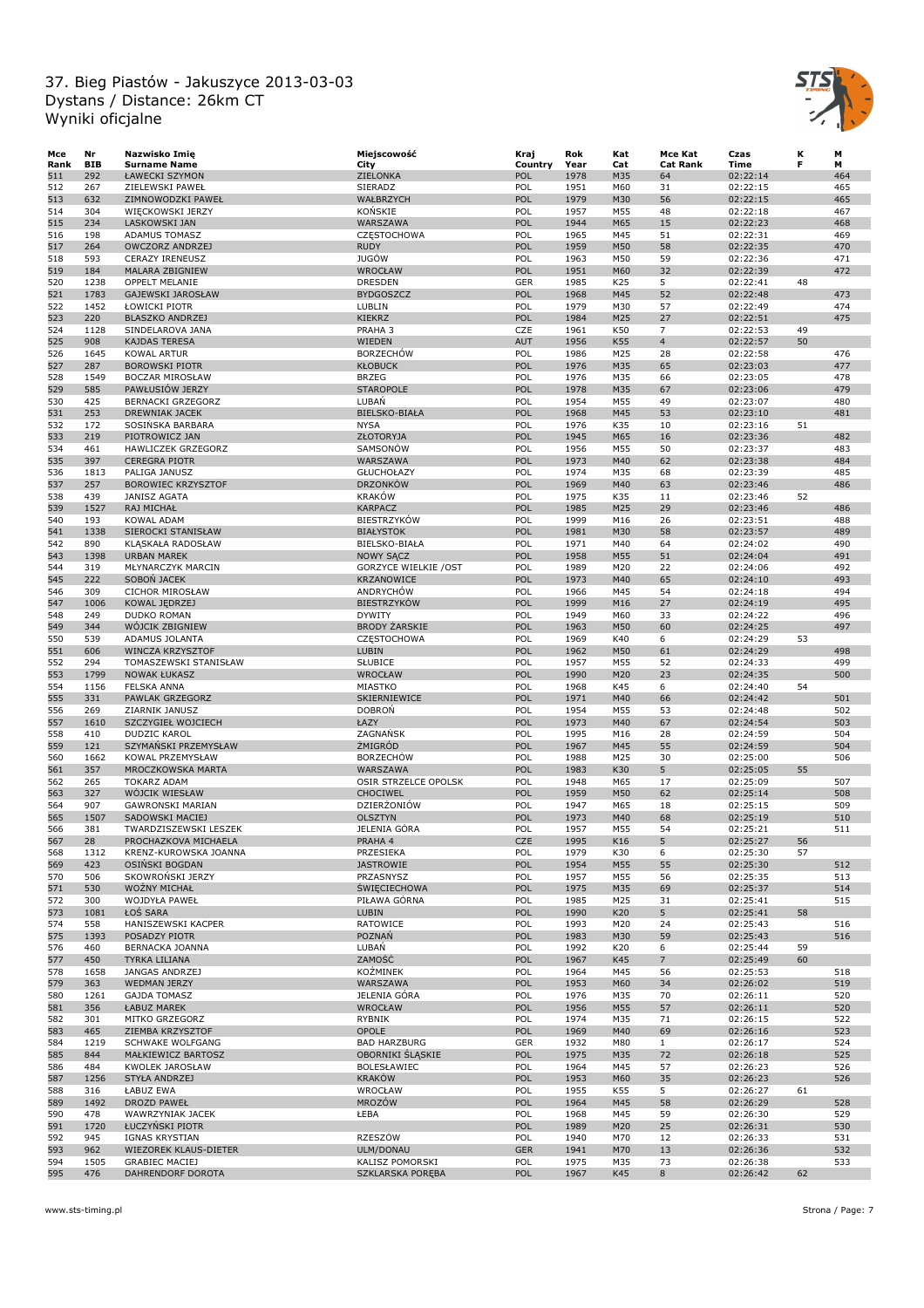# 37. Bieg Piastów - Jakuszyce 2013-03-03
Dystans / Distance: 26km CT
Wyniki oficjalne

| Mce Rank | Nr BIB | Nazwisko Imię Surname Name | Miejscowość City | Kraj Country | Rok Year | Kat Cat | Mce Kat Cat Rank | Czas Time | K F | M M |
|---|---|---|---|---|---|---|---|---|---|---|
| 511 | 292 | ŁAWECKI SZYMON | ZIELONKA | POL | 1978 | M35 | 64 | 02:22:14 | | 464 |
| 512 | 267 | ZIELEWSKI PAWEŁ | SIERADZ | POL | 1951 | M60 | 31 | 02:22:15 | | 465 |
| 513 | 632 | ZIMNOWODZKI PAWEŁ | WAŁBRZYCH | POL | 1979 | M30 | 56 | 02:22:15 | | 465 |
| 514 | 304 | WIĘCKOWSKI JERZY | KOŃSKIE | POL | 1957 | M55 | 48 | 02:22:18 | | 467 |
| 515 | 234 | LASKOWSKI JAN | WARSZAWA | POL | 1944 | M65 | 15 | 02:22:23 | | 468 |
| 516 | 198 | ADAMUS TOMASZ | CZĘSTOCHOWA | POL | 1965 | M45 | 51 | 02:22:31 | | 469 |
| 517 | 264 | OWCZORZ ANDRZEJ | RUDY | POL | 1959 | M50 | 58 | 02:22:35 | | 470 |
| 518 | 593 | CERAZY IRENEUSZ | JUGÓW | POL | 1963 | M50 | 59 | 02:22:36 | | 471 |
| 519 | 184 | MALARA ZBIGNIEW | WROCŁAW | POL | 1951 | M60 | 32 | 02:22:39 | | 472 |
| 520 | 1238 | OPPELT MELANIE | DRESDEN | GER | 1985 | K25 | 5 | 02:22:41 | 48 | |
| 521 | 1783 | GAJEWSKI JAROSŁAW | BYDGOSZCZ | POL | 1968 | M45 | 52 | 02:22:48 | | 473 |
| 522 | 1452 | ŁOWICKI PIOTR | LUBLIN | POL | 1979 | M30 | 57 | 02:22:49 | | 474 |
| 523 | 220 | BLASZKO ANDRZEJ | KIEKRZ | POL | 1984 | M25 | 27 | 02:22:51 | | 475 |
| 524 | 1128 | SINDELAROVA JANA | PRAHA 3 | CZE | 1961 | K50 | 7 | 02:22:53 | 49 | |
| 525 | 908 | KAJDAS TERESA | WIEDEN | AUT | 1956 | K55 | 4 | 02:22:57 | 50 | |
| 526 | 1645 | KOWAL ARTUR | BORZECHÓW | POL | 1986 | M25 | 28 | 02:22:58 | | 476 |
| 527 | 287 | BOROWSKI PIOTR | KŁOBUCK | POL | 1976 | M35 | 65 | 02:23:03 | | 477 |
| 528 | 1549 | BOCZAR MIROSŁAW | BRZEG | POL | 1976 | M35 | 66 | 02:23:05 | | 478 |
| 529 | 585 | PAWŁUSIÓW JERZY | STAROPOLE | POL | 1978 | M35 | 67 | 02:23:06 | | 479 |
| 530 | 425 | BERNACKI GRZEGORZ | LUBAŃ | POL | 1954 | M55 | 49 | 02:23:07 | | 480 |
| 531 | 253 | DREWNIAK JACEK | BIELSKO-BIAŁA | POL | 1968 | M45 | 53 | 02:23:10 | | 481 |
| 532 | 172 | SOSIŃSKA BARBARA | NYSA | POL | 1976 | K35 | 10 | 02:23:16 | 51 | |
| 533 | 219 | PIOTROWICZ JAN | ZŁOTORYJA | POL | 1945 | M65 | 16 | 02:23:36 | | 482 |
| 534 | 461 | HAWLICZEK GRZEGORZ | SAMSONÓW | POL | 1956 | M55 | 50 | 02:23:37 | | 483 |
| 535 | 397 | CEREGRA PIOTR | WARSZAWA | POL | 1973 | M40 | 62 | 02:23:38 | | 484 |
| 536 | 1813 | PALIGA JANUSZ | GŁUCHOŁAZY | POL | 1974 | M35 | 68 | 02:23:39 | | 485 |
| 537 | 257 | BOROWIEC KRZYSZTOF | DRZONKÓW | POL | 1969 | M40 | 63 | 02:23:46 | | 486 |
| 538 | 439 | JANISZ AGATA | KRAKÓW | POL | 1975 | K35 | 11 | 02:23:46 | 52 | |
| 539 | 1527 | RAJ MICHAŁ | KARPACZ | POL | 1985 | M25 | 29 | 02:23:46 | | 486 |
| 540 | 193 | KOWAL ADAM | BIESTRZYKÓW | POL | 1999 | M16 | 26 | 02:23:51 | | 488 |
| 541 | 1338 | SIEROCKI STANISŁAW | BIAŁYSTOK | POL | 1981 | M30 | 58 | 02:23:57 | | 489 |
| 542 | 890 | KLĄSKAŁA RADOSŁAW | BIELSKO-BIAŁA | POL | 1971 | M40 | 64 | 02:24:02 | | 490 |
| 543 | 1398 | URBAN MAREK | NOWY SĄCZ | POL | 1958 | M55 | 51 | 02:24:04 | | 491 |
| 544 | 319 | MŁYNARCZYK MARCIN | GORZYCE WIELKIE /OST | POL | 1989 | M20 | 22 | 02:24:06 | | 492 |
| 545 | 222 | SOBOŃ JACEK | KRZANOWICE | POL | 1973 | M40 | 65 | 02:24:10 | | 493 |
| 546 | 309 | CICHOR MIROSŁAW | ANDRYCHÓW | POL | 1966 | M45 | 54 | 02:24:18 | | 494 |
| 547 | 1006 | KOWAL JĘDRZEJ | BIESTRZYKÓW | POL | 1999 | M16 | 27 | 02:24:19 | | 495 |
| 548 | 249 | DUDKO ROMAN | DYWITY | POL | 1949 | M60 | 33 | 02:24:22 | | 496 |
| 549 | 344 | WÓJCIK ZBIGNIEW | BRODY ŻARSKIE | POL | 1963 | M50 | 60 | 02:24:25 | | 497 |
| 550 | 539 | ADAMUS JOLANTA | CZĘSTOCHOWA | POL | 1969 | K40 | 6 | 02:24:29 | 53 | |
| 551 | 606 | WINCZA KRZYSZTOF | LUBIN | POL | 1962 | M50 | 61 | 02:24:29 | | 498 |
| 552 | 294 | TOMASZEWSKI STANISŁAW | SŁUBICE | POL | 1957 | M55 | 52 | 02:24:33 | | 499 |
| 553 | 1799 | NOWAK ŁUKASZ | WROCŁAW | POL | 1990 | M20 | 23 | 02:24:35 | | 500 |
| 554 | 1156 | FELSKA ANNA | MIASTKO | POL | 1968 | K45 | 6 | 02:24:40 | 54 | |
| 555 | 331 | PAWLAK GRZEGORZ | SKIERNIEWICE | POL | 1971 | M40 | 66 | 02:24:42 | | 501 |
| 556 | 269 | ZIARNIK JANUSZ | DOBROŃ | POL | 1954 | M55 | 53 | 02:24:48 | | 502 |
| 557 | 1610 | SZCZYGIEŁ WOJCIECH | ŁAZY | POL | 1973 | M40 | 67 | 02:24:54 | | 503 |
| 558 | 410 | DUDZIC KAROL | ZAGNAŃSK | POL | 1995 | M16 | 28 | 02:24:59 | | 504 |
| 559 | 121 | SZYMAŃSKI PRZEMYSŁAW | ŻMIGRÓD | POL | 1967 | M45 | 55 | 02:24:59 | | 504 |
| 560 | 1662 | KOWAL PRZEMYSŁAW | BORZECHÓW | POL | 1988 | M25 | 30 | 02:25:00 | | 506 |
| 561 | 357 | MROCZKOWSKA MARTA | WARSZAWA | POL | 1983 | K30 | 5 | 02:25:05 | 55 | |
| 562 | 265 | TOKARZ ADAM | OSIR STRZELCE OPOLSK | POL | 1948 | M65 | 17 | 02:25:09 | | 507 |
| 563 | 327 | WÓJCIK WIESŁAW | CHOCIWEL | POL | 1959 | M50 | 62 | 02:25:14 | | 508 |
| 564 | 907 | GAWROŃSKI MARIAN | DZIERŻONIÓW | POL | 1947 | M65 | 18 | 02:25:15 | | 509 |
| 565 | 1507 | SADOWSKI MACIEJ | OLSZTYN | POL | 1973 | M40 | 68 | 02:25:19 | | 510 |
| 566 | 381 | TWARDZISZEWSKI LESZEK | JELENIA GÓRA | POL | 1957 | M55 | 54 | 02:25:21 | | 511 |
| 567 | 28 | PROCHAZKOVA MICHAELA | PRAHA 4 | CZE | 1995 | K16 | 5 | 02:25:27 | 56 | |
| 568 | 1312 | KRENZ-KUROWSKA JOANNA | PRZESIEKA | POL | 1979 | K30 | 6 | 02:25:30 | 57 | |
| 569 | 423 | OSIŃSKI BOGDAN | JASTROWIE | POL | 1954 | M55 | 55 | 02:25:30 | | 512 |
| 570 | 506 | SKOWROŃSKI JERZY | PRZASNYSZ | POL | 1957 | M55 | 56 | 02:25:35 | | 513 |
| 571 | 530 | WOŹNY MICHAŁ | ŚWIĘCIECHOWA | POL | 1975 | M35 | 69 | 02:25:37 | | 514 |
| 572 | 300 | WOJDYŁA PAWEŁ | PIŁAWA GÓRNA | POL | 1985 | M25 | 31 | 02:25:41 | | 515 |
| 573 | 1081 | ŁOŚ SARA | LUBIN | POL | 1990 | K20 | 5 | 02:25:41 | 58 | |
| 574 | 558 | HANISZEWSKI KACPER | RATOWICE | POL | 1993 | M20 | 24 | 02:25:43 | | 516 |
| 575 | 1393 | POSADZY PIOTR | POZNAŃ | POL | 1983 | M30 | 59 | 02:25:43 | | 516 |
| 576 | 460 | BERNACKA JOANNA | LUBAŃ | POL | 1992 | K20 | 6 | 02:25:44 | 59 | |
| 577 | 450 | TYRKA LILIANA | ZAMOŚĆ | POL | 1967 | K45 | 7 | 02:25:49 | 60 | |
| 578 | 1658 | JANGAS ANDRZEJ | KOŹMINEK | POL | 1964 | M45 | 56 | 02:25:53 | | 518 |
| 579 | 363 | WEDMAN JERZY | WARSZAWA | POL | 1953 | M60 | 34 | 02:26:02 | | 519 |
| 580 | 1261 | GAJDA TOMASZ | JELENIA GÓRA | POL | 1976 | M35 | 70 | 02:26:11 | | 520 |
| 581 | 356 | ŁABUZ MAREK | WROCŁAW | POL | 1956 | M55 | 57 | 02:26:11 | | 520 |
| 582 | 301 | MITKO GRZEGORZ | RYBNIK | POL | 1974 | M35 | 71 | 02:26:15 | | 522 |
| 583 | 465 | ZIEMBA KRZYSZTOF | OPOLE | POL | 1969 | M40 | 69 | 02:26:16 | | 523 |
| 584 | 1219 | SCHWAKE WOLFGANG | BAD HARZBURG | GER | 1932 | M80 | 1 | 02:26:17 | | 524 |
| 585 | 844 | MAŁKIEWICZ BARTOSZ | OBORNIKI ŚLĄSKIE | POL | 1975 | M35 | 72 | 02:26:18 | | 525 |
| 586 | 484 | KWOLEK JAROSŁAW | BOLESŁAWIEC | POL | 1964 | M45 | 57 | 02:26:23 | | 526 |
| 587 | 1256 | STYŁA ANDRZEJ | KRAKÓW | POL | 1953 | M60 | 35 | 02:26:23 | | 526 |
| 588 | 316 | ŁABUZ EWA | WROCŁAW | POL | 1955 | K55 | 5 | 02:26:27 | 61 | |
| 589 | 1492 | DROZD PAWEŁ | MROZÓW | POL | 1964 | M45 | 58 | 02:26:29 | | 528 |
| 590 | 478 | WAWRZYNIAK JACEK | ŁEBA | POL | 1968 | M45 | 59 | 02:26:30 | | 529 |
| 591 | 1720 | ŁUCZYŃSKI PIOTR | | POL | 1989 | M20 | 25 | 02:26:31 | | 530 |
| 592 | 945 | IGNAS KRYSTIAN | RZESZÓW | POL | 1940 | M70 | 12 | 02:26:33 | | 531 |
| 593 | 962 | WIEZOREK KLAUS-DIETER | ULM/DONAU | GER | 1941 | M70 | 13 | 02:26:36 | | 532 |
| 594 | 1505 | GRABIEC MACIEJ | KALISZ POMORSKI | POL | 1975 | M35 | 73 | 02:26:38 | | 533 |
| 595 | 476 | DAHRENDORF DOROTA | SZKLARSKA PORĘBA | POL | 1967 | K45 | 8 | 02:26:42 | 62 | |

www.sts-timing.pl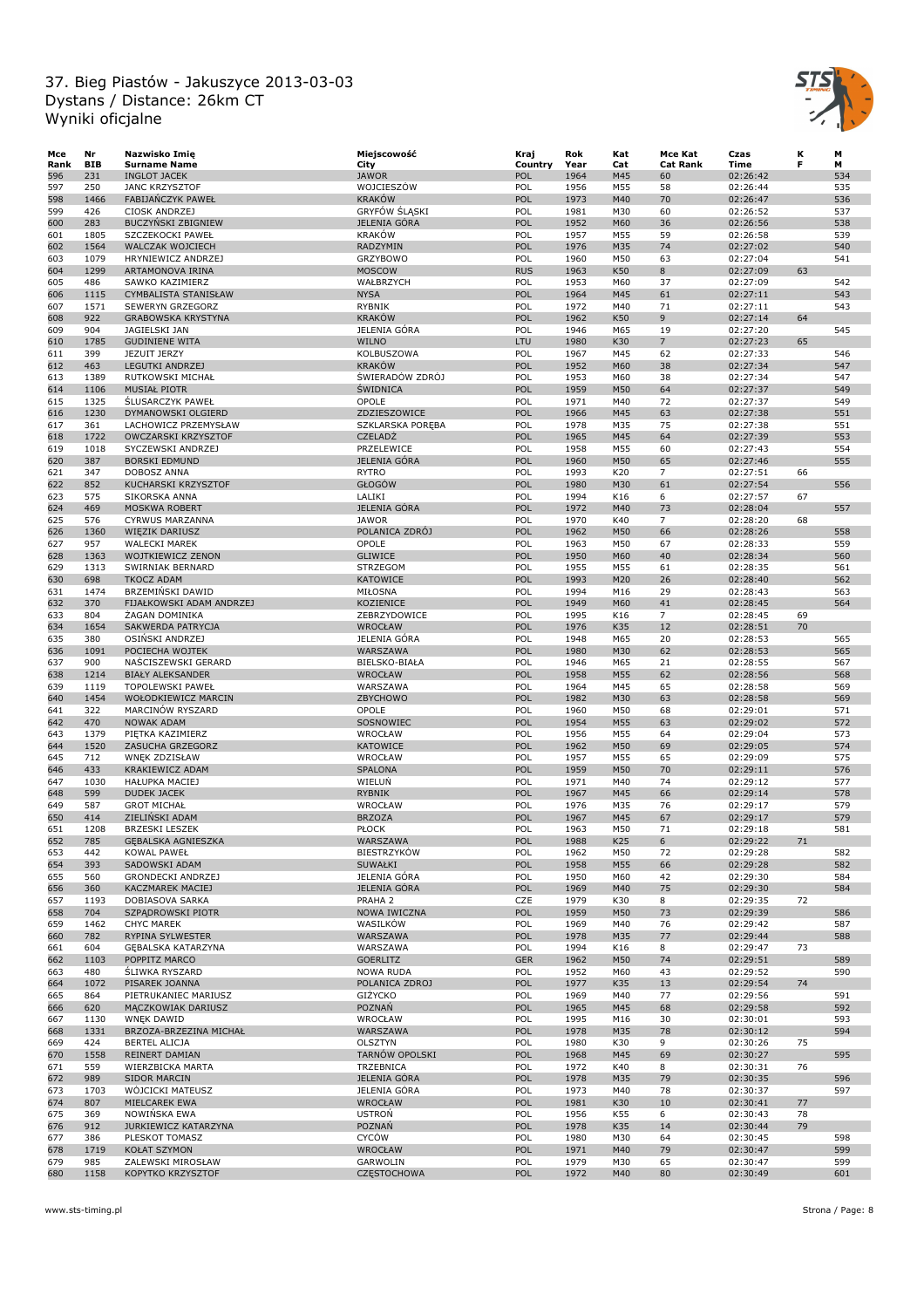# 37. Bieg Piastów - Jakuszyce 2013-03-03
# Dystans / Distance: 26km CT
# Wyniki oficjalne

| Mce Rank | Nr BIB | Nazwisko Imię Surname Name | Miejscowość City | Kraj Country | Rok Year | Kat Cat | Mce Kat Cat Rank | Czas Time | K F | M M |
|---|---|---|---|---|---|---|---|---|---|---|
| 596 | 231 | INGLOT JACEK | JAWOR | POL | 1964 | M45 | 60 | 02:26:42 | | 534 |
| 597 | 250 | JANC KRZYSZTOF | WOJCIESZÓW | POL | 1956 | M55 | 58 | 02:26:44 | | 535 |
| 598 | 1466 | FABIJAŃCZYK PAWEŁ | KRAKÓW | POL | 1973 | M40 | 70 | 02:26:47 | | 536 |
| 599 | 426 | CIOSK ANDRZEJ | GRYFÓW ŚLĄSKI | POL | 1981 | M30 | 60 | 02:26:52 | | 537 |
| 600 | 283 | BUCZYŃSKI ZBIGNIEW | JELENIA GÓRA | POL | 1952 | M60 | 36 | 02:26:56 | | 538 |
| 601 | 1805 | SZCZEKOCKI PAWEŁ | KRAKÓW | POL | 1957 | M55 | 59 | 02:26:58 | | 539 |
| 602 | 1564 | WALCZAK WOJCIECH | RADZYMIN | POL | 1976 | M35 | 74 | 02:27:02 | | 540 |
| 603 | 1079 | HRYNIEWICZ ANDRZEJ | GRZYBOWO | POL | 1960 | M50 | 63 | 02:27:04 | | 541 |
| 604 | 1299 | ARTAMONOVA IRINA | MOSCOW | RUS | 1963 | K50 | 8 | 02:27:09 | 63 | |
| 605 | 486 | SAWKO KAZIMIERZ | WAŁBRZYCH | POL | 1953 | M60 | 37 | 02:27:09 | | 542 |
| 606 | 1115 | CYMBALISTA STANISŁAW | NYSA | POL | 1964 | M45 | 61 | 02:27:11 | | 543 |
| 607 | 1571 | SEWERYN GRZEGORZ | RYBNIK | POL | 1972 | M40 | 71 | 02:27:11 | | 543 |
| 608 | 922 | GRABOWSKA KRYSTYNA | KRAKÓW | POL | 1962 | K50 | 9 | 02:27:14 | 64 | |
| 609 | 904 | JAGIELSKI JAN | JELENIA GÓRA | POL | 1946 | M65 | 19 | 02:27:20 | | 545 |
| 610 | 1785 | GUDINIENE WITA | WILNO | LTU | 1980 | K30 | 7 | 02:27:23 | 65 | |
| 611 | 399 | JEZUIT JERZY | KOLBUSZOWA | POL | 1967 | M45 | 62 | 02:27:33 | | 546 |
| 612 | 463 | LEGUTKI ANDRZEJ | KRAKÓW | POL | 1952 | M60 | 38 | 02:27:34 | | 547 |
| 613 | 1389 | RUTKOWSKI MICHAŁ | ŚWIERADÓW ZDRÓJ | POL | 1953 | M60 | 38 | 02:27:34 | | 547 |
| 614 | 1106 | MUSIAŁ PIOTR | ŚWIDNICA | POL | 1959 | M50 | 64 | 02:27:37 | | 549 |
| 615 | 1325 | ŚLUSARCZYK PAWEŁ | OPOLE | POL | 1971 | M40 | 72 | 02:27:37 | | 549 |
| 616 | 1230 | DYMANOWSKI OLGIERD | ZDZIESZOWICE | POL | 1966 | M45 | 63 | 02:27:38 | | 551 |
| 617 | 361 | LACHOWICZ PRZEMYSŁAW | SZKLARSKA PORĘBA | POL | 1978 | M35 | 75 | 02:27:38 | | 551 |
| 618 | 1722 | OWCZARSKI KRZYSZTOF | CZELADŹ | POL | 1965 | M45 | 64 | 02:27:39 | | 553 |
| 619 | 1018 | SYCZEWSKI ANDRZEJ | PRZELEWICE | POL | 1958 | M55 | 60 | 02:27:43 | | 554 |
| 620 | 387 | BORSKI EDMUND | JELENIA GÓRA | POL | 1960 | M50 | 65 | 02:27:46 | | 555 |
| 621 | 347 | DOBOSZ ANNA | RYTRO | POL | 1993 | K20 | 7 | 02:27:51 | 66 | |
| 622 | 852 | KUCHARSKI KRZYSZTOF | GŁOGÓW | POL | 1980 | M30 | 61 | 02:27:54 | | 556 |
| 623 | 575 | SIKORSKA ANNA | LALIKI | POL | 1994 | K16 | 6 | 02:27:57 | 67 | |
| 624 | 469 | MOSKWA ROBERT | JELENIA GÓRA | POL | 1972 | M40 | 73 | 02:28:04 | | 557 |
| 625 | 576 | CYRWUS MARZANNA | JAWOR | POL | 1970 | K40 | 7 | 02:28:20 | 68 | |
| 626 | 1360 | WIĘZIK DARIUSZ | POLANICA ZDRÓJ | POL | 1962 | M50 | 66 | 02:28:26 | | 558 |
| 627 | 957 | WALECKI MAREK | OPOLE | POL | 1963 | M50 | 67 | 02:28:33 | | 559 |
| 628 | 1363 | WOJTKIEWICZ ZENON | GLIWICE | POL | 1950 | M60 | 40 | 02:28:34 | | 560 |
| 629 | 1313 | SWIRNIAK BERNARD | STRZEGOM | POL | 1955 | M55 | 61 | 02:28:35 | | 561 |
| 630 | 698 | TKOCZ ADAM | KATOWICE | POL | 1993 | M20 | 26 | 02:28:40 | | 562 |
| 631 | 1474 | BRZEMIŃSKI DAWID | MIŁOSNA | POL | 1994 | M16 | 29 | 02:28:43 | | 563 |
| 632 | 370 | FIJAŁKOWSKI ADAM ANDRZEJ | KOZIENICE | POL | 1949 | M60 | 41 | 02:28:45 | | 564 |
| 633 | 804 | ŻAGAN DOMINIKA | ZEBRZYDOWICE | POL | 1995 | K16 | 7 | 02:28:45 | 69 | |
| 634 | 1654 | SAKWERDA PATRYCJA | WROCŁAW | POL | 1976 | K35 | 12 | 02:28:51 | 70 | |
| 635 | 380 | OSIŃSKI ANDRZEJ | JELENIA GÓRA | POL | 1948 | M65 | 20 | 02:28:53 | | 565 |
| 636 | 1091 | POCIECHA WOJTEK | WARSZAWA | POL | 1980 | M30 | 62 | 02:28:53 | | 565 |
| 637 | 900 | NAŚCISZEWSKI GERARD | BIELSKO-BIAŁA | POL | 1946 | M65 | 21 | 02:28:55 | | 567 |
| 638 | 1214 | BIAŁY ALEKSANDER | WROCŁAW | POL | 1958 | M55 | 62 | 02:28:56 | | 568 |
| 639 | 1119 | TOPOLEWSKI PAWEŁ | WARSZAWA | POL | 1964 | M45 | 65 | 02:28:58 | | 569 |
| 640 | 1454 | WOŁODKIEWICZ MARCIN | ZBYCHOWO | POL | 1982 | M30 | 63 | 02:28:58 | | 569 |
| 641 | 322 | MARCINÓW RYSZARD | OPOLE | POL | 1960 | M50 | 68 | 02:29:01 | | 571 |
| 642 | 470 | NOWAK ADAM | SOSNOWIEC | POL | 1954 | M55 | 63 | 02:29:02 | | 572 |
| 643 | 1379 | PIĘTKA KAZIMIERZ | WROCŁAW | POL | 1956 | M55 | 64 | 02:29:04 | | 573 |
| 644 | 1520 | ZASUCHA GRZEGORZ | KATOWICE | POL | 1962 | M50 | 69 | 02:29:05 | | 574 |
| 645 | 712 | WNĘK ZDZISŁAW | WROCŁAW | POL | 1957 | M55 | 65 | 02:29:09 | | 575 |
| 646 | 433 | KRAKIEWICZ ADAM | SPALONA | POL | 1959 | M50 | 70 | 02:29:11 | | 576 |
| 647 | 1030 | HAŁUPKA MACIEJ | WIELUŃ | POL | 1971 | M40 | 74 | 02:29:12 | | 577 |
| 648 | 599 | DUDEK JACEK | RYBNIK | POL | 1967 | M45 | 66 | 02:29:14 | | 578 |
| 649 | 587 | GROT MICHAŁ | WROCŁAW | POL | 1976 | M35 | 76 | 02:29:17 | | 579 |
| 650 | 414 | ZIELIŃSKI ADAM | BRZOZA | POL | 1967 | M45 | 67 | 02:29:17 | | 579 |
| 651 | 1208 | BRZESKI LESZEK | PŁOCK | POL | 1963 | M50 | 71 | 02:29:18 | | 581 |
| 652 | 785 | GĘBALSKA AGNIESZKA | WARSZAWA | POL | 1988 | K25 | 6 | 02:29:22 | 71 | |
| 653 | 442 | KOWAL PAWEŁ | BIESTRZYKÓW | POL | 1962 | M50 | 72 | 02:29:28 | | 582 |
| 654 | 393 | SADOWSKI ADAM | SUWAŁKI | POL | 1958 | M55 | 66 | 02:29:28 | | 582 |
| 655 | 560 | GRONDECKI ANDRZEJ | JELENIA GÓRA | POL | 1950 | M60 | 42 | 02:29:30 | | 584 |
| 656 | 360 | KACZMAREK MACIEJ | JELENIA GÓRA | POL | 1969 | M40 | 75 | 02:29:30 | | 584 |
| 657 | 1193 | DOBIASOVA SARKA | PRAHA 2 | CZE | 1979 | K30 | 8 | 02:29:35 | 72 | |
| 658 | 704 | SZPĄDROWSKI PIOTR | NOWA IWICZNA | POL | 1959 | M50 | 73 | 02:29:39 | | 586 |
| 659 | 1462 | CHYC MAREK | WASILKÓW | POL | 1969 | M40 | 76 | 02:29:42 | | 587 |
| 660 | 782 | RYPINA SYLWESTER | WARSZAWA | POL | 1978 | M35 | 77 | 02:29:44 | | 588 |
| 661 | 604 | GĘBALSKA KATARZYNA | WARSZAWA | POL | 1994 | K16 | 8 | 02:29:47 | 73 | |
| 662 | 1103 | POPPITZ MARCO | GOERLITZ | GER | 1962 | M50 | 74 | 02:29:51 | | 589 |
| 663 | 480 | ŚLIWKA RYSZARD | NOWA RUDA | POL | 1952 | M60 | 43 | 02:29:52 | | 590 |
| 664 | 1072 | PISAREK JOANNA | POLANICA ZDROJ | POL | 1977 | K35 | 13 | 02:29:54 | 74 | |
| 665 | 864 | PIETRUKANIEC MARIUSZ | GIŻYCKO | POL | 1969 | M40 | 77 | 02:29:56 | | 591 |
| 666 | 620 | MĄCZKOWIAK DARIUSZ | POZNAŃ | POL | 1965 | M45 | 68 | 02:29:58 | | 592 |
| 667 | 1130 | WNĘK DAWID | WROCŁAW | POL | 1995 | M16 | 30 | 02:30:01 | | 593 |
| 668 | 1331 | BRZOZA-BRZEZINA MICHAŁ | WARSZAWA | POL | 1978 | M35 | 78 | 02:30:12 | | 594 |
| 669 | 424 | BERTEL ALICJA | OLSZTYN | POL | 1980 | K30 | 9 | 02:30:26 | 75 | |
| 670 | 1558 | REINERT DAMIAN | TARNÓW OPOLSKI | POL | 1968 | M45 | 69 | 02:30:27 | | 595 |
| 671 | 559 | WIERZBICKA MARTA | TRZEBNICA | POL | 1972 | K40 | 8 | 02:30:31 | 76 | |
| 672 | 989 | SIDOR MARCIN | JELENIA GÓRA | POL | 1978 | M35 | 79 | 02:30:35 | | 596 |
| 673 | 1703 | WÓJCICKI MATEUSZ | JELENIA GÓRA | POL | 1973 | M40 | 78 | 02:30:37 | | 597 |
| 674 | 807 | MIELCAREK EWA | WROCŁAW | POL | 1981 | K30 | 10 | 02:30:41 | 77 | |
| 675 | 369 | NOWIŃSKA EWA | USTROŃ | POL | 1956 | K55 | 6 | 02:30:43 | 78 | |
| 676 | 912 | JURKIEWICZ KATARZYNA | POZNAŃ | POL | 1978 | K35 | 14 | 02:30:44 | 79 | |
| 677 | 386 | PLESKOT TOMASZ | CYCÓW | POL | 1980 | M30 | 64 | 02:30:45 | | 598 |
| 678 | 1719 | KOŁAT SZYMON | WROCŁAW | POL | 1971 | M40 | 79 | 02:30:47 | | 599 |
| 679 | 985 | ZALEWSKI MIROSŁAW | GARWOLIN | POL | 1979 | M30 | 65 | 02:30:47 | | 599 |
| 680 | 1158 | KOPYTKO KRZYSZTOF | CZĘSTOCHOWA | POL | 1972 | M40 | 80 | 02:30:49 | | 601 |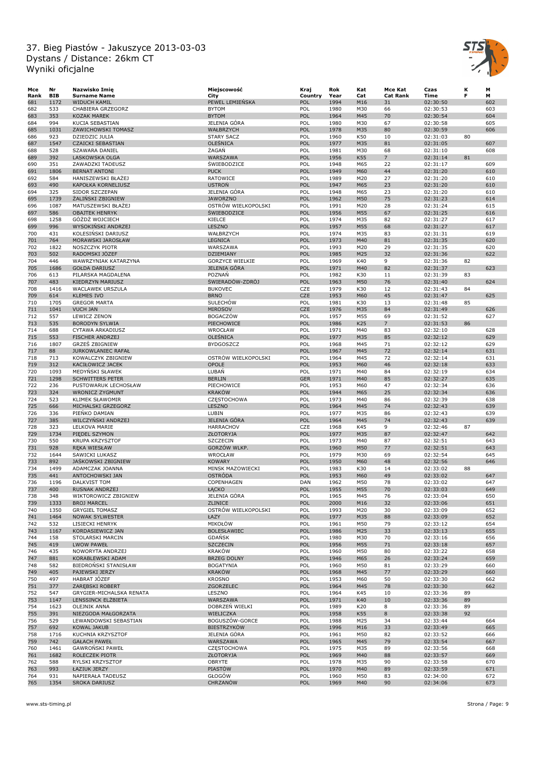# 37. Bieg Piastów - Jakuszyce 2013-03-03
Dystans / Distance: 26km CT
Wyniki oficjalne

| Mce Rank | Nr BIB | Nazwisko Imię Surname Name | Miejscowość City | Kraj Country | Rok Year | Kat Cat | Mce Kat Cat Rank | Czas Time | K F | M M |
|---|---|---|---|---|---|---|---|---|---|---|
| 681 | 1172 | WIDUCH KAMIL | PEWEL LEMIEŃSKA | POL | 1994 | M16 | 31 | 02:30:50 | | 602 |
| 682 | 533 | CHABIERA GRZEGORZ | BYTOM | POL | 1980 | M30 | 66 | 02:30:53 | | 603 |
| 683 | 353 | KOZAK MAREK | BYTOM | POL | 1964 | M45 | 70 | 02:30:54 | | 604 |
| 684 | 994 | KUCIA SEBASTIAN | JELENIA GÓRA | POL | 1980 | M30 | 67 | 02:30:58 | | 605 |
| 685 | 1031 | ZAWICHOWSKI TOMASZ | WAŁBRZYCH | POL | 1978 | M35 | 80 | 02:30:59 | | 606 |
| 686 | 923 | DZIEDZIC JULIA | STARY SACZ | POL | 1960 | K50 | 10 | 02:31:03 | 80 | |
| 687 | 1547 | CZAICKI SEBASTIAN | OLEŚNICA | POL | 1977 | M35 | 81 | 02:31:05 | | 607 |
| 688 | 528 | SZAWARA DANIEL | ŻAGAŃ | POL | 1981 | M30 | 68 | 02:31:10 | | 608 |
| 689 | 392 | LASKOWSKA OLGA | WARSZAWA | POL | 1956 | K55 | 7 | 02:31:14 | 81 | |
| 690 | 351 | ZAWADZKI TADEUSZ | ŚWIEBODZICE | POL | 1948 | M65 | 22 | 02:31:17 | | 609 |
| 691 | 1806 | BERNAT ANTONI | PUCK | POL | 1949 | M60 | 44 | 02:31:20 | | 610 |
| 692 | 584 | HANISZEWSKI BŁAŻEJ | RATOWICE | POL | 1989 | M20 | 27 | 02:31:20 | | 610 |
| 693 | 490 | KAPOŁKA KORNELIUSZ | USTROŃ | POL | 1947 | M65 | 23 | 02:31:20 | | 610 |
| 694 | 325 | SIDOR SZCZEPAN | JELENIA GÓRA | POL | 1948 | M65 | 23 | 02:31:20 | | 610 |
| 695 | 1739 | ŻALIŃSKI ZBIGNIEW | JAWORZNO | POL | 1962 | M50 | 75 | 02:31:23 | | 614 |
| 696 | 1087 | MATUSZEWSKI BŁAŻEJ | OSTRÓW WIELKOPOLSKI | POL | 1991 | M20 | 28 | 02:31:24 | | 615 |
| 697 | 586 | OBAJTEK HENRYK | ŚWIEBODZICE | POL | 1956 | M55 | 67 | 02:31:25 | | 616 |
| 698 | 1258 | GÓŹDŹ WOJCIECH | KIELCE | POL | 1974 | M35 | 82 | 02:31:27 | | 617 |
| 699 | 996 | WYSOKIŃSKI ANDRZEJ | LESZNO | POL | 1957 | M55 | 68 | 02:31:27 | | 617 |
| 700 | 431 | KOLESIŃSKI DARIUSZ | WAŁBRZYCH | POL | 1974 | M35 | 83 | 02:31:31 | | 619 |
| 701 | 764 | MORAWSKI JAROSŁAW | LEGNICA | POL | 1973 | M40 | 81 | 02:31:35 | | 620 |
| 702 | 1822 | NOSZCZYK PIOTR | WARSZAWA | POL | 1993 | M20 | 29 | 02:31:35 | | 620 |
| 703 | 502 | RADOMSKI JÓZEF | DZIEMIANY | POL | 1985 | M25 | 32 | 02:31:36 | | 622 |
| 704 | 446 | WAWRZYNIAK KATARZYNA | GORZYCE WIELKIE | POL | 1969 | K40 | 9 | 02:31:36 | 82 | |
| 705 | 1686 | GOŁDA DARIUSZ | JELENIA GÓRA | POL | 1971 | M40 | 82 | 02:31:37 | | 623 |
| 706 | 613 | PILARSKA MAGDALENA | POZNAŃ | POL | 1982 | K30 | 11 | 02:31:39 | 83 | |
| 707 | 483 | KIEDRZYN MARIUSZ | ŚWIERADÓW-ZDRÓJ | POL | 1963 | M50 | 76 | 02:31:40 | | 624 |
| 708 | 1416 | WACLAWEK URSZULA | BUKOVEC | CZE | 1979 | K30 | 12 | 02:31:43 | 84 | |
| 709 | 614 | KLEMES IVO | BRNO | CZE | 1953 | M60 | 45 | 02:31:47 | | 625 |
| 710 | 1705 | GREGOR MARTA | SULECHÓW | POL | 1981 | K30 | 13 | 02:31:48 | 85 | |
| 711 | 1041 | VUCH JAN | MIROSOV | CZE | 1976 | M35 | 84 | 02:31:49 | | 626 |
| 712 | 557 | LEWICZ ZENON | BOGACZÓW | POL | 1957 | M55 | 69 | 02:31:52 | | 627 |
| 713 | 535 | BORODYN SYLWIA | PIECHOWICE | POL | 1986 | K25 | 7 | 02:31:53 | 86 | |
| 714 | 688 | CYTAWA ARKADIUSZ | WROCŁAW | POL | 1971 | M40 | 83 | 02:32:10 | | 628 |
| 715 | 553 | FISCHER ANDRZEJ | OLEŚNICA | POL | 1977 | M35 | 85 | 02:32:12 | | 629 |
| 716 | 1807 | GRZEŚ ZBIGNIEW | BYDGOSZCZ | POL | 1968 | M45 | 71 | 02:32:12 | | 629 |
| 717 | 88 | JURKOWLANIEC RAFAŁ | | POL | 1967 | M45 | 72 | 02:32:14 | | 631 |
| 718 | 713 | KOWALCZYK ZBIGNIEW | OSTRÓW WIELKOPOLSKI | POL | 1964 | M45 | 72 | 02:32:14 | | 631 |
| 719 | 312 | KACIŁOWICZ JACEK | OPOLE | POL | 1953 | M60 | 46 | 02:32:18 | | 633 |
| 720 | 1093 | MEDYŃSKI SŁAWEK | LUBAŃ | POL | 1971 | M40 | 84 | 02:32:19 | | 634 |
| 721 | 1298 | SCHWITTERS PETER | BERLIN | GER | 1971 | M40 | 85 | 02:32:27 | | 635 |
| 722 | 236 | PUSTOWARUK LECHOSŁAW | PIECHOWICE | POL | 1953 | M60 | 47 | 02:32:34 | | 636 |
| 723 | 324 | WRONICZ ZYGMUNT | KRAKÓW | POL | 1944 | M65 | 25 | 02:32:34 | | 636 |
| 724 | 523 | KLIMEK SŁAWOMIR | CZĘSTOCHOWA | POL | 1973 | M40 | 86 | 02:32:39 | | 638 |
| 725 | 666 | MICHALSKI GRZEGORZ | LESZNO | POL | 1964 | M45 | 74 | 02:32:43 | | 639 |
| 726 | 336 | PIEŃKO DAMIAN | LUBIN | POL | 1977 | M35 | 86 | 02:32:43 | | 639 |
| 727 | 385 | WILCZYŃSKI ANDRZEJ | JELENIA GÓRA | POL | 1964 | M45 | 74 | 02:32:43 | | 639 |
| 728 | 323 | LELKOVA MARIE | HARRACHOV | CZE | 1968 | K45 | 9 | 02:32:46 | 87 | |
| 729 | 1734 | PIĘDEL SZYMON | ZŁOTORYJA | POL | 1977 | M35 | 87 | 02:32:47 | | 642 |
| 730 | 550 | KRUPA KRZYSZTOF | SZCZECIN | POL | 1973 | M40 | 87 | 02:32:51 | | 643 |
| 731 | 928 | RĘKA WIESŁAW | GORZÓW WLKP. | POL | 1960 | M50 | 77 | 02:32:51 | | 643 |
| 732 | 1644 | SAWICKI LUKASZ | WROCŁAW | POL | 1979 | M30 | 69 | 02:32:54 | | 645 |
| 733 | 892 | JAŚKOWSKI ZBIGNIEW | KOWARY | POL | 1950 | M60 | 48 | 02:32:56 | | 646 |
| 734 | 1499 | ADAMCZAK JOANNA | MIŃSK MAZOWIECKI | POL | 1983 | K30 | 14 | 02:33:02 | 88 | |
| 735 | 441 | ANTOCHOWSKI JAN | OSTRÓDA | POL | 1953 | M60 | 49 | 02:33:02 | | 647 |
| 736 | 1196 | DALKVIST TOM | COPENHAGEN | DAN | 1962 | M50 | 78 | 02:33:02 | | 647 |
| 737 | 400 | RUSNAK ANDRZEJ | ŁĄCKO | POL | 1955 | M55 | 70 | 02:33:03 | | 649 |
| 738 | 348 | WIKTOROWICZ ZBIGNIEW | JELENIA GÓRA | POL | 1965 | M45 | 76 | 02:33:04 | | 650 |
| 739 | 1333 | BROJ MARCEL | ZLINICE | POL | 2000 | M16 | 32 | 02:33:06 | | 651 |
| 740 | 1350 | GRYGIEL TOMASZ | OSTRÓW WIELKOPOLSKI | POL | 1993 | M20 | 30 | 02:33:09 | | 652 |
| 741 | 1464 | NOWAK SYLWESTER | ŁAZY | POL | 1977 | M35 | 88 | 02:33:09 | | 652 |
| 742 | 532 | LISIECKI HENRYK | MIKOŁÓW | POL | 1961 | M50 | 79 | 02:33:12 | | 654 |
| 743 | 1167 | KORDASIEWICZ JAN | BOLESŁAWIEC | POL | 1986 | M25 | 33 | 02:33:13 | | 655 |
| 744 | 158 | STOLARSKI MARCIN | GDAŃSK | POL | 1980 | M30 | 70 | 02:33:16 | | 656 |
| 745 | 419 | LWOW PAWEŁ | SZCZECIN | POL | 1956 | M55 | 71 | 02:33:18 | | 657 |
| 746 | 435 | NOWORYTA ANDRZEJ | KRAKÓW | POL | 1960 | M50 | 80 | 02:33:22 | | 658 |
| 747 | 881 | KORABLEWSKI ADAM | BRZEG DOLNY | POL | 1946 | M65 | 26 | 02:33:24 | | 659 |
| 748 | 582 | BIEDROŃSKI STANISŁAW | BOGATYNIA | POL | 1960 | M50 | 81 | 02:33:29 | | 660 |
| 749 | 405 | PAJEWSKI JERZY | KRAKÓW | POL | 1968 | M45 | 77 | 02:33:29 | | 660 |
| 750 | 497 | HABRAT JÓZEF | KROSNO | POL | 1953 | M60 | 50 | 02:33:30 | | 662 |
| 751 | 377 | ZARĘBSKI ROBERT | ZGORZELEC | POL | 1964 | M45 | 78 | 02:33:30 | | 662 |
| 752 | 547 | GRYGIER-MICHALSKA RENATA | LESZNO | POL | 1964 | K45 | 10 | 02:33:36 | 89 | |
| 753 | 1147 | LENSSINCK ELŻBIETA | WARSZAWA | POL | 1971 | K40 | 10 | 02:33:36 | 89 | |
| 754 | 1623 | OLEJNIK ANNA | DOBRZEŃ WIELKI | POL | 1989 | K20 | 8 | 02:33:36 | 89 | |
| 755 | 391 | NIEZGODA MAŁGORZATA | WIELICZKA | POL | 1958 | K55 | 8 | 02:33:38 | 92 | |
| 756 | 529 | LEWANDOWSKI SEBASTIAN | BOGUSZÓW-GORCE | POL | 1988 | M25 | 34 | 02:33:44 | | 664 |
| 757 | 692 | KOWAL JAKUB | BIESTRZYKÓW | POL | 1996 | M16 | 33 | 02:33:49 | | 665 |
| 758 | 1716 | KUCHNIA KRZYSZTOF | JELENIA GÓRA | POL | 1961 | M50 | 82 | 02:33:52 | | 666 |
| 759 | 742 | GAŁACH PAWEŁ | WARSZAWA | POL | 1965 | M45 | 79 | 02:33:54 | | 667 |
| 760 | 1461 | GAWROŃSKI PAWEŁ | CZĘSTOCHOWA | POL | 1975 | M35 | 89 | 02:33:56 | | 668 |
| 761 | 1682 | ROLECZEK PIOTR | ZŁOTORYJA | POL | 1969 | M40 | 88 | 02:33:57 | | 669 |
| 762 | 588 | RYLSKI KRZYSZTOF | OBRYTE | POL | 1978 | M35 | 90 | 02:33:58 | | 670 |
| 763 | 993 | ŁAZIUK JERZY | PIASTÓW | POL | 1970 | M40 | 89 | 02:33:59 | | 671 |
| 764 | 931 | NAPIERAŁA TADEUSZ | GŁOGÓW | POL | 1960 | M50 | 83 | 02:34:00 | | 672 |
| 765 | 1354 | SROKA DARIUSZ | CHRZANÓW | POL | 1969 | M40 | 90 | 02:34:06 | | 673 |

www.sts-timing.pl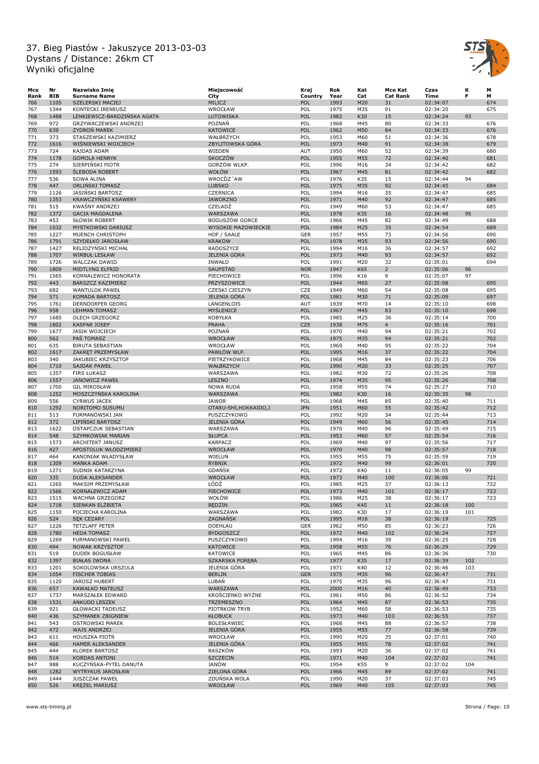# 37. Bieg Piastów - Jakuszyce 2013-03-03
# Dystans / Distance: 26km CT
# Wyniki oficjalne

| Mce Rank | Nr BIB | Nazwisko Imię Surname Name | Miejscowość City | Kraj Country | Rok Year | Kat Cat | Mce Kat Cat Rank | Czas Time | K F | M M |
|---|---|---|---|---|---|---|---|---|---|---|
| 766 | 1105 | SZELERSKI MACIEJ | MILICZ | POL | 1993 | M20 | 31 | 02:34:07 | | 674 |
| 767 | 1344 | KONTECKI IRENEUSZ | WROCŁAW | POL | 1975 | M35 | 91 | 02:34:20 | | 675 |
| 768 | 1488 | LENKIEWICZ-BARDZIŃSKA AGATA | LUTOWISKA | POL | 1982 | K30 | 15 | 02:34:24 | 93 | |
| 769 | 972 | GRZYWACZEWSKI ANDRZEJ | POZNAŃ | POL | 1968 | M45 | 80 | 02:34:33 | | 676 |
| 770 | 639 | ZYDROŃ MAREK | KATOWICE | POL | 1962 | M50 | 84 | 02:34:33 | | 676 |
| 771 | 373 | STASZEWSKI KAZIMIERZ | WAŁBRZYCH | POL | 1953 | M60 | 51 | 02:34:36 | | 678 |
| 772 | 1616 | WIŚNIEWSKI WOJCIECH | ZBYLITOWSKA GÓRA | POL | 1973 | M40 | 91 | 02:34:38 | | 679 |
| 773 | 724 | KAJDAS ADAM | WIEDEN | AUT | 1950 | M60 | 52 | 02:34:39 | | 680 |
| 774 | 1178 | GOMOLA HENRYK | SKOCZÓW | POL | 1955 | M55 | 72 | 02:34:40 | | 681 |
| 775 | 274 | SIERPIŃSKI PIOTR | GORZÓW WLKP. | POL | 1996 | M16 | 34 | 02:34:42 | | 682 |
| 776 | 1593 | ŚLEBODA ROBERT | WOŁÓW | POL | 1967 | M45 | 81 | 02:34:42 | | 682 |
| 777 | 536 | SOWA ALINA | WROCĎŽ˝AW | POL | 1976 | K35 | 15 | 02:34:44 | 94 | |
| 778 | 447 | ORLIŃSKI TOMASZ | LUBSKO | POL | 1975 | M35 | 92 | 02:34:45 | | 684 |
| 779 | 1126 | JASIŃSKI BARTOSZ | CZERNICA | POL | 1994 | M16 | 35 | 02:34:47 | | 685 |
| 780 | 1353 | KRAWCZYŃSKI KSAWERY | JAWORZNO | POL | 1971 | M40 | 92 | 02:34:47 | | 685 |
| 781 | 515 | KWAŚNY ANDRZEJ | CZELADŹ | POL | 1949 | M60 | 53 | 02:34:47 | | 685 |
| 782 | 1372 | GACIA MAGDALENA | WARSZAWA | POL | 1978 | K35 | 16 | 02:34:48 | 95 | |
| 783 | 453 | SŁOWIK ROBERT | BOGUSZÓW GORCE | POL | 1966 | M45 | 82 | 02:34:49 | | 688 |
| 784 | 1032 | MYSTKOWSKI DARIUSZ | WYSOKIE MAZOWIECKIE | POL | 1984 | M25 | 35 | 02:34:54 | | 689 |
| 785 | 1227 | MUENCH CHRISTOPH | HOF / SAALE | GER | 1957 | M55 | 73 | 02:34:56 | | 690 |
| 786 | 1791 | SZYDEŁKO JAROSŁAW | KRAKÓW | POL | 1978 | M35 | 93 | 02:34:56 | | 690 |
| 787 | 1427 | RELIDZYŃSKI MICHAŁ | RADOSZYCE | POL | 1994 | M16 | 36 | 02:34:57 | | 692 |
| 788 | 1707 | WIRBUŁ LESŁAW | JELENIA GÓRA | POL | 1973 | M40 | 93 | 02:34:57 | | 692 |
| 789 | 1726 | WALCZAK DAWID | INWAŁD | POL | 1991 | M20 | 32 | 02:35:01 | | 694 |
| 790 | 1809 | MIDTLYNG ELFRID | SAUPSTAD | NOR | 1947 | K65 | 2 | 02:35:06 | 96 | |
| 791 | 1565 | KORNALEWICZ HONORATA | PIECHOWICE | POL | 1996 | K16 | 9 | 02:35:07 | 97 | |
| 792 | 443 | BARSZCZ KAZIMIERZ | PRZYSZOWICE | POL | 1944 | M65 | 27 | 02:35:08 | | 695 |
| 793 | 682 | WANTULOK PAWEŁ | CZESKI CIESZYN | CZE | 1949 | M60 | 54 | 02:35:08 | | 695 |
| 794 | 571 | KOMADA BARTOSZ | JELENIA GÓRA | POL | 1981 | M30 | 71 | 02:35:09 | | 697 |
| 795 | 1761 | DERNDORFER GEORG | LANGENLOIS | AUT | 1939 | M70 | 14 | 02:35:10 | | 698 |
| 796 | 958 | LEHMAN TOMASZ | MYŚLENICE | POL | 1967 | M45 | 83 | 02:35:10 | | 698 |
| 797 | 1685 | OLECH GRZEGORZ | KOBYŁKA | POL | 1985 | M25 | 36 | 02:35:14 | | 700 |
| 798 | 1802 | KASPAR JOSEF | PRAHA | CZE | 1938 | M75 | 4 | 02:35:16 | | 701 |
| 799 | 1677 | JASIK WOJCIECH | POZNAŃ | POL | 1970 | M40 | 94 | 02:35:21 | | 702 |
| 800 | 562 | PAŚ TOMASZ | WROCŁAW | POL | 1975 | M35 | 94 | 02:35:21 | | 702 |
| 801 | 635 | BIRUTA SEBASTIAN | WROCŁAW | POL | 1969 | M40 | 95 | 02:35:22 | | 704 |
| 802 | 1617 | ZAKRĘT PRZEMYSŁAW | PAWŁÓW WLP. | POL | 1995 | M16 | 37 | 02:35:22 | | 704 |
| 803 | 340 | JAKUBIEC KRZYSZTOF | PIETRZYKOWICE | POL | 1968 | M45 | 84 | 02:35:23 | | 706 |
| 804 | 1710 | SAJDAK PAWEŁ | WAŁBRZYCH | POL | 1990 | M20 | 33 | 02:35:25 | | 707 |
| 805 | 1357 | FIRS ŁUKASZ | WARSZAWA | POL | 1982 | M30 | 72 | 02:35:26 | | 708 |
| 806 | 1557 | JANOWICZ PAWEŁ | LESZNO | POL | 1974 | M35 | 95 | 02:35:26 | | 708 |
| 807 | 1700 | GIL MIROSŁAW | NOWA RUDA | POL | 1958 | M55 | 74 | 02:35:27 | | 710 |
| 808 | 1252 | MOSZCZYŃSKA KAROLINA | WARSZAWA | POL | 1982 | K30 | 16 | 02:35:35 | 98 | |
| 809 | 556 | CYRWUS JACEK | JAWOR | POL | 1968 | M45 | 85 | 02:35:40 | | 711 |
| 810 | 1292 | NORITOMO SUSUMU | OTARU-SHI,HOKKAIDO,J | JPN | 1951 | M60 | 55 | 02:35:42 | | 712 |
| 811 | 513 | FURMANOWSKI JAN | PUSZCZYKOWO | POL | 1992 | M20 | 34 | 02:35:44 | | 713 |
| 812 | 372 | LIPIŃSKI BARTOSZ | JELENIA GÓRA | POL | 1949 | M60 | 56 | 02:35:45 | | 714 |
| 813 | 1622 | OSTAPCZUK SEBASTIAN | WARSZAWA | POL | 1970 | M40 | 96 | 02:35:49 | | 715 |
| 814 | 548 | SZYMKOWIAK MARIAN | SŁUPCA | POL | 1953 | M60 | 57 | 02:35:54 | | 716 |
| 815 | 1573 | ARCHITEKT JANUSZ | KARPACZ | POL | 1969 | M40 | 97 | 02:35:56 | | 717 |
| 816 | 427 | APOSTOLUK WŁODZIMIERZ | WROCŁAW | POL | 1970 | M40 | 98 | 02:35:57 | | 718 |
| 817 | 464 | KANONIAK WŁADYSŁAW | WIELUŃ | POL | 1955 | M55 | 75 | 02:35:59 | | 719 |
| 818 | 1309 | MAŃKA ADAM | RYBNIK | POL | 1972 | M40 | 99 | 02:36:01 | | 720 |
| 819 | 1271 | SUDNIK KATARZYNA | GDAŃSK | POL | 1972 | K40 | 11 | 02:36:05 | 99 | |
| 820 | 335 | DUDA ALEKSANDER | WROCŁAW | POL | 1973 | M40 | 100 | 02:36:06 | | 721 |
| 821 | 1265 | MAKSIM PRZEMYSŁAW | ŁÓDŹ | POL | 1985 | M25 | 37 | 02:36:13 | | 722 |
| 822 | 1566 | KORNALEWICZ ADAM | PIECHOWICE | POL | 1973 | M40 | 101 | 02:36:17 | | 723 |
| 823 | 1515 | WACHNA GRZEGORZ | WOŁÓW | POL | 1986 | M25 | 38 | 02:36:17 | | 723 |
| 824 | 1718 | SIENKAN ELŻBIETA | BĘDZIN | POL | 1965 | K45 | 11 | 02:36:18 | 100 | |
| 825 | 1150 | POCIECHA KAROLINA | WARSZAWA | POL | 1982 | K30 | 17 | 02:36:19 | 101 | |
| 826 | 524 | SĘK CEZARY | ZAGNAŃSK | POL | 1995 | M16 | 38 | 02:36:19 | | 725 |
| 827 | 1226 | TETZLAFF PETER | DOEHLAU | GER | 1962 | M50 | 85 | 02:36:23 | | 726 |
| 828 | 1780 | HEDA TOMASZ | BYDGOSZCZ | POL | 1972 | M40 | 102 | 02:36:24 | | 727 |
| 829 | 1269 | FURMANOWSKI PAWEŁ | PUSZCZYKOWO | POL | 1994 | M16 | 39 | 02:36:25 | | 728 |
| 830 | 494 | NOWAK KRZYSZTOF | KATOWICE | POL | 1958 | M55 | 76 | 02:36:29 | | 729 |
| 831 | 519 | DUDEK BOGUSŁAW | KATOWICE | POL | 1965 | M45 | 86 | 02:36:36 | | 730 |
| 832 | 1397 | BIAŁAS IWONA | SZKARSKA PORĘBA | POL | 1977 | K35 | 17 | 02:36:39 | 102 | |
| 833 | 1201 | SOKOLOWSKA URSZULA | JELENIA GÓRA | POL | 1971 | K40 | 12 | 02:36:46 | 103 | |
| 834 | 1054 | FISCHER TOBIAS | BERLIN | GER | 1975 | M35 | 96 | 02:36:47 | | 731 |
| 835 | 1120 | JAROSZ HUBERT | LUBAŃ | POL | 1975 | M35 | 96 | 02:36:47 | | 731 |
| 836 | 657 | KAWAŁKO MATEUSZ | WARSZAWA | POL | 2000 | M16 | 40 | 02:36:49 | | 733 |
| 837 | 1737 | MARSZAŁEK EDWARD | KROŚCIENKO WYŻNE | POL | 1961 | M50 | 86 | 02:36:52 | | 734 |
| 838 | 1531 | ANKUDO LESZEK | TRZEMESZNO | POL | 1964 | M45 | 87 | 02:36:53 | | 735 |
| 839 | 921 | GŁOWACKI TADEUSZ | PIOTRKOW TRYB | POL | 1952 | M60 | 58 | 02:36:53 | | 735 |
| 840 | 436 | SZYMANEK ZBIGNIEW | KŁOBUCK | POL | 1973 | M40 | 103 | 02:36:55 | | 737 |
| 841 | 543 | OSTROWSKI MAREK | BOLESŁAWIEC | POL | 1968 | M45 | 88 | 02:36:57 | | 738 |
| 842 | 472 | WAJS ANDRZEJ | JELENIA GÓRA | POL | 1955 | M55 | 77 | 02:36:58 | | 739 |
| 843 | 611 | HOUSZKA PIOTR | WROCŁAW | POL | 1990 | M20 | 35 | 02:37:01 | | 740 |
| 844 | 466 | HAMER ALEKSANDER | JELENIA GÓRA | POL | 1955 | M55 | 78 | 02:37:02 | | 741 |
| 845 | 444 | KLOREK BARTOSZ | RASZKÓW | POL | 1993 | M20 | 36 | 02:37:02 | | 741 |
| 846 | 514 | KORDAS ANTONI | SZCZECIN | POL | 1971 | M40 | 104 | 02:37:02 | | 741 |
| 847 | 988 | KUCZYŃSKA-PYTEL DANUTA | JANÓW | POL | 1954 | K55 | 9 | 02:37:02 | 104 | |
| 848 | 1282 | WYTRYKUS JAROSŁAW | ZIELONA GÓRA | POL | 1966 | M45 | 89 | 02:37:02 | | 741 |
| 849 | 1444 | JUSZCZAK PAWEŁ | ZDUŃSKA WOLA | POL | 1990 | M20 | 37 | 02:37:03 | | 745 |
| 850 | 526 | KRĘŻEL MARIUSZ | WROCŁAW | POL | 1969 | M40 | 105 | 02:37:03 | | 745 |

www.sts-timing.pl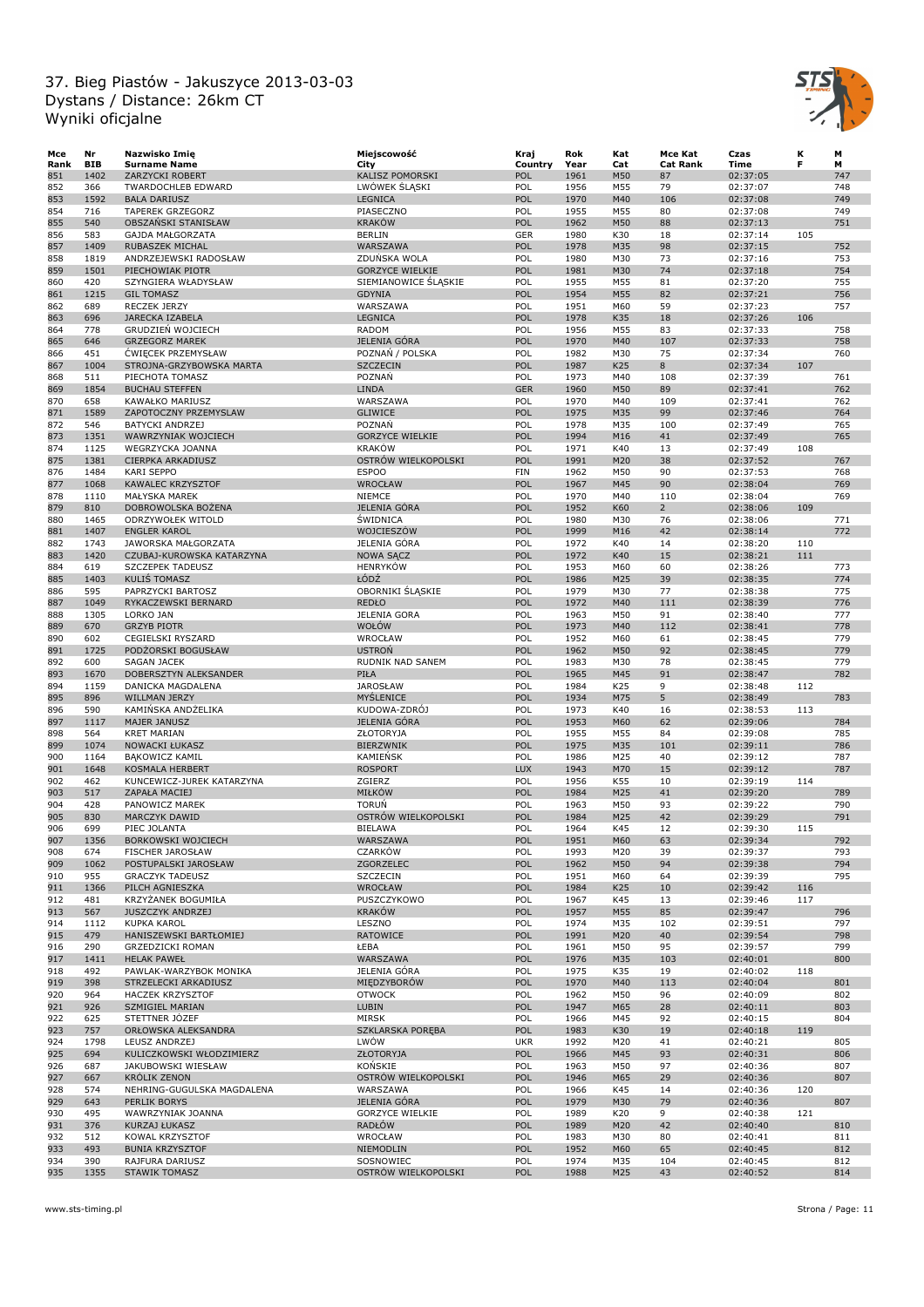# 37. Bieg Piastów - Jakuszyce 2013-03-03
# Dystans / Distance: 26km CT
# Wyniki oficjalne

| Mce Rank | Nr BIB | Nazwisko Imię Surname Name | Miejscowość City | Kraj Country | Rok Year | Kat Cat | Mce Kat Cat Rank | Czas Time | K F | M M |
|---|---|---|---|---|---|---|---|---|---|---|
| 851 | 1402 | ZARZYCKI ROBERT | KALISZ POMORSKI | POL | 1961 | M50 | 87 | 02:37:05 | | 747 |
| 852 | 366 | TWARDOCHLEB EDWARD | LWÓWEK ŚLĄSKI | POL | 1956 | M55 | 79 | 02:37:07 | | 748 |
| 853 | 1592 | BALA DARIUSZ | LEGNICA | POL | 1970 | M40 | 106 | 02:37:08 | | 749 |
| 854 | 716 | TAPEREK GRZEGORZ | PIASECZNO | POL | 1955 | M55 | 80 | 02:37:08 | | 749 |
| 855 | 540 | OBSZAŃSKI STANISŁAW | KRAKÓW | POL | 1962 | M50 | 88 | 02:37:13 | | 751 |
| 856 | 583 | GAJDA MAŁGORZATA | BERLIN | GER | 1980 | K30 | 18 | 02:37:14 | 105 | |
| 857 | 1409 | RUBASZEK MICHAL | WARSZAWA | POL | 1978 | M35 | 98 | 02:37:15 | | 752 |
| 858 | 1819 | ANDRZEJEWSKI RADOSŁAW | ZDUŃSKA WOLA | POL | 1980 | M30 | 73 | 02:37:16 | | 753 |
| 859 | 1501 | PIECHOWIAK PIOTR | GORZYCE WIELKIE | POL | 1981 | M30 | 74 | 02:37:18 | | 754 |
| 860 | 420 | SZYNGIERA WŁADYSŁAW | SIEMIANOWICE ŚLĄSKIE | POL | 1955 | M55 | 81 | 02:37:20 | | 755 |
| 861 | 1215 | GIL TOMASZ | GDYNIA | POL | 1954 | M55 | 82 | 02:37:21 | | 756 |
| 862 | 689 | RECZEK JERZY | WARSZAWA | POL | 1951 | M60 | 59 | 02:37:23 | | 757 |
| 863 | 696 | JARECKA IZABELA | LEGNICA | POL | 1978 | K35 | 18 | 02:37:26 | 106 | |
| 864 | 778 | GRUDZIEŃ WOJCIECH | RADOM | POL | 1956 | M55 | 83 | 02:37:33 | | 758 |
| 865 | 646 | GRZEGORZ MAREK | JELENIA GÓRA | POL | 1970 | M40 | 107 | 02:37:33 | | 758 |
| 866 | 451 | ĆWIĘCEK PRZEMYSŁAW | POZNAŃ / POLSKA | POL | 1982 | M30 | 75 | 02:37:34 | | 760 |
| 867 | 1004 | STROJNA-GRZYBOWSKA MARTA | SZCZECIN | POL | 1987 | K25 | 8 | 02:37:34 | 107 | |
| 868 | 511 | PIECHOTA TOMASZ | POZNAŃ | POL | 1973 | M40 | 108 | 02:37:39 | | 761 |
| 869 | 1854 | BUCHAU STEFFEN | LINDA | GER | 1960 | M50 | 89 | 02:37:41 | | 762 |
| 870 | 658 | KAWAŁKO MARIUSZ | WARSZAWA | POL | 1970 | M40 | 109 | 02:37:41 | | 762 |
| 871 | 1589 | ZAPOTOCZNY PRZEMYSLAW | GLIWICE | POL | 1975 | M35 | 99 | 02:37:46 | | 764 |
| 872 | 546 | BATYCKI ANDRZEJ | POZNAŃ | POL | 1978 | M35 | 100 | 02:37:49 | | 765 |
| 873 | 1351 | WAWRZYNIAK WOJCIECH | GORZYCE WIELKIE | POL | 1994 | M16 | 41 | 02:37:49 | | 765 |
| 874 | 1125 | WEGRZYCKA JOANNA | KRAKÓW | POL | 1971 | K40 | 13 | 02:37:49 | 108 | |
| 875 | 1381 | CIERPKA ARKADIUSZ | OSTRÓW WIELKOPOLSKI | POL | 1991 | M20 | 38 | 02:37:52 | | 767 |
| 876 | 1484 | KARI SEPPO | ESPOO | FIN | 1962 | M50 | 90 | 02:37:53 | | 768 |
| 877 | 1068 | KAWALEC KRZYSZTOF | WROCŁAW | POL | 1967 | M45 | 90 | 02:38:04 | | 769 |
| 878 | 1110 | MAŁYSKA MAREK | NIEMCE | POL | 1970 | M40 | 110 | 02:38:04 | | 769 |
| 879 | 810 | DOBROWOLSKA BOŻENA | JELENIA GÓRA | POL | 1952 | K60 | 2 | 02:38:06 | 109 | |
| 880 | 1465 | ODRZYWOŁEK WITOLD | ŚWIDNICA | POL | 1980 | M30 | 76 | 02:38:06 | | 771 |
| 881 | 1407 | ENGLER KAROL | WOJCIESZÓW | POL | 1999 | M16 | 42 | 02:38:14 | | 772 |
| 882 | 1743 | JAWORSKA MAŁGORZATA | JELENIA GÓRA | POL | 1972 | K40 | 14 | 02:38:20 | 110 | |
| 883 | 1420 | CZUBAJ-KUROWSKA KATARZYNA | NOWA SĄCZ | POL | 1972 | K40 | 15 | 02:38:21 | 111 | |
| 884 | 619 | SZCZEPEK TADEUSZ | HENRYKÓW | POL | 1953 | M60 | 60 | 02:38:26 | | 773 |
| 885 | 1403 | KULIŚ TOMASZ | ŁÓDŹ | POL | 1986 | M25 | 39 | 02:38:35 | | 774 |
| 886 | 595 | PAPRZYCKI BARTOSZ | OBORNIKI ŚLĄSKIE | POL | 1979 | M30 | 77 | 02:38:38 | | 775 |
| 887 | 1049 | RYKACZEWSKI BERNARD | REDŁO | POL | 1972 | M40 | 111 | 02:38:39 | | 776 |
| 888 | 1305 | LORKO JAN | JELENIA GORA | POL | 1963 | M50 | 91 | 02:38:40 | | 777 |
| 889 | 670 | GRZYB PIOTR | WOŁÓW | POL | 1973 | M40 | 112 | 02:38:41 | | 778 |
| 890 | 602 | CEGIELSKI RYSZARD | WROCŁAW | POL | 1952 | M60 | 61 | 02:38:45 | | 779 |
| 891 | 1725 | PODŻORSKI BOGUSŁAW | USTROŃ | POL | 1962 | M50 | 92 | 02:38:45 | | 779 |
| 892 | 600 | SAGAN JACEK | RUDNIK NAD SANEM | POL | 1983 | M30 | 78 | 02:38:45 | | 779 |
| 893 | 1670 | DOBERSZTYN ALEKSANDER | PIŁA | POL | 1965 | M45 | 91 | 02:38:47 | | 782 |
| 894 | 1159 | DANICKA MAGDALENA | JAROSŁAW | POL | 1984 | K25 | 9 | 02:38:48 | 112 | |
| 895 | 896 | WILLMAN JERZY | MYŚLENICE | POL | 1934 | M75 | 5 | 02:38:49 | | 783 |
| 896 | 590 | KAMIŃSKA ANDŻELIKA | KUDOWA-ZDRÓJ | POL | 1973 | K40 | 16 | 02:38:53 | 113 | |
| 897 | 1117 | MAJER JANUSZ | JELENIA GÓRA | POL | 1953 | M60 | 62 | 02:39:06 | | 784 |
| 898 | 564 | KRET MARIAN | ZŁOTORYJA | POL | 1955 | M55 | 84 | 02:39:08 | | 785 |
| 899 | 1074 | NOWACKI ŁUKASZ | BIERZWNIK | POL | 1975 | M35 | 101 | 02:39:11 | | 786 |
| 900 | 1164 | BĄKOWICZ KAMIL | KAMIEŃSK | POL | 1986 | M25 | 40 | 02:39:12 | | 787 |
| 901 | 1648 | KOSMALA HERBERT | ROSPORT | LUX | 1943 | M70 | 15 | 02:39:12 | | 787 |
| 902 | 462 | KUNCEWICZ-JUREK KATARZYNA | ZGIERZ | POL | 1956 | K55 | 10 | 02:39:19 | 114 | |
| 903 | 517 | ZAPAŁA MACIEJ | MIŁKÓW | POL | 1984 | M25 | 41 | 02:39:20 | | 789 |
| 904 | 428 | PANOWICZ MAREK | TORUŃ | POL | 1963 | M50 | 93 | 02:39:22 | | 790 |
| 905 | 830 | MARCZYK DAWID | OSTRÓW WIELKOPOLSKI | POL | 1984 | M25 | 42 | 02:39:29 | | 791 |
| 906 | 699 | PIEC JOLANTA | BIELAWA | POL | 1964 | K45 | 12 | 02:39:30 | 115 | |
| 907 | 1356 | BORKOWSKI WOJCIECH | WARSZAWA | POL | 1951 | M60 | 63 | 02:39:34 | | 792 |
| 908 | 674 | FISCHER JAROSŁAW | CZARKÓW | POL | 1993 | M20 | 39 | 02:39:37 | | 793 |
| 909 | 1062 | POSTUPALSKI JAROSŁAW | ZGORZELEC | POL | 1962 | M50 | 94 | 02:39:38 | | 794 |
| 910 | 955 | GRACZYK TADEUSZ | SZCZECIN | POL | 1951 | M60 | 64 | 02:39:39 | | 795 |
| 911 | 1366 | PILCH AGNIESZKA | WROCŁAW | POL | 1984 | K25 | 10 | 02:39:42 | 116 | |
| 912 | 481 | KRZYŻANEK BOGUMIŁA | PUSZCZYKOWO | POL | 1967 | K45 | 13 | 02:39:46 | 117 | |
| 913 | 567 | JUSZCZYK ANDRZEJ | KRAKÓW | POL | 1957 | M55 | 85 | 02:39:47 | | 796 |
| 914 | 1112 | KUPKA KAROL | LESZNO | POL | 1974 | M35 | 102 | 02:39:51 | | 797 |
| 915 | 479 | HANISZEWSKI BARTŁOMIEJ | RATOWICE | POL | 1991 | M20 | 40 | 02:39:54 | | 798 |
| 916 | 290 | GRZEDZICKI ROMAN | ŁEBA | POL | 1961 | M50 | 95 | 02:39:57 | | 799 |
| 917 | 1411 | HELAK PAWEŁ | WARSZAWA | POL | 1976 | M35 | 103 | 02:40:01 | | 800 |
| 918 | 492 | PAWLAK-WARZYBOK MONIKA | JELENIA GÓRA | POL | 1975 | K35 | 19 | 02:40:02 | 118 | |
| 919 | 398 | STRZELECKI ARKADIUSZ | MIĘDZYBORÓW | POL | 1970 | M40 | 113 | 02:40:04 | | 801 |
| 920 | 964 | HACZEK KRZYSZTOF | OTWOCK | POL | 1962 | M50 | 96 | 02:40:09 | | 802 |
| 921 | 926 | SZMIGIEL MARIAN | LUBIN | POL | 1947 | M65 | 28 | 02:40:11 | | 803 |
| 922 | 625 | STETTNER JÓZEF | MIRSK | POL | 1966 | M45 | 92 | 02:40:15 | | 804 |
| 923 | 757 | ORŁOWSKA ALEKSANDRA | SZKLARSKA PORĘBA | POL | 1983 | K30 | 19 | 02:40:18 | 119 | |
| 924 | 1798 | LEUSZ ANDRZEJ | LWÓW | UKR | 1992 | M20 | 41 | 02:40:21 | | 805 |
| 925 | 694 | KULICZKOWSKI WŁODZIMIERZ | ZŁOTORYJA | POL | 1966 | M45 | 93 | 02:40:31 | | 806 |
| 926 | 687 | JAKUBOWSKI WIESŁAW | KOŃSKIE | POL | 1963 | M50 | 97 | 02:40:36 | | 807 |
| 927 | 667 | KRÓLIK ZENON | OSTRÓW WIELKOPOLSKI | POL | 1946 | M65 | 29 | 02:40:36 | | 807 |
| 928 | 574 | NEHRING-GUGULSKA MAGDALENA | WARSZAWA | POL | 1966 | K45 | 14 | 02:40:36 | 120 | |
| 929 | 643 | PERLIK BORYS | JELENIA GÓRA | POL | 1979 | M30 | 79 | 02:40:36 | | 807 |
| 930 | 495 | WAWRZYNIAK JOANNA | GORZYCE WIELKIE | POL | 1989 | K20 | 9 | 02:40:38 | 121 | |
| 931 | 376 | KURZAJ ŁUKASZ | RADŁÓW | POL | 1989 | M20 | 42 | 02:40:40 | | 810 |
| 932 | 512 | KOWAL KRZYSZTOF | WROCŁAW | POL | 1983 | M30 | 80 | 02:40:41 | | 811 |
| 933 | 493 | BUNIA KRZYSZTOF | NIEMODLIN | POL | 1952 | M60 | 65 | 02:40:45 | | 812 |
| 934 | 390 | RAJFURA DARIUSZ | SOSNOWIEC | POL | 1974 | M35 | 104 | 02:40:45 | | 812 |
| 935 | 1355 | STAWIK TOMASZ | OSTRÓW WIELKOPOLSKI | POL | 1988 | M25 | 43 | 02:40:52 | | 814 |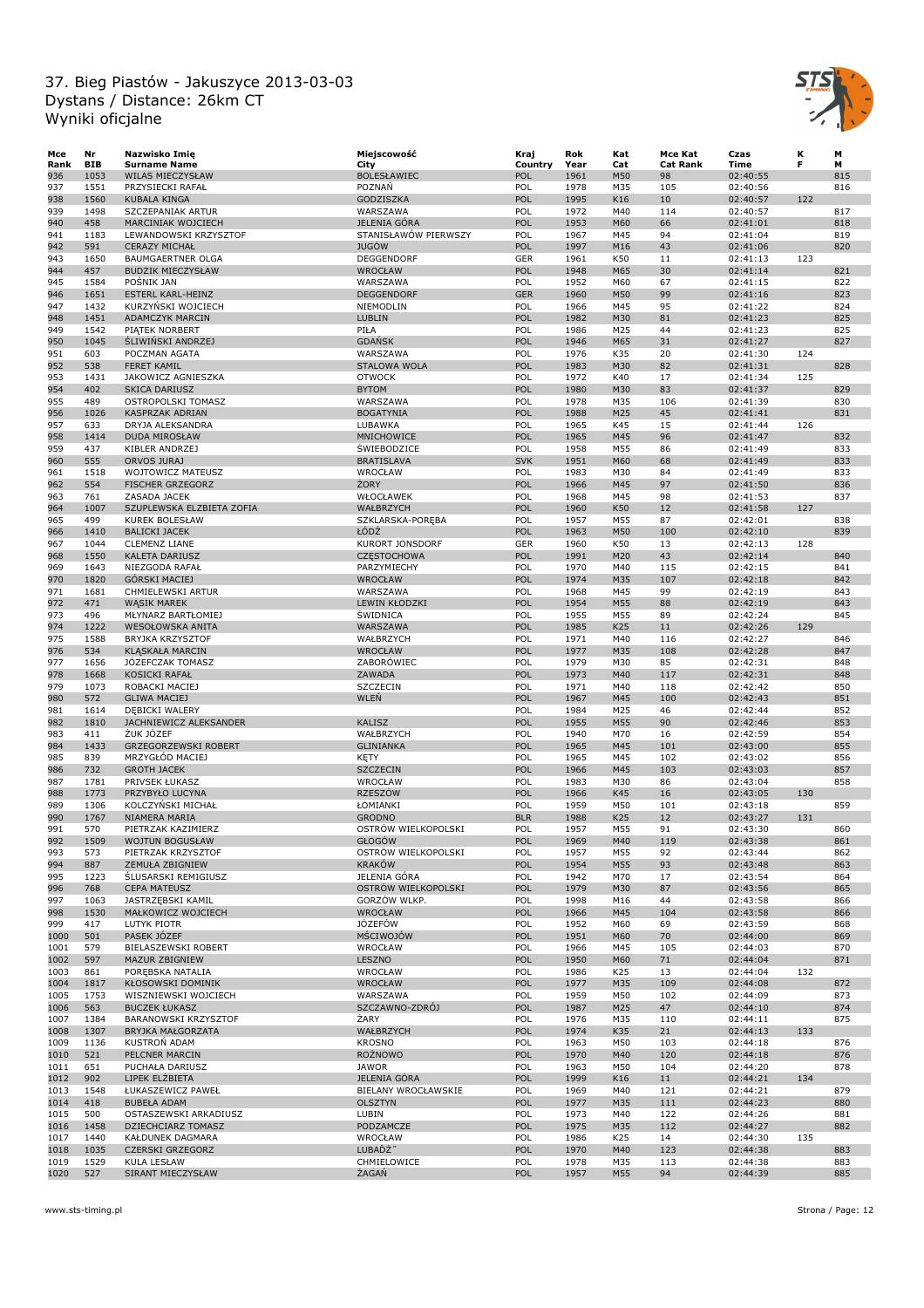# 37. Bieg Piastów - Jakuszyce 2013-03-03
Dystans / Distance: 26km CT
Wyniki oficjalne

| Mce Rank | Nr BIB | Nazwisko Imię Surname Name | Miejscowość City | Kraj Country | Rok Year | Kat Cat | Mce Kat Cat Rank | Czas Time | K F | M M |
|---|---|---|---|---|---|---|---|---|---|---|
| 936 | 1053 | WILAS MIECZYSŁAW | BOLESŁAWIEC | POL | 1961 | M50 | 98 | 02:40:55 | | 815 |
| 937 | 1551 | PRZYSIECKI RAFAŁ | POZNAŃ | POL | 1978 | M35 | 105 | 02:40:56 | | 816 |
| 938 | 1560 | KUBALA KINGA | GODZISZKA | POL | 1995 | K16 | 10 | 02:40:57 | 122 | |
| 939 | 1498 | SZCZEPANIAK ARTUR | WARSZAWA | POL | 1972 | M40 | 114 | 02:40:57 | | 817 |
| 940 | 458 | MARCINIAK WOJCIECH | JELENIA GÓRA | POL | 1953 | M60 | 66 | 02:41:01 | | 818 |
| 941 | 1183 | LEWANDOWSKI KRZYSZTOF | STANISŁAWÓW PIERWSZY | POL | 1967 | M45 | 94 | 02:41:04 | | 819 |
| 942 | 591 | CERAZY MICHAŁ | JUGÓW | POL | 1997 | M16 | 43 | 02:41:06 | | 820 |
| 943 | 1650 | BAUMGAERTNER OLGA | DEGGENDORF | GER | 1961 | K50 | 11 | 02:41:13 | 123 | |
| 944 | 457 | BUDZIK MIECZYSŁAW | WROCŁAW | POL | 1948 | M65 | 30 | 02:41:14 | | 821 |
| 945 | 1584 | POŚNIK JAN | WARSZAWA | POL | 1952 | M60 | 67 | 02:41:15 | | 822 |
| 946 | 1651 | ESTERL KARL-HEINZ | DEGGENDORF | GER | 1960 | M50 | 99 | 02:41:16 | | 823 |
| 947 | 1432 | KURZYŃSKI WOJCIECH | NIEMODLIN | POL | 1966 | M45 | 95 | 02:41:22 | | 824 |
| 948 | 1451 | ADAMCZYK MARCIN | LUBLIN | POL | 1982 | M30 | 81 | 02:41:23 | | 825 |
| 949 | 1542 | PIĄTEK NORBERT | PIŁA | POL | 1986 | M25 | 44 | 02:41:23 | | 825 |
| 950 | 1045 | ŚLIWIŃSKI ANDRZEJ | GDAŃSK | POL | 1946 | M65 | 31 | 02:41:27 | | 827 |
| 951 | 603 | POCZMAN AGATA | WARSZAWA | POL | 1976 | K35 | 20 | 02:41:30 | 124 | |
| 952 | 538 | FERET KAMIL | STALOWA WOLA | POL | 1983 | M30 | 82 | 02:41:31 | | 828 |
| 953 | 1431 | JAKOWICZ AGNIESZKA | OTWOCK | POL | 1972 | K40 | 17 | 02:41:34 | 125 | |
| 954 | 402 | SKICA DARIUSZ | BYTOM | POL | 1980 | M30 | 83 | 02:41:37 | | 829 |
| 955 | 489 | OSTROPOLSKI TOMASZ | WARSZAWA | POL | 1978 | M35 | 106 | 02:41:39 | | 830 |
| 956 | 1026 | KASPRZAK ADRIAN | BOGATYNIA | POL | 1988 | M25 | 45 | 02:41:41 | | 831 |
| 957 | 633 | DRYJA ALEKSANDRA | LUBAWKA | POL | 1965 | K45 | 15 | 02:41:44 | 126 | |
| 958 | 1414 | DUDA MIROSŁAW | MNICHOWICE | POL | 1965 | M45 | 96 | 02:41:47 | | 832 |
| 959 | 437 | KIBLER ANDRZEJ | ŚWIEBODZICE | POL | 1958 | M55 | 86 | 02:41:49 | | 833 |
| 960 | 555 | ORVOS JURAJ | BRATISLAVA | SVK | 1951 | M60 | 68 | 02:41:49 | | 833 |
| 961 | 1518 | WOJTOWICZ MATEUSZ | WROCŁAW | POL | 1983 | M30 | 84 | 02:41:49 | | 833 |
| 962 | 554 | FISCHER GRZEGORZ | ŻORY | POL | 1966 | M45 | 97 | 02:41:50 | | 836 |
| 963 | 761 | ZASADA JACEK | WŁOCŁAWEK | POL | 1968 | M45 | 98 | 02:41:53 | | 837 |
| 964 | 1007 | SZUPLEWSKA ELZBIETA ZOFIA | WAŁBRZYCH | POL | 1960 | K50 | 12 | 02:41:58 | 127 | |
| 965 | 499 | KUREK BOLESŁAW | SZKLARSKA-PORĘBA | POL | 1957 | M55 | 87 | 02:42:01 | | 838 |
| 966 | 1410 | BALICKI JACEK | ŁÓDŹ | POL | 1963 | M50 | 100 | 02:42:10 | | 839 |
| 967 | 1044 | CLEMENZ LIANE | KURORT JONSDORF | GER | 1960 | K50 | 13 | 02:42:13 | 128 | |
| 968 | 1550 | KALETA DARIUSZ | CZĘSTOCHOWA | POL | 1991 | M20 | 43 | 02:42:14 | | 840 |
| 969 | 1643 | NIEZGODA RAFAŁ | PARZYMIECHY | POL | 1970 | M40 | 115 | 02:42:15 | | 841 |
| 970 | 1820 | GÓRSKI MACIEJ | WROCŁAW | POL | 1974 | M35 | 107 | 02:42:18 | | 842 |
| 971 | 1681 | CHMIELEWSKI ARTUR | WARSZAWA | POL | 1968 | M45 | 99 | 02:42:19 | | 843 |
| 972 | 471 | WĄSIK MAREK | LEWIN KŁODZKI | POL | 1954 | M55 | 88 | 02:42:19 | | 843 |
| 973 | 496 | MŁYNARZ BARTŁOMIEJ | ŚWIDNICA | POL | 1955 | M55 | 89 | 02:42:24 | | 845 |
| 974 | 1222 | WESOŁOWSKA ANITA | WARSZAWA | POL | 1985 | K25 | 11 | 02:42:26 | 129 | |
| 975 | 1588 | BRYJKA KRZYSZTOF | WAŁBRZYCH | POL | 1971 | M40 | 116 | 02:42:27 | | 846 |
| 976 | 534 | KLĄSKAŁA MARCIN | WROCŁAW | POL | 1977 | M35 | 108 | 02:42:28 | | 847 |
| 977 | 1656 | JÓZEFCZAK TOMASZ | ZABORÓWIEC | POL | 1979 | M30 | 85 | 02:42:31 | | 848 |
| 978 | 1668 | KOSICKI RAFAŁ | ZAWADA | POL | 1973 | M40 | 117 | 02:42:31 | | 848 |
| 979 | 1073 | ROBACKI MACIEJ | SZCZECIN | POL | 1971 | M40 | 118 | 02:42:42 | | 850 |
| 980 | 572 | GLIWA MACIEJ | WLEŃ | POL | 1967 | M45 | 100 | 02:42:43 | | 851 |
| 981 | 1614 | DĘBICKI WALERY | | POL | 1984 | M25 | 46 | 02:42:44 | | 852 |
| 982 | 1810 | JACHNIEWICZ ALEKSANDER | KALISZ | POL | 1955 | M55 | 90 | 02:42:46 | | 853 |
| 983 | 411 | ŻUK JÓZEF | WAŁBRZYCH | POL | 1940 | M70 | 16 | 02:42:59 | | 854 |
| 984 | 1433 | GRZEGORZEWSKI ROBERT | GLINIANKA | POL | 1965 | M45 | 101 | 02:43:00 | | 855 |
| 985 | 839 | MRZYGŁÓD MACIEJ | KĘTY | POL | 1965 | M45 | 102 | 02:43:02 | | 856 |
| 986 | 732 | GROTH JACEK | SZCZECIN | POL | 1966 | M45 | 103 | 02:43:03 | | 857 |
| 987 | 1781 | PRIVSEK ŁUKASZ | WROCŁAW | POL | 1983 | M30 | 86 | 02:43:04 | | 858 |
| 988 | 1773 | PRZYBYŁO LUCYNA | RZESZÓW | POL | 1966 | K45 | 16 | 02:43:05 | 130 | |
| 989 | 1306 | KOLCZYŃSKI MICHAŁ | ŁOMIANKI | POL | 1959 | M50 | 101 | 02:43:18 | | 859 |
| 990 | 1767 | NIAMERA MARIA | GRODNO | BLR | 1988 | K25 | 12 | 02:43:27 | 131 | |
| 991 | 570 | PIETRZAK KAZIMIERZ | OSTRÓW WIELKOPOLSKI | POL | 1957 | M55 | 91 | 02:43:30 | | 860 |
| 992 | 1509 | WOJTUN BOGUSŁAW | GŁOGÓW | POL | 1969 | M40 | 119 | 02:43:38 | | 861 |
| 993 | 573 | PIETRZAK KRZYSZTOF | OSTRÓW WIELKOPOLSKI | POL | 1957 | M55 | 92 | 02:43:44 | | 862 |
| 994 | 887 | ZEMUŁA ZBIGNIEW | KRAKÓW | POL | 1954 | M55 | 93 | 02:43:48 | | 863 |
| 995 | 1223 | ŚLUSARSKI REMIGIUSZ | JELENIA GÓRA | POL | 1942 | M70 | 17 | 02:43:54 | | 864 |
| 996 | 768 | CEPA MATEUSZ | OSTRÓW WIELKOPOLSKI | POL | 1979 | M30 | 87 | 02:43:56 | | 865 |
| 997 | 1063 | JASTRZĘBSKI KAMIL | GORZÓW WLKP. | POL | 1998 | M16 | 44 | 02:43:58 | | 866 |
| 998 | 1530 | MAŁKOWICZ WOJCIECH | WROCŁAW | POL | 1966 | M45 | 104 | 02:43:58 | | 866 |
| 999 | 417 | LUTYK PIOTR | JÓZEFÓW | POL | 1952 | M60 | 69 | 02:43:59 | | 868 |
| 1000 | 501 | PASEK JÓZEF | MŚCIWOJÓW | POL | 1951 | M60 | 70 | 02:44:00 | | 869 |
| 1001 | 579 | BIELASZEWSKI ROBERT | WROCŁAW | POL | 1966 | M45 | 105 | 02:44:03 | | 870 |
| 1002 | 597 | MAZUR ZBIGNIEW | LESZNO | POL | 1950 | M60 | 71 | 02:44:04 | | 871 |
| 1003 | 861 | PORĘBSKA NATALIA | WROCŁAW | POL | 1986 | K25 | 13 | 02:44:04 | 132 | |
| 1004 | 1817 | KŁOSOWSKI DOMINIK | WROCŁAW | POL | 1977 | M35 | 109 | 02:44:08 | | 872 |
| 1005 | 1753 | WISZNIEWSKI WOJCIECH | WARSZAWA | POL | 1959 | M50 | 102 | 02:44:09 | | 873 |
| 1006 | 563 | BUCZEK ŁUKASZ | SZCZAWNO-ZDRÓJ | POL | 1987 | M25 | 47 | 02:44:10 | | 874 |
| 1007 | 1384 | BARANOWSKI KRZYSZTOF | ŻARY | POL | 1976 | M35 | 110 | 02:44:11 | | 875 |
| 1008 | 1307 | BRYJKA MAŁGORZATA | WAŁBRZYCH | POL | 1974 | K35 | 21 | 02:44:13 | 133 | |
| 1009 | 1136 | KUSTROŃ ADAM | KROSNO | POL | 1963 | M50 | 103 | 02:44:18 | | 876 |
| 1010 | 521 | PELCNER MARCIN | ROŻNOWO | POL | 1970 | M40 | 120 | 02:44:18 | | 876 |
| 1011 | 651 | PUCHAŁA DARIUSZ | JAWOR | POL | 1963 | M50 | 104 | 02:44:20 | | 878 |
| 1012 | 902 | LIPEK ELŻBIETA | JELENIA GÓRA | POL | 1999 | K16 | 11 | 02:44:21 | 134 | |
| 1013 | 1548 | ŁUKASZEWICZ PAWEŁ | BIELANY WROCŁAWSKIE | POL | 1969 | M40 | 121 | 02:44:21 | | 879 |
| 1014 | 418 | BUBEŁA ADAM | OLSZTYN | POL | 1977 | M35 | 111 | 02:44:23 | | 880 |
| 1015 | 500 | OSTASZEWSKI ARKADIUSZ | LUBIN | POL | 1973 | M40 | 122 | 02:44:26 | | 881 |
| 1016 | 1458 | DZIECHCIARZ TOMASZ | PODZAMCZE | POL | 1975 | M35 | 112 | 02:44:27 | | 882 |
| 1017 | 1440 | KAŁDUNEK DAGMARA | WROCŁAW | POL | 1986 | K25 | 14 | 02:44:30 | 135 | |
| 1018 | 1035 | CZERSKI GRZEGORZ | LUBAĎZ | POL | 1970 | M40 | 123 | 02:44:38 | | 883 |
| 1019 | 1529 | KULA LESŁAW | CHMIELOWICE | POL | 1978 | M35 | 113 | 02:44:38 | | 883 |
| 1020 | 527 | SIRANT MIECZYSŁAW | ŻAGAŃ | POL | 1957 | M55 | 94 | 02:44:39 | | 885 |

www.sts-timing.pl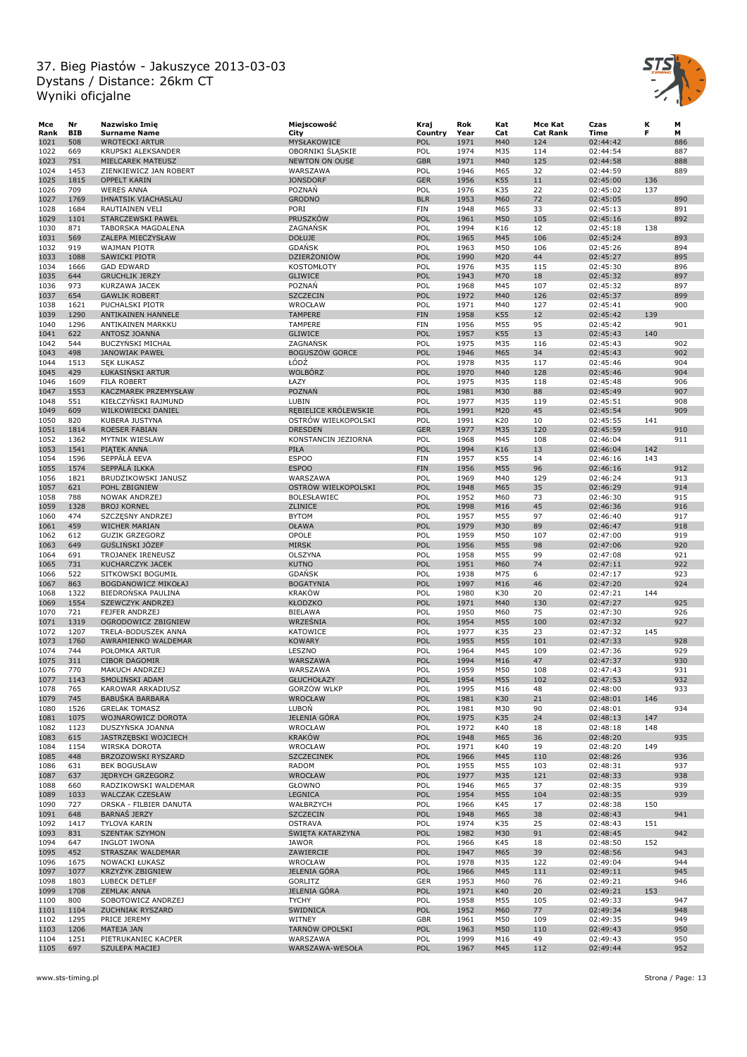# 37. Bieg Piastów - Jakuszyce 2013-03-03
## Dystans / Distance: 26km CT
## Wyniki oficjalne

| Mce Rank | Nr BIB | Nazwisko Imię Surname Name | Miejscowość City | Kraj Country | Rok Year | Kat Cat | Mce Kat Cat Rank | Czas Time | K F | M M |
|---|---|---|---|---|---|---|---|---|---|---|
| 1021 | 508 | WROTECKI ARTUR | MYSŁAKOWICE | POL | 1971 | M40 | 124 | 02:44:42 | | 886 |
| 1022 | 669 | KRUPSKI ALEKSANDER | OBORNIKI ŚLĄSKIE | POL | 1974 | M35 | 114 | 02:44:54 | | 887 |
| 1023 | 751 | MIELCAREK MATEUSZ | NEWTON ON OUSE | GBR | 1971 | M40 | 125 | 02:44:58 | | 888 |
| 1024 | 1453 | ZIENKIEWICZ JAN ROBERT | WARSZAWA | POL | 1946 | M65 | 32 | 02:44:59 | | 889 |
| 1025 | 1815 | OPPELT KARIN | JONSDORF | GER | 1956 | K55 | 11 | 02:45:00 | 136 | |
| 1026 | 709 | WERES ANNA | POZNAŃ | POL | 1976 | K35 | 22 | 02:45:02 | 137 | |
| 1027 | 1769 | IHNATSIK VIACHASLAU | GRODNO | BLR | 1953 | M60 | 72 | 02:45:05 | | 890 |
| 1028 | 1684 | RAUTIAINEN VELI | PORI | FIN | 1948 | M65 | 33 | 02:45:13 | | 891 |
| 1029 | 1101 | STARCZEWSKI PAWEŁ | PRUSZKÓW | POL | 1961 | M50 | 105 | 02:45:16 | | 892 |
| 1030 | 871 | TABORSKA MAGDALENA | ZAGNAŃSK | POL | 1994 | K16 | 12 | 02:45:18 | 138 | |
| 1031 | 569 | ZALEPA MIECZYSŁAW | DOŁUJE | POL | 1965 | M45 | 106 | 02:45:24 | | 893 |
| 1032 | 919 | WAJMAN PIOTR | GDAŃSK | POL | 1963 | M50 | 106 | 02:45:26 | | 894 |
| 1033 | 1088 | SAWICKI PIOTR | DZIERŻONIÓW | POL | 1990 | M20 | 44 | 02:45:27 | | 895 |
| 1034 | 1666 | GAD EDWARD | KOSTOMŁOTY | POL | 1976 | M35 | 115 | 02:45:30 | | 896 |
| 1035 | 644 | GRUCHLIK JERZY | GLIWICE | POL | 1943 | M70 | 18 | 02:45:32 | | 897 |
| 1036 | 973 | KURZAWA JACEK | POZNAŃ | POL | 1968 | M45 | 107 | 02:45:32 | | 897 |
| 1037 | 654 | GAWLIK ROBERT | SZCZECIN | POL | 1972 | M40 | 126 | 02:45:37 | | 899 |
| 1038 | 1621 | PUCHALSKI PIOTR | WROCŁAW | POL | 1971 | M40 | 127 | 02:45:41 | | 900 |
| 1039 | 1290 | ANTIKAINEN HANNELE | TAMPERE | FIN | 1958 | K55 | 12 | 02:45:42 | 139 | |
| 1040 | 1296 | ANTIKAINEN MARKKU | TAMPERE | FIN | 1956 | M55 | 95 | 02:45:42 | | 901 |
| 1041 | 622 | ANTOSZ JOANNA | GLIWICE | POL | 1957 | K55 | 13 | 02:45:43 | 140 | |
| 1042 | 544 | BUCZYŃSKI MICHAŁ | ZAGNAŃSK | POL | 1975 | M35 | 116 | 02:45:43 | | 902 |
| 1043 | 498 | JANOWIAK PAWEŁ | BOGUSZÓW GORCE | POL | 1946 | M65 | 34 | 02:45:43 | | 902 |
| 1044 | 1513 | SĘK ŁUKASZ | ŁÓDŹ | POL | 1978 | M35 | 117 | 02:45:46 | | 904 |
| 1045 | 429 | ŁUKASIŃSKI ARTUR | WOLBÓRZ | POL | 1970 | M40 | 128 | 02:45:46 | | 904 |
| 1046 | 1609 | FILA ROBERT | ŁAZY | POL | 1975 | M35 | 118 | 02:45:48 | | 906 |
| 1047 | 1553 | KACZMAREK PRZEMYSŁAW | POZNAŃ | POL | 1981 | M30 | 88 | 02:45:49 | | 907 |
| 1048 | 551 | KIEŁCZYŃSKI RAJMUND | LUBIN | POL | 1977 | M35 | 119 | 02:45:51 | | 908 |
| 1049 | 609 | WILKOWIECKI DANIEL | RĘBIELICE KRÓLEWSKIE | POL | 1991 | M20 | 45 | 02:45:54 | | 909 |
| 1050 | 820 | KUBERA JUSTYNA | OSTRÓW WIELKOPOLSKI | POL | 1991 | K20 | 10 | 02:45:55 | 141 | |
| 1051 | 1814 | ROESER FABIAN | DRESDEN | GER | 1977 | M35 | 120 | 02:45:59 | | 910 |
| 1052 | 1362 | MYTNIK WIESLAW | KONSTANCIN JEZIORNA | POL | 1968 | M45 | 108 | 02:46:04 | | 911 |
| 1053 | 1541 | PIĄTEK ANNA | PIŁA | POL | 1994 | K16 | 13 | 02:46:04 | 142 | |
| 1054 | 1596 | SEPPÄLÄ EEVA | ESPOO | FIN | 1957 | K55 | 14 | 02:46:16 | 143 | |
| 1055 | 1574 | SEPPÄLÄ ILKKA | ESPOO | FIN | 1956 | M55 | 96 | 02:46:16 | | 912 |
| 1056 | 1821 | BRUDZIKOWSKI JANUSZ | WARSZAWA | POL | 1969 | M40 | 129 | 02:46:24 | | 913 |
| 1057 | 621 | POHL ZBIGNIEW | OSTRÓW WIELKOPOLSKI | POL | 1948 | M65 | 35 | 02:46:29 | | 914 |
| 1058 | 788 | NOWAK ANDRZEJ | BOLESŁAWIEC | POL | 1952 | M60 | 73 | 02:46:30 | | 915 |
| 1059 | 1328 | BROJ KORNEL | ZLINICE | POL | 1998 | M16 | 45 | 02:46:36 | | 916 |
| 1060 | 474 | SZCZĘSNY ANDRZEJ | BYTOM | POL | 1957 | M55 | 97 | 02:46:40 | | 917 |
| 1061 | 459 | WICHER MARIAN | OŁAWA | POL | 1979 | M30 | 89 | 02:46:47 | | 918 |
| 1062 | 612 | GUZIK GRZEGORZ | OPOLE | POL | 1959 | M50 | 107 | 02:47:00 | | 919 |
| 1063 | 649 | GUŚLIŃSKI JÓZEF | MIRSK | POL | 1956 | M55 | 98 | 02:47:06 | | 920 |
| 1064 | 691 | TROJANEK IRENEUSZ | OLSZYNA | POL | 1958 | M55 | 99 | 02:47:08 | | 921 |
| 1065 | 731 | KUCHARCZYK JACEK | KUTNO | POL | 1951 | M60 | 74 | 02:47:11 | | 922 |
| 1066 | 522 | SITKOWSKI BOGUMIŁ | GDAŃSK | POL | 1938 | M75 | 6 | 02:47:17 | | 923 |
| 1067 | 863 | BOGDANOWICZ MIKOŁAJ | BOGATYNIA | POL | 1997 | M16 | 46 | 02:47:20 | | 924 |
| 1068 | 1322 | BIEDROŃSKA PAULINA | KRAKÓW | POL | 1980 | K30 | 20 | 02:47:21 | 144 | |
| 1069 | 1554 | SZEWCZYK ANDRZEJ | KŁODZKO | POL | 1971 | M40 | 130 | 02:47:27 | | 925 |
| 1070 | 721 | FEJFER ANDRZEJ | BIELAWA | POL | 1950 | M60 | 75 | 02:47:30 | | 926 |
| 1071 | 1319 | OGRODOWICZ ZBIGNIEW | WRZEŚNIA | POL | 1954 | M55 | 100 | 02:47:32 | | 927 |
| 1072 | 1207 | TRELA-BODUSZEK ANNA | KATOWICE | POL | 1977 | K35 | 23 | 02:47:32 | 145 | |
| 1073 | 1760 | AWRAMIENKO WALDEMAR | KOWARY | POL | 1955 | M55 | 101 | 02:47:33 | | 928 |
| 1074 | 744 | POŁOMKA ARTUR | LESZNO | POL | 1964 | M45 | 109 | 02:47:36 | | 929 |
| 1075 | 311 | CIBOR DAGOMIR | WARSZAWA | POL | 1994 | M16 | 47 | 02:47:37 | | 930 |
| 1076 | 770 | MAKUCH ANDRZEJ | WARSZAWA | POL | 1959 | M50 | 108 | 02:47:43 | | 931 |
| 1077 | 1143 | SMOLIŃSKI ADAM | GŁUCHOŁAZY | POL | 1954 | M55 | 102 | 02:47:53 | | 932 |
| 1078 | 765 | KAROWAR ARKADIUSZ | GORZÓW WLKP | POL | 1995 | M16 | 48 | 02:48:00 | | 933 |
| 1079 | 745 | BABUŚKA BARBARA | WROCŁAW | POL | 1981 | K30 | 21 | 02:48:01 | 146 | |
| 1080 | 1526 | GRELAK TOMASZ | LUBOŃ | POL | 1981 | M30 | 90 | 02:48:01 | | 934 |
| 1081 | 1075 | WOJNAROWICZ DOROTA | JELENIA GÓRA | POL | 1975 | K35 | 24 | 02:48:13 | 147 | |
| 1082 | 1123 | DUSZYŃSKA JOANNA | WROCŁAW | POL | 1972 | K40 | 18 | 02:48:18 | 148 | |
| 1083 | 615 | JASTRZĘBSKI WOJCIECH | KRAKÓW | POL | 1948 | M65 | 36 | 02:48:20 | | 935 |
| 1084 | 1154 | WIRSKA DOROTA | WROCŁAW | POL | 1971 | K40 | 19 | 02:48:20 | 149 | |
| 1085 | 448 | BRZOZOWSKI RYSZARD | SZCZECINEK | POL | 1966 | M45 | 110 | 02:48:26 | | 936 |
| 1086 | 631 | BEK BOGUSŁAW | RADOM | POL | 1955 | M55 | 103 | 02:48:31 | | 937 |
| 1087 | 637 | JĘDRYCH GRZEGORZ | WROCŁAW | POL | 1977 | M35 | 121 | 02:48:33 | | 938 |
| 1088 | 660 | RADZIKOWSKI WALDEMAR | GŁOWNO | POL | 1946 | M65 | 37 | 02:48:35 | | 939 |
| 1089 | 1033 | WALCZAK CZESŁAW | LEGNICA | POL | 1954 | M55 | 104 | 02:48:35 | | 939 |
| 1090 | 727 | ORSKA - FILBIER DANUTA | WAŁBRZYCH | POL | 1966 | K45 | 17 | 02:48:38 | 150 | |
| 1091 | 648 | BARNAŚ JERZY | SZCZECIN | POL | 1948 | M65 | 38 | 02:48:43 | | 941 |
| 1092 | 1417 | TYLOVA KARIN | OSTRAVA | POL | 1974 | K35 | 25 | 02:48:43 | 151 | |
| 1093 | 831 | SZENTAK SZYMON | ŚWIĘTA KATARZYNA | POL | 1982 | M30 | 91 | 02:48:45 | | 942 |
| 1094 | 647 | INGLOT IWONA | JAWOR | POL | 1966 | K45 | 18 | 02:48:50 | 152 | |
| 1095 | 452 | STRASZAK WALDEMAR | ZAWIERCIE | POL | 1947 | M65 | 39 | 02:48:56 | | 943 |
| 1096 | 1675 | NOWACKI ŁUKASZ | WROCŁAW | POL | 1978 | M35 | 122 | 02:49:04 | | 944 |
| 1097 | 1077 | KRZYŻYK ZBIGNIEW | JELENIA GÓRA | POL | 1966 | M45 | 111 | 02:49:11 | | 945 |
| 1098 | 1803 | LUBECK DETLEF | GORLITZ | GER | 1953 | M60 | 76 | 02:49:21 | | 946 |
| 1099 | 1708 | ZEMLAK ANNA | JELENIA GÓRA | POL | 1971 | K40 | 20 | 02:49:21 | 153 | |
| 1100 | 800 | SOBOTOWICZ ANDRZEJ | TYCHY | POL | 1958 | M55 | 105 | 02:49:33 | | 947 |
| 1101 | 1104 | ZUCHNIAK RYSZARD | SWIDNICA | POL | 1952 | M60 | 77 | 02:49:34 | | 948 |
| 1102 | 1295 | PRICE JEREMY | WITNEY | GBR | 1961 | M50 | 109 | 02:49:35 | | 949 |
| 1103 | 1206 | MATEJA JAN | TARNÓW OPOLSKI | POL | 1963 | M50 | 110 | 02:49:43 | | 950 |
| 1104 | 1251 | PIETRUKANIEC KACPER | WARSZAWA | POL | 1999 | M16 | 49 | 02:49:43 | | 950 |
| 1105 | 697 | SZULEPA MACIEJ | WARSZAWA-WESOŁA | POL | 1967 | M45 | 112 | 02:49:44 | | 952 |

www.sts-timing.pl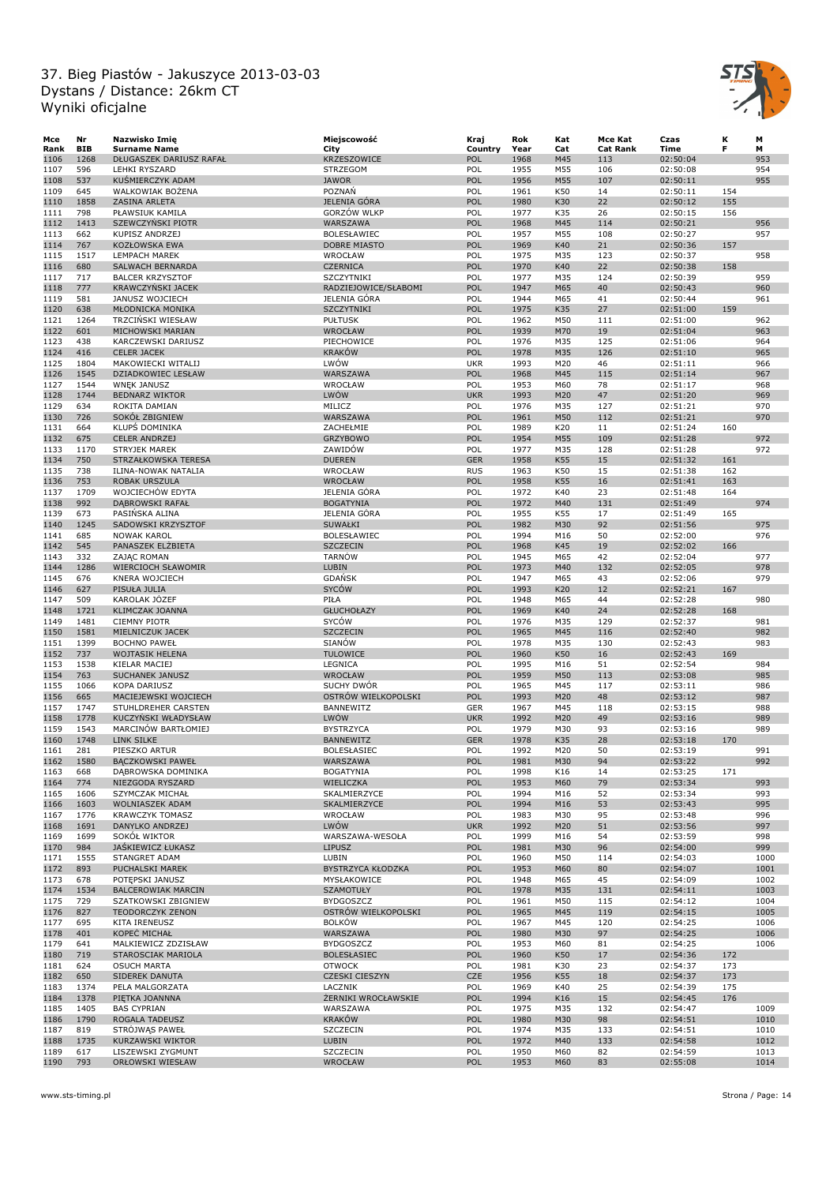# 37. Bieg Piastów - Jakuszyce 2013-03-03
Dystans / Distance: 26km CT
Wyniki oficjalne

| Mce Rank | Nr BIB | Nazwisko Imię Surname Name | Miejscowość City | Kraj Country | Rok Year | Kat Cat | Mce Kat Cat Rank | Czas Time | K F | M M |
|---|---|---|---|---|---|---|---|---|---|---|
| 1106 | 1268 | DŁUGASZEK DARIUSZ RAFAŁ | KRZESZOWICE | POL | 1968 | M45 | 113 | 02:50:04 | | 953 |
| 1107 | 596 | LEHKI RYSZARD | STRZEGOM | POL | 1955 | M55 | 106 | 02:50:08 | | 954 |
| 1108 | 537 | KUŚMIERCZYK ADAM | JAWOR | POL | 1956 | M55 | 107 | 02:50:11 | | 955 |
| 1109 | 645 | WALKOWIAK BOŻENA | POZNAŃ | POL | 1961 | K50 | 14 | 02:50:11 | 154 | |
| 1110 | 1858 | ZASINA ARLETA | JELENIA GÓRA | POL | 1980 | K30 | 22 | 02:50:12 | 155 | |
| 1111 | 798 | PŁAWSIUK KAMILA | GORZÓW WLKP | POL | 1977 | K35 | 26 | 02:50:15 | 156 | |
| 1112 | 1413 | SZEWCZYŃSKI PIOTR | WARSZAWA | POL | 1968 | M45 | 114 | 02:50:21 | | 956 |
| 1113 | 662 | KUPISZ ANDRZEJ | BOLESŁAWIEC | POL | 1957 | M55 | 108 | 02:50:27 | | 957 |
| 1114 | 767 | KOZŁOWSKA EWA | DOBRE MIASTO | POL | 1969 | K40 | 21 | 02:50:36 | 157 | |
| 1115 | 1517 | LEMPACH MAREK | WROCŁAW | POL | 1975 | M35 | 123 | 02:50:37 | | 958 |
| 1116 | 680 | SALWACH BERNARDA | CZERNICA | POL | 1970 | K40 | 22 | 02:50:38 | 158 | |
| 1117 | 717 | BALCER KRZYSZTOF | SZCZYTNIKI | POL | 1977 | M35 | 124 | 02:50:39 | | 959 |
| 1118 | 777 | KRAWCZYŃSKI JACEK | RADZIEJOWICE/SŁABOMI | POL | 1947 | M65 | 40 | 02:50:43 | | 960 |
| 1119 | 581 | JANUSZ WOJCIECH | JELENIA GÓRA | POL | 1944 | M65 | 41 | 02:50:44 | | 961 |
| 1120 | 638 | MŁODNICKA MONIKA | SZCZYTNIKI | POL | 1975 | K35 | 27 | 02:51:00 | 159 | |
| 1121 | 1264 | TRZCIŃSKI WIESŁAW | PUŁTUSK | POL | 1962 | M50 | 111 | 02:51:00 | | 962 |
| 1122 | 601 | MICHOWSKI MARIAN | WROCŁAW | POL | 1939 | M70 | 19 | 02:51:04 | | 963 |
| 1123 | 438 | KARCZEWSKI DARIUSZ | PIECHOWICE | POL | 1976 | M35 | 125 | 02:51:06 | | 964 |
| 1124 | 416 | CELER JACEK | KRAKÓW | POL | 1978 | M35 | 126 | 02:51:10 | | 965 |
| 1125 | 1804 | MAKOWIECKI WITALIJ | LWÓW | UKR | 1993 | M20 | 46 | 02:51:11 | | 966 |
| 1126 | 1545 | DZIADKOWIEC LESŁAW | WARSZAWA | POL | 1968 | M45 | 115 | 02:51:14 | | 967 |
| 1127 | 1544 | WNĘK JANUSZ | WROCŁAW | POL | 1953 | M60 | 78 | 02:51:17 | | 968 |
| 1128 | 1744 | BEDNARZ WIKTOR | LWÓW | UKR | 1993 | M20 | 47 | 02:51:20 | | 969 |
| 1129 | 634 | ROKITA DAMIAN | MILICZ | POL | 1976 | M35 | 127 | 02:51:21 | | 970 |
| 1130 | 726 | SOKÓŁ ZBIGNIEW | WARSZAWA | POL | 1961 | M50 | 112 | 02:51:21 | | 970 |
| 1131 | 664 | KLUPŚ DOMINIKA | ZACHEŁMIE | POL | 1989 | K20 | 11 | 02:51:24 | 160 | |
| 1132 | 675 | CELER ANDRZEJ | GRZYBOWO | POL | 1954 | M55 | 109 | 02:51:28 | | 972 |
| 1133 | 1170 | STRYJEK MAREK | ZAWIDÓW | POL | 1977 | M35 | 128 | 02:51:28 | | 972 |
| 1134 | 750 | STRZAŁKOWSKA TERESA | DUEREN | GER | 1958 | K55 | 15 | 02:51:32 | 161 | |
| 1135 | 738 | ILINA-NOWAK NATALIA | WROCŁAW | RUS | 1963 | K50 | 15 | 02:51:38 | 162 | |
| 1136 | 753 | ROBAK URSZULA | WROCŁAW | POL | 1958 | K55 | 16 | 02:51:41 | 163 | |
| 1137 | 1709 | WOJCIECHÓW EDYTA | JELENIA GÓRA | POL | 1972 | K40 | 23 | 02:51:48 | 164 | |
| 1138 | 992 | DĄBROWSKI RAFAŁ | BOGATYNIA | POL | 1972 | M40 | 131 | 02:51:49 | | 974 |
| 1139 | 673 | PASIŃSKA ALINA | JELENIA GÓRA | POL | 1955 | K55 | 17 | 02:51:49 | 165 | |
| 1140 | 1245 | SADOWSKI KRZYSZTOF | SUWAŁKI | POL | 1982 | M30 | 92 | 02:51:56 | | 975 |
| 1141 | 685 | NOWAK KAROL | BOLESŁAWIEC | POL | 1994 | M16 | 50 | 02:52:00 | | 976 |
| 1142 | 545 | PANASZEK ELŻBIETA | SZCZECIN | POL | 1968 | K45 | 19 | 02:52:02 | 166 | |
| 1143 | 332 | ZAJĄC ROMAN | TARNÓW | POL | 1945 | M65 | 42 | 02:52:04 | | 977 |
| 1144 | 1286 | WIERCIOCH SŁAWOMIR | LUBIN | POL | 1973 | M40 | 132 | 02:52:05 | | 978 |
| 1145 | 676 | KNERA WOJCIECH | GDAŃSK | POL | 1947 | M65 | 43 | 02:52:06 | | 979 |
| 1146 | 627 | PISUŁA JULIA | SYCÓW | POL | 1993 | K20 | 12 | 02:52:21 | 167 | |
| 1147 | 509 | KAROLAK JÓZEF | PIŁA | POL | 1948 | M65 | 44 | 02:52:28 | | 980 |
| 1148 | 1721 | KLIMCZAK JOANNA | GŁUCHOŁAZY | POL | 1969 | K40 | 24 | 02:52:28 | 168 | |
| 1149 | 1481 | CIEMNY PIOTR | SYCÓW | POL | 1976 | M35 | 129 | 02:52:37 | | 981 |
| 1150 | 1581 | MIELNICZUK JACEK | SZCZECIN | POL | 1965 | M45 | 116 | 02:52:40 | | 982 |
| 1151 | 1399 | BOCHNO PAWEŁ | SIANÓW | POL | 1978 | M35 | 130 | 02:52:43 | | 983 |
| 1152 | 737 | WOJTASIK HELENA | TULOWICE | POL | 1960 | K50 | 16 | 02:52:43 | 169 | |
| 1153 | 1538 | KIELAR MACIEJ | LEGNICA | POL | 1995 | M16 | 51 | 02:52:54 | | 984 |
| 1154 | 763 | SUCHANEK JANUSZ | WROCŁAW | POL | 1959 | M50 | 113 | 02:53:08 | | 985 |
| 1155 | 1066 | KOPA DARIUSZ | SUCHY DWÓR | POL | 1965 | M45 | 117 | 02:53:11 | | 986 |
| 1156 | 665 | MACIEJEWSKI WOJCIECH | OSTRÓW WIELKOPOLSKI | POL | 1993 | M20 | 48 | 02:53:12 | | 987 |
| 1157 | 1747 | STUHLDREHER CARSTEN | BANNEWITZ | GER | 1967 | M45 | 118 | 02:53:15 | | 988 |
| 1158 | 1778 | KUCZYŃSKI WŁADYSŁAW | LWÓW | UKR | 1992 | M20 | 49 | 02:53:16 | | 989 |
| 1159 | 1543 | MARCINÓW BARTŁOMIEJ | BYSTRZYCA | POL | 1979 | M30 | 93 | 02:53:16 | | 989 |
| 1160 | 1748 | LINK SILKE | BANNEWITZ | GER | 1978 | K35 | 28 | 02:53:18 | 170 | |
| 1161 | 281 | PIESZKO ARTUR | BOLESŁASIEC | POL | 1992 | M20 | 50 | 02:53:19 | | 991 |
| 1162 | 1580 | BĄCZKOWSKI PAWEŁ | WARSZAWA | POL | 1981 | M30 | 94 | 02:53:22 | | 992 |
| 1163 | 668 | DĄBROWSKA DOMINIKA | BOGATYNIA | POL | 1998 | K16 | 14 | 02:53:25 | 171 | |
| 1164 | 774 | NIEZGODA RYSZARD | WIELICZKA | POL | 1953 | M60 | 79 | 02:53:34 | | 993 |
| 1165 | 1606 | SZYMCZAK MICHAŁ | SKALMIERZYCE | POL | 1994 | M16 | 52 | 02:53:34 | | 993 |
| 1166 | 1603 | WOLNIASZEK ADAM | SKALMIERZYCE | POL | 1994 | M16 | 53 | 02:53:43 | | 995 |
| 1167 | 1776 | KRAWCZYK TOMASZ | WROCŁAW | POL | 1983 | M30 | 95 | 02:53:48 | | 996 |
| 1168 | 1691 | DANYLKO ANDRZEJ | LWÓW | UKR | 1992 | M20 | 51 | 02:53:56 | | 997 |
| 1169 | 1699 | SOKÓŁ WIKTOR | WARSZAWA-WESOŁA | POL | 1999 | M16 | 54 | 02:53:59 | | 998 |
| 1170 | 984 | JAŚKIEWICZ ŁUKASZ | LIPUSZ | POL | 1981 | M30 | 96 | 02:54:00 | | 999 |
| 1171 | 1555 | STANGRET ADAM | LUBIN | POL | 1960 | M50 | 114 | 02:54:03 | | 1000 |
| 1172 | 893 | PUCHALSKI MAREK | BYSTRZYCA KŁODZKA | POL | 1953 | M60 | 80 | 02:54:07 | | 1001 |
| 1173 | 678 | POTĘPSKI JANUSZ | MYSŁAKOWICE | POL | 1948 | M65 | 45 | 02:54:09 | | 1002 |
| 1174 | 1534 | BALCEROWIAK MARCIN | SZAMOTUŁY | POL | 1978 | M35 | 131 | 02:54:11 | | 1003 |
| 1175 | 729 | SZATKOWSKI ZBIGNIEW | BYDGOSZCZ | POL | 1961 | M50 | 115 | 02:54:12 | | 1004 |
| 1176 | 827 | TEODORCZYK ZENON | OSTRÓW WIELKOPOLSKI | POL | 1965 | M45 | 119 | 02:54:15 | | 1005 |
| 1177 | 695 | KITA IRENEUSZ | BOLKÓW | POL | 1967 | M45 | 120 | 02:54:25 | | 1006 |
| 1178 | 401 | KOPEĆ MICHAŁ | WARSZAWA | POL | 1980 | M30 | 97 | 02:54:25 | | 1006 |
| 1179 | 641 | MALKIEWICZ ZDZISŁAW | BYDGOSZCZ | POL | 1953 | M60 | 81 | 02:54:25 | | 1006 |
| 1180 | 719 | STAROSCIAK MARIOLA | BOLESŁASIEC | POL | 1960 | K50 | 17 | 02:54:36 | 172 | |
| 1181 | 624 | OSUCH MARTA | OTWOCK | POL | 1981 | K30 | 23 | 02:54:37 | 173 | |
| 1182 | 650 | SIDEREK DANUTA | CZESKI CIESZYN | CZE | 1956 | K55 | 18 | 02:54:37 | 173 | |
| 1183 | 1374 | PELA MALGORZATA | LACZNIK | POL | 1969 | K40 | 25 | 02:54:39 | 175 | |
| 1184 | 1378 | PIĘTKA JOANNNA | ŻERNIKI WROCŁAWSKIE | POL | 1994 | K16 | 15 | 02:54:45 | 176 | |
| 1185 | 1405 | BAS CYPRIAN | WARSZAWA | POL | 1975 | M35 | 132 | 02:54:47 | | 1009 |
| 1186 | 1790 | ROGALA TADEUSZ | KRAKÓW | POL | 1980 | M30 | 98 | 02:54:51 | | 1010 |
| 1187 | 819 | STRÓJWĄS PAWEŁ | SZCZECIN | POL | 1974 | M35 | 133 | 02:54:51 | | 1010 |
| 1188 | 1735 | KURZAWSKI WIKTOR | LUBIN | POL | 1972 | M40 | 133 | 02:54:58 | | 1012 |
| 1189 | 617 | LISZEWSKI ZYGMUNT | SZCZECIN | POL | 1950 | M60 | 82 | 02:54:59 | | 1013 |
| 1190 | 793 | ORŁOWSKI WIESŁAW | WROCŁAW | POL | 1953 | M60 | 83 | 02:55:08 | | 1014 |

www.sts-timing.pl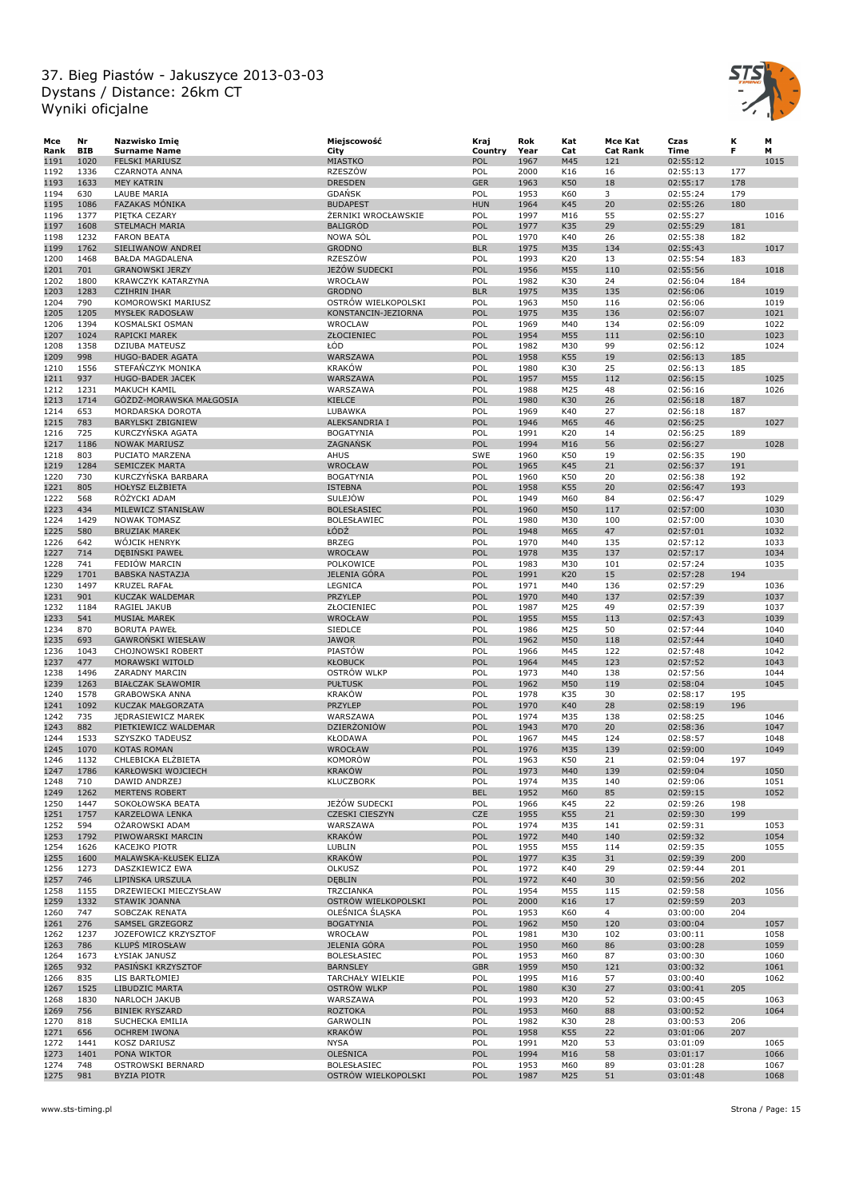# 37. Bieg Piastów - Jakuszyce 2013-03-03
Dystans / Distance: 26km CT
Wyniki oficjalne

| Mce Rank | Nr BIB | Nazwisko Imię Surname Name | Miejscowość City | Kraj Country | Rok Year | Kat Cat | Mce Kat Cat Rank | Czas Time | K F | M M |
|---|---|---|---|---|---|---|---|---|---|---|
| 1191 | 1020 | FELSKI MARIUSZ | MIASTKO | POL | 1967 | M45 | 121 | 02:55:12 | | 1015 |
| 1192 | 1336 | CZARNOTA ANNA | RZESZÓW | POL | 2000 | K16 | 16 | 02:55:13 | 177 | |
| 1193 | 1633 | MEY KATRIN | DRESDEN | GER | 1963 | K50 | 18 | 02:55:17 | 178 | |
| 1194 | 630 | LAUBE MARIA | GDAŃSK | POL | 1953 | K60 | 3 | 02:55:24 | 179 | |
| 1195 | 1086 | FAZAKAS MÓNIKA | BUDAPEST | HUN | 1964 | K45 | 20 | 02:55:26 | 180 | |
| 1196 | 1377 | PIĘTKA CEZARY | ŻERNIKI WROCŁAWSKIE | POL | 1997 | M16 | 55 | 02:55:27 | | 1016 |
| 1197 | 1608 | STELMACH MARIA | BALIGRÓD | POL | 1977 | K35 | 29 | 02:55:29 | 181 | |
| 1198 | 1232 | FARON BEATA | NOWA SÓL | POL | 1970 | K40 | 26 | 02:55:38 | 182 | |
| 1199 | 1762 | SIELIWANOW ANDREI | GRODNO | BLR | 1975 | M35 | 134 | 02:55:43 | | 1017 |
| 1200 | 1468 | BAŁDA MAGDALENA | RZESZÓW | POL | 1993 | K20 | 13 | 02:55:54 | 183 | |
| 1201 | 701 | GRANOWSKI JERZY | JEŻÓW SUDECKI | POL | 1956 | M55 | 110 | 02:55:56 | | 1018 |
| 1202 | 1800 | KRAWCZYK KATARZYNA | WROCŁAW | POL | 1982 | K30 | 24 | 02:56:04 | 184 | |
| 1203 | 1283 | CZIHRIN IHAR | GRODNO | BLR | 1975 | M35 | 135 | 02:56:06 | | 1019 |
| 1204 | 790 | KOMOROWSKI MARIUSZ | OSTRÓW WIELKOPOLSKI | POL | 1963 | M50 | 116 | 02:56:06 | | 1019 |
| 1205 | 1205 | MYSŁEK RADOSŁAW | KONSTANCIN-JEZIORNA | POL | 1975 | M35 | 136 | 02:56:07 | | 1021 |
| 1206 | 1394 | KOSMALSKI OSMAN | WROCLAW | POL | 1969 | M40 | 134 | 02:56:09 | | 1022 |
| 1207 | 1024 | RAPICKI MAREK | ZŁOCIENIEC | POL | 1954 | M55 | 111 | 02:56:10 | | 1023 |
| 1208 | 1358 | DZIUBA MATEUSZ | ŁÓD | POL | 1982 | M30 | 99 | 02:56:12 | | 1024 |
| 1209 | 998 | HUGO-BADER AGATA | WARSZAWA | POL | 1958 | K55 | 19 | 02:56:13 | 185 | |
| 1210 | 1556 | STEFAŃCZYK MONIKA | KRAKÓW | POL | 1980 | K30 | 25 | 02:56:13 | 185 | |
| 1211 | 937 | HUGO-BADER JACEK | WARSZAWA | POL | 1957 | M55 | 112 | 02:56:15 | | 1025 |
| 1212 | 1231 | MAKUCH KAMIL | WARSZAWA | POL | 1988 | M25 | 48 | 02:56:16 | | 1026 |
| 1213 | 1714 | GÓŹDŹ-MORAWSKA MAŁGOSIA | KIELCE | POL | 1980 | K30 | 26 | 02:56:18 | 187 | |
| 1214 | 653 | MORDARSKA DOROTA | LUBAWKA | POL | 1969 | K40 | 27 | 02:56:18 | 187 | |
| 1215 | 783 | BARYLSKI ZBIGNIEW | ALEKSANDRIA I | POL | 1946 | M65 | 46 | 02:56:25 | | 1027 |
| 1216 | 725 | KURCZYŃSKA AGATA | BOGATYNIA | POL | 1991 | K20 | 14 | 02:56:25 | 189 | |
| 1217 | 1186 | NOWAK MARIUSZ | ZAGNAŃSK | POL | 1994 | M16 | 56 | 02:56:27 | | 1028 |
| 1218 | 803 | PUCIATO MARZENA | AHUS | SWE | 1960 | K50 | 19 | 02:56:35 | 190 | |
| 1219 | 1284 | SEMICZEK MARTA | WROCŁAW | POL | 1965 | K45 | 21 | 02:56:37 | 191 | |
| 1220 | 730 | KURCZYŃSKA BARBARA | BOGATYNIA | POL | 1960 | K50 | 20 | 02:56:38 | 192 | |
| 1221 | 805 | HOŁYSZ ELŻBIETA | ISTEBNA | POL | 1958 | K55 | 20 | 02:56:47 | 193 | |
| 1222 | 568 | RÓŻYCKI ADAM | SULEJÓW | POL | 1949 | M60 | 84 | 02:56:47 | | 1029 |
| 1223 | 434 | MILEWICZ STANISŁAW | BOLESŁASIEC | POL | 1960 | M50 | 117 | 02:57:00 | | 1030 |
| 1224 | 1429 | NOWAK TOMASZ | BOLESŁAWIEC | POL | 1980 | M30 | 100 | 02:57:00 | | 1030 |
| 1225 | 580 | BRUZIAK MAREK | ŁÓDŹ | POL | 1948 | M65 | 47 | 02:57:01 | | 1032 |
| 1226 | 642 | WÓJCIK HENRYK | BRZEG | POL | 1970 | M40 | 135 | 02:57:12 | | 1033 |
| 1227 | 714 | DĘBIŃSKI PAWEŁ | WROCŁAW | POL | 1978 | M35 | 137 | 02:57:17 | | 1034 |
| 1228 | 741 | FEDIÓW MARCIN | POLKOWICE | POL | 1983 | M30 | 101 | 02:57:24 | | 1035 |
| 1229 | 1701 | BABSKA NASTAZJA | JELENIA GÓRA | POL | 1991 | K20 | 15 | 02:57:28 | 194 | |
| 1230 | 1497 | KRUZEL RAFAŁ | LEGNICA | POL | 1971 | M40 | 136 | 02:57:29 | | 1036 |
| 1231 | 901 | KUCZAK WALDEMAR | PRZYLEP | POL | 1970 | M40 | 137 | 02:57:39 | | 1037 |
| 1232 | 1184 | RAGIEL JAKUB | ZŁOCIENIEC | POL | 1987 | M25 | 49 | 02:57:39 | | 1037 |
| 1233 | 541 | MUSIAŁ MAREK | WROCŁAW | POL | 1955 | M55 | 113 | 02:57:43 | | 1039 |
| 1234 | 870 | BORUTA PAWEŁ | SIEDLCE | POL | 1986 | M25 | 50 | 02:57:44 | | 1040 |
| 1235 | 693 | GAWROŃSKI WIESŁAW | JAWOR | POL | 1962 | M50 | 118 | 02:57:44 | | 1040 |
| 1236 | 1043 | CHOJNOWSKI ROBERT | PIASTÓW | POL | 1966 | M45 | 122 | 02:57:48 | | 1042 |
| 1237 | 477 | MORAWSKI WITOLD | KŁOBUCK | POL | 1964 | M45 | 123 | 02:57:52 | | 1043 |
| 1238 | 1496 | ZARADNY MARCIN | OSTRÓW WLKP | POL | 1973 | M40 | 138 | 02:57:56 | | 1044 |
| 1239 | 1263 | BIAŁCZAK SŁAWOMIR | PUŁTUSK | POL | 1962 | M50 | 119 | 02:58:04 | | 1045 |
| 1240 | 1578 | GRABOWSKA ANNA | KRAKÓW | POL | 1978 | K35 | 30 | 02:58:17 | 195 | |
| 1241 | 1092 | KUCZAK MAŁGORZATA | PRZYLEP | POL | 1970 | K40 | 28 | 02:58:19 | 196 | |
| 1242 | 735 | JĘDRASIEWICZ MAREK | WARSZAWA | POL | 1974 | M35 | 138 | 02:58:25 | | 1046 |
| 1243 | 882 | PIETKIEWICZ WALDEMAR | DZIERŻONIÓW | POL | 1943 | M70 | 20 | 02:58:36 | | 1047 |
| 1244 | 1533 | SZYSZKO TADEUSZ | KŁODAWA | POL | 1967 | M45 | 124 | 02:58:57 | | 1048 |
| 1245 | 1070 | KOTAS ROMAN | WROCŁAW | POL | 1976 | M35 | 139 | 02:59:00 | | 1049 |
| 1246 | 1132 | CHLEBICKA ELŻBIETA | KOMORÓW | POL | 1963 | K50 | 21 | 02:59:04 | 197 | |
| 1247 | 1786 | KARŁOWSKI WOJCIECH | KRAKÓW | POL | 1973 | M40 | 139 | 02:59:04 | | 1050 |
| 1248 | 710 | DAWID ANDRZEJ | KLUCZBORK | POL | 1974 | M35 | 140 | 02:59:06 | | 1051 |
| 1249 | 1262 | MERTENS ROBERT | | BEL | 1952 | M60 | 85 | 02:59:15 | | 1052 |
| 1250 | 1447 | SOKOŁOWSKA BEATA | JEŻÓW SUDECKI | POL | 1966 | K45 | 22 | 02:59:26 | 198 | |
| 1251 | 1757 | KARZELOWA LENKA | CZESKI CIESZYN | CZE | 1955 | K55 | 21 | 02:59:30 | 199 | |
| 1252 | 594 | OŻAROWSKI ADAM | WARSZAWA | POL | 1974 | M35 | 141 | 02:59:31 | | 1053 |
| 1253 | 1792 | PIWOWARSKI MARCIN | KRAKÓW | POL | 1972 | M40 | 140 | 02:59:32 | | 1054 |
| 1254 | 1626 | KACEJKO PIOTR | LUBLIN | POL | 1955 | M55 | 114 | 02:59:35 | | 1055 |
| 1255 | 1600 | MALAWSKA-KŁUSEK ELIZA | KRAKÓW | POL | 1977 | K35 | 31 | 02:59:39 | 200 | |
| 1256 | 1273 | DASZKIEWICZ EWA | OLKUSZ | POL | 1972 | K40 | 29 | 02:59:44 | 201 | |
| 1257 | 746 | LIPIŃSKA URSZULA | DĘBLIN | POL | 1972 | K40 | 30 | 02:59:56 | 202 | |
| 1258 | 1155 | DRZEWIECKI MIECZYSŁAW | TRZCIANKA | POL | 1954 | M55 | 115 | 02:59:58 | | 1056 |
| 1259 | 1332 | STAWIK JOANNA | OSTRÓW WIELKOPOLSKI | POL | 2000 | K16 | 17 | 02:59:59 | 203 | |
| 1260 | 747 | SOBCZAK RENATA | OLEŚNICA ŚLĄSKA | POL | 1953 | K60 | 4 | 03:00:00 | 204 | |
| 1261 | 276 | SAMSEL GRZEGORZ | BOGATYNIA | POL | 1962 | M50 | 120 | 03:00:04 | | 1057 |
| 1262 | 1237 | JOZEFOWICZ KRZYSZTOF | WROCŁAW | POL | 1981 | M30 | 102 | 03:00:11 | | 1058 |
| 1263 | 786 | KLUPŚ MIROSŁAW | JELENIA GÓRA | POL | 1950 | M60 | 86 | 03:00:28 | | 1059 |
| 1264 | 1673 | ŁYSIAK JANUSZ | BOLESŁASIEC | POL | 1953 | M60 | 87 | 03:00:30 | | 1060 |
| 1265 | 932 | PASIŃSKI KRZYSZTOF | BARNSLEY | GBR | 1959 | M50 | 121 | 03:00:32 | | 1061 |
| 1266 | 835 | LIS BARTŁOMIEJ | TARCHAŁY WIELKIE | POL | 1995 | M16 | 57 | 03:00:40 | | 1062 |
| 1267 | 1525 | LIBUDZIC MARTA | OSTRÓW WLKP | POL | 1980 | K30 | 27 | 03:00:41 | 205 | |
| 1268 | 1830 | NARLOCH JAKUB | WARSZAWA | POL | 1993 | M20 | 52 | 03:00:45 | | 1063 |
| 1269 | 756 | BINIEK RYSZARD | ROZTOKA | POL | 1953 | M60 | 88 | 03:00:52 | | 1064 |
| 1270 | 818 | SUCHECKA EMILIA | GARWOLIN | POL | 1982 | K30 | 28 | 03:00:53 | 206 | |
| 1271 | 656 | OCHREM IWONA | KRAKÓW | POL | 1958 | K55 | 22 | 03:01:06 | 207 | |
| 1272 | 1441 | KOSZ DARIUSZ | NYSA | POL | 1991 | M20 | 53 | 03:01:09 | | 1065 |
| 1273 | 1401 | PONA WIKTOR | OLEŚNICA | POL | 1994 | M16 | 58 | 03:01:17 | | 1066 |
| 1274 | 748 | OSTROWSKI BERNARD | BOLESŁASIEC | POL | 1953 | M60 | 89 | 03:01:28 | | 1067 |
| 1275 | 981 | BYZIA PIOTR | OSTRÓW WIELKOPOLSKI | POL | 1987 | M25 | 51 | 03:01:48 | | 1068 |

www.sts-timing.pl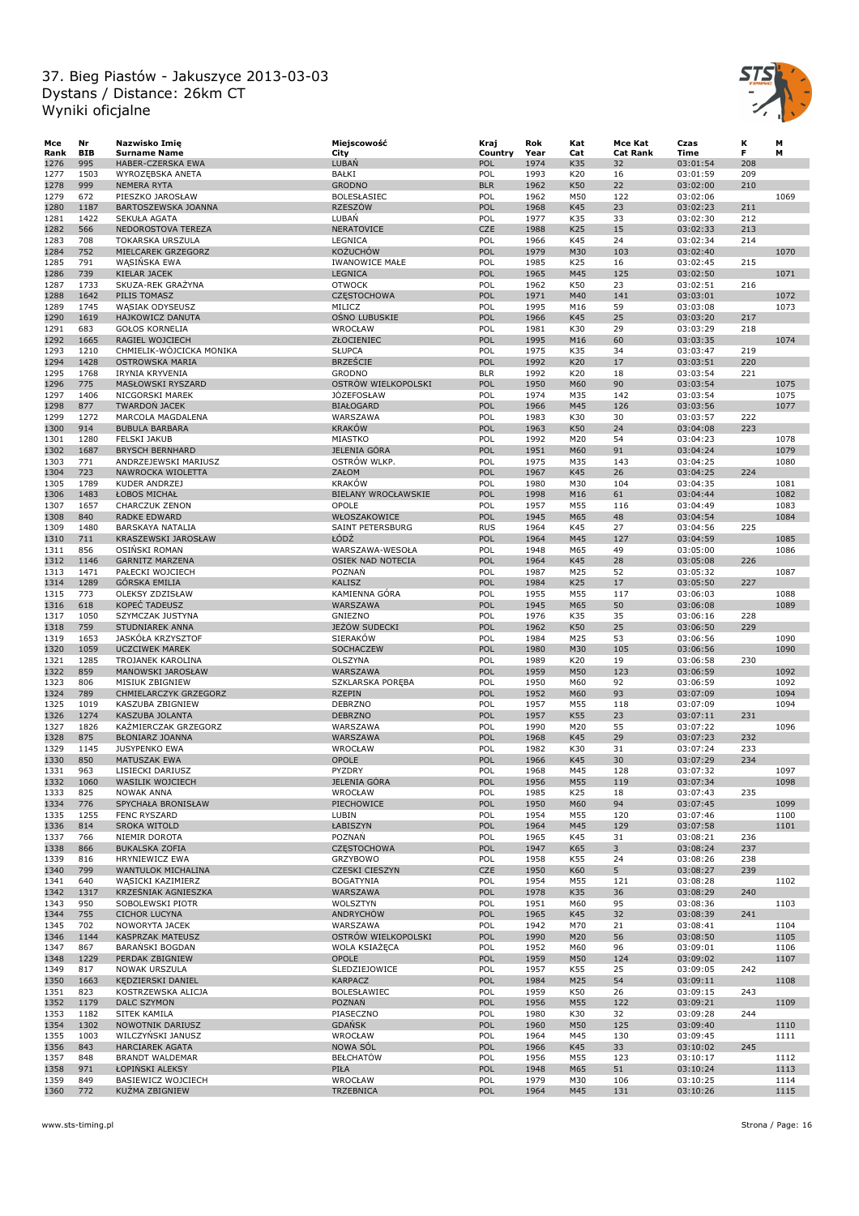# 37. Bieg Piastów - Jakuszyce 2013-03-03
Dystans / Distance: 26km CT
Wyniki oficjalne

| Mce Rank | Nr BIB | Nazwisko Imię Surname Name | Miejscowość City | Kraj Country | Rok Year | Kat Cat | Mce Kat Cat Rank | Czas Time | K F | M M |
|---|---|---|---|---|---|---|---|---|---|---|
| 1276 | 995 | HABER-CZERSKA EWA | LUBAŃ | POL | 1974 | K35 | 32 | 03:01:54 | 208 | |
| 1277 | 1503 | WYROZĘBSKA ANETA | BAŁKI | POL | 1993 | K20 | 16 | 03:01:59 | 209 | |
| 1278 | 999 | NEMERA RYTA | GRODNO | BLR | 1962 | K50 | 22 | 03:02:00 | 210 | |
| 1279 | 672 | PIESZKO JAROSŁAW | BOLESŁASIEC | POL | 1962 | M50 | 122 | 03:02:06 | | 1069 |
| 1280 | 1187 | BARTOSZEWSKA JOANNA | RZESZÓW | POL | 1968 | K45 | 23 | 03:02:23 | 211 | |
| 1281 | 1422 | SEKUŁA AGATA | LUBAŃ | POL | 1977 | K35 | 33 | 03:02:30 | 212 | |
| 1282 | 566 | NEDOROSTOVA TEREZA | NERATOVICE | CZE | 1988 | K25 | 15 | 03:02:33 | 213 | |
| 1283 | 708 | TOKARSKA URSZULA | LEGNICA | POL | 1966 | K45 | 24 | 03:02:34 | 214 | |
| 1284 | 752 | MIELCAREK GRZEGORZ | KOŻUCHÓW | POL | 1979 | M30 | 103 | 03:02:40 | | 1070 |
| 1285 | 791 | WĄSIŃSKA EWA | IWANOWICE MAŁE | POL | 1985 | K25 | 16 | 03:02:45 | 215 | |
| 1286 | 739 | KIELAR JACEK | LEGNICA | POL | 1965 | M45 | 125 | 03:02:50 | | 1071 |
| 1287 | 1733 | SKUZA-REK GRAŻYNA | OTWOCK | POL | 1962 | K50 | 23 | 03:02:51 | 216 | |
| 1288 | 1642 | PILIS TOMASZ | CZĘSTOCHOWA | POL | 1971 | M40 | 141 | 03:03:01 | | 1072 |
| 1289 | 1745 | WĄSIAK ODYSEUSZ | MILICZ | POL | 1995 | M16 | 59 | 03:03:08 | | 1073 |
| 1290 | 1619 | HAJKOWICZ DANUTA | OŚNO LUBUSKIE | POL | 1966 | K45 | 25 | 03:03:20 | 217 | |
| 1291 | 683 | GOŁOS KORNELIA | WROCŁAW | POL | 1981 | K30 | 29 | 03:03:29 | 218 | |
| 1292 | 1665 | RAGIEL WOJCIECH | ZŁOCIENIEC | POL | 1995 | M16 | 60 | 03:03:35 | | 1074 |
| 1293 | 1210 | CHMIELIK-WÓJCICKA MONIKA | SŁUPCA | POL | 1975 | K35 | 34 | 03:03:47 | 219 | |
| 1294 | 1428 | OSTROWSKA MARIA | BRZEŚCIE | POL | 1992 | K20 | 17 | 03:03:51 | 220 | |
| 1295 | 1768 | IRYNIA KRYVENIA | GRODNO | BLR | 1992 | K20 | 18 | 03:03:54 | 221 | |
| 1296 | 775 | MASŁOWSKI RYSZARD | OSTRÓW WIELKOPOLSKI | POL | 1950 | M60 | 90 | 03:03:54 | | 1075 |
| 1297 | 1406 | NICGORSKI MAREK | JÓZEFOSŁAW | POL | 1974 | M35 | 142 | 03:03:54 | | 1075 |
| 1298 | 877 | TWARDOŃ JACEK | BIAŁOGARD | POL | 1966 | M45 | 126 | 03:03:56 | | 1077 |
| 1299 | 1272 | MARCOLA MAGDALENA | WARSZAWA | POL | 1983 | K30 | 30 | 03:03:57 | 222 | |
| 1300 | 914 | BUBULA BARBARA | KRAKÓW | POL | 1963 | K50 | 24 | 03:04:08 | 223 | |
| 1301 | 1280 | FELSKI JAKUB | MIASTKO | POL | 1992 | M20 | 54 | 03:04:23 | | 1078 |
| 1302 | 1687 | BRYSCH BERNHARD | JELENIA GÓRA | POL | 1951 | M60 | 91 | 03:04:24 | | 1079 |
| 1303 | 771 | ANDRZEJEWSKI MARIUSZ | OSTRÓW WLKP. | POL | 1975 | M35 | 143 | 03:04:25 | | 1080 |
| 1304 | 723 | NAWROCKA WIOLETTA | ZAŁOM | POL | 1967 | K45 | 26 | 03:04:25 | 224 | |
| 1305 | 1789 | KUDER ANDRZEJ | KRAKÓW | POL | 1980 | M30 | 104 | 03:04:35 | | 1081 |
| 1306 | 1483 | ŁOBOS MICHAŁ | BIELANY WROCŁAWSKIE | POL | 1998 | M16 | 61 | 03:04:44 | | 1082 |
| 1307 | 1657 | CHARCZUK ZENON | OPOLE | POL | 1957 | M55 | 116 | 03:04:49 | | 1083 |
| 1308 | 840 | RADKE EDWARD | WŁOSZAKOWICE | POL | 1945 | M65 | 48 | 03:04:54 | | 1084 |
| 1309 | 1480 | BARSKAYA NATALIA | SAINT PETERSBURG | RUS | 1964 | K45 | 27 | 03:04:56 | 225 | |
| 1310 | 711 | KRASZEWSKI JAROSŁAW | ŁÓDŹ | POL | 1964 | M45 | 127 | 03:04:59 | | 1085 |
| 1311 | 856 | OSIŃSKI ROMAN | WARSZAWA-WESOŁA | POL | 1948 | M65 | 49 | 03:05:00 | | 1086 |
| 1312 | 1146 | GARNITZ MARZENA | OSIEK NAD NOTECIA | POL | 1964 | K45 | 28 | 03:05:08 | 226 | |
| 1313 | 1471 | PAŁECKI WOJCIECH | POZNAŃ | POL | 1987 | M25 | 52 | 03:05:32 | | 1087 |
| 1314 | 1289 | GÓRSKA EMILIA | KALISZ | POL | 1984 | K25 | 17 | 03:05:50 | 227 | |
| 1315 | 773 | OLEKSY ZDZISŁAW | KAMIENNA GÓRA | POL | 1955 | M55 | 117 | 03:06:03 | | 1088 |
| 1316 | 618 | KOPEĆ TADEUSZ | WARSZAWA | POL | 1945 | M65 | 50 | 03:06:08 | | 1089 |
| 1317 | 1050 | SZYMCZAK JUSTYNA | GNIEZNO | POL | 1976 | K35 | 35 | 03:06:16 | 228 | |
| 1318 | 759 | STUDNIAREK ANNA | JEŻÓW SUDECKI | POL | 1962 | K50 | 25 | 03:06:50 | 229 | |
| 1319 | 1653 | JASKÓŁA KRZYSZTOF | SIERAKÓW | POL | 1984 | M25 | 53 | 03:06:56 | | 1090 |
| 1320 | 1059 | UCZCIWEK MAREK | SOCHACZEW | POL | 1980 | M30 | 105 | 03:06:56 | | 1090 |
| 1321 | 1285 | TROJANEK KAROLINA | OLSZYNA | POL | 1989 | K20 | 19 | 03:06:58 | 230 | |
| 1322 | 859 | MANOWSKI JAROSŁAW | WARSZAWA | POL | 1959 | M50 | 123 | 03:06:59 | | 1092 |
| 1323 | 806 | MISIUK ZBIGNIEW | SZKLARSKA PORĘBA | POL | 1950 | M60 | 92 | 03:06:59 | | 1092 |
| 1324 | 789 | CHMIELARCZYK GRZEGORZ | RZEPIN | POL | 1952 | M60 | 93 | 03:07:09 | | 1094 |
| 1325 | 1019 | KASZUBA ZBIGNIEW | DEBRZNO | POL | 1957 | M55 | 118 | 03:07:09 | | 1094 |
| 1326 | 1274 | KASZUBA JOLANTA | DEBRZNO | POL | 1957 | K55 | 23 | 03:07:11 | 231 | |
| 1327 | 1826 | KAŹMIERCZAK GRZEGORZ | WARSZAWA | POL | 1990 | M20 | 55 | 03:07:22 | | 1096 |
| 1328 | 875 | BŁONIARZ JOANNA | WARSZAWA | POL | 1968 | K45 | 29 | 03:07:23 | 232 | |
| 1329 | 1145 | JUSYPENKO EWA | WROCŁAW | POL | 1982 | K30 | 31 | 03:07:24 | 233 | |
| 1330 | 850 | MATUSZAK EWA | OPOLE | POL | 1966 | K45 | 30 | 03:07:29 | 234 | |
| 1331 | 963 | LISIECKI DARIUSZ | PYZDRY | POL | 1968 | M45 | 128 | 03:07:32 | | 1097 |
| 1332 | 1060 | WASILIK WOJCIECH | JELENIA GÓRA | POL | 1956 | M55 | 119 | 03:07:34 | | 1098 |
| 1333 | 825 | NOWAK ANNA | WROCŁAW | POL | 1985 | K25 | 18 | 03:07:43 | 235 | |
| 1334 | 776 | SPYCHAŁA BRONISŁAW | PIECHOWICE | POL | 1950 | M60 | 94 | 03:07:45 | | 1099 |
| 1335 | 1255 | FENC RYSZARD | LUBIN | POL | 1954 | M55 | 120 | 03:07:46 | | 1100 |
| 1336 | 814 | SROKA WITOLD | ŁABISZYN | POL | 1964 | M45 | 129 | 03:07:58 | | 1101 |
| 1337 | 766 | NIEMIR DOROTA | POZNAŃ | POL | 1965 | K45 | 31 | 03:08:21 | 236 | |
| 1338 | 866 | BUKALSKA ZOFIA | CZĘSTOCHOWA | POL | 1947 | K65 | 3 | 03:08:24 | 237 | |
| 1339 | 816 | HRYNIEWICZ EWA | GRZYBOWO | POL | 1958 | K55 | 24 | 03:08:26 | 238 | |
| 1340 | 799 | WANTULOK MICHALINA | CZESKI CIESZYN | CZE | 1950 | K60 | 5 | 03:08:27 | 239 | |
| 1341 | 640 | WĄSICKI KAZIMIERZ | BOGATYNIA | POL | 1954 | M55 | 121 | 03:08:28 | | 1102 |
| 1342 | 1317 | KRZEŚNIAK AGNIESZKA | WARSZAWA | POL | 1978 | K35 | 36 | 03:08:29 | 240 | |
| 1343 | 950 | SOBOLEWSKI PIOTR | WOLSZTYN | POL | 1951 | M60 | 95 | 03:08:36 | | 1103 |
| 1344 | 755 | CICHOR LUCYNA | ANDRYCHÓW | POL | 1965 | K45 | 32 | 03:08:39 | 241 | |
| 1345 | 702 | NOWORYTA JACEK | WARSZAWA | POL | 1942 | M70 | 21 | 03:08:41 | | 1104 |
| 1346 | 1144 | KASPRZAK MATEUSZ | OSTRÓW WIELKOPOLSKI | POL | 1990 | M20 | 56 | 03:08:50 | | 1105 |
| 1347 | 867 | BARAŃSKI BOGDAN | WOLA KSIAŻĘCA | POL | 1952 | M60 | 96 | 03:09:01 | | 1106 |
| 1348 | 1229 | PERDAK ZBIGNIEW | OPOLE | POL | 1959 | M50 | 124 | 03:09:02 | | 1107 |
| 1349 | 817 | NOWAK URSZULA | ŚLEDZIEJOWICE | POL | 1957 | K55 | 25 | 03:09:05 | 242 | |
| 1350 | 1663 | KĘDZIERSKI DANIEL | KARPACZ | POL | 1984 | M25 | 54 | 03:09:11 | | 1108 |
| 1351 | 823 | KOSTRZEWSKA ALICJA | BOLESŁAWIEC | POL | 1959 | K50 | 26 | 03:09:15 | 243 | |
| 1352 | 1179 | DALC SZYMON | POZNAŃ | POL | 1956 | M55 | 122 | 03:09:21 | | 1109 |
| 1353 | 1182 | SITEK KAMILA | PIASECZNO | POL | 1980 | K30 | 32 | 03:09:28 | 244 | |
| 1354 | 1302 | NOWOTNIK DARIUSZ | GDAŃSK | POL | 1960 | M50 | 125 | 03:09:40 | | 1110 |
| 1355 | 1003 | WILCZYŃSKI JANUSZ | WROCŁAW | POL | 1964 | M45 | 130 | 03:09:45 | | 1111 |
| 1356 | 843 | HARCIAREK AGATA | NOWA SÓL | POL | 1966 | K45 | 33 | 03:10:02 | 245 | |
| 1357 | 848 | BRANDT WALDEMAR | BEŁCHATÓW | POL | 1956 | M55 | 123 | 03:10:17 | | 1112 |
| 1358 | 971 | ŁOPIŃSKI ALEKSY | PIŁA | POL | 1948 | M65 | 51 | 03:10:24 | | 1113 |
| 1359 | 849 | BASIEWICZ WOJCIECH | WROCŁAW | POL | 1979 | M30 | 106 | 03:10:25 | | 1114 |
| 1360 | 772 | KUŹMA ZBIGNIEW | TRZEBNICA | POL | 1964 | M45 | 131 | 03:10:26 | | 1115 |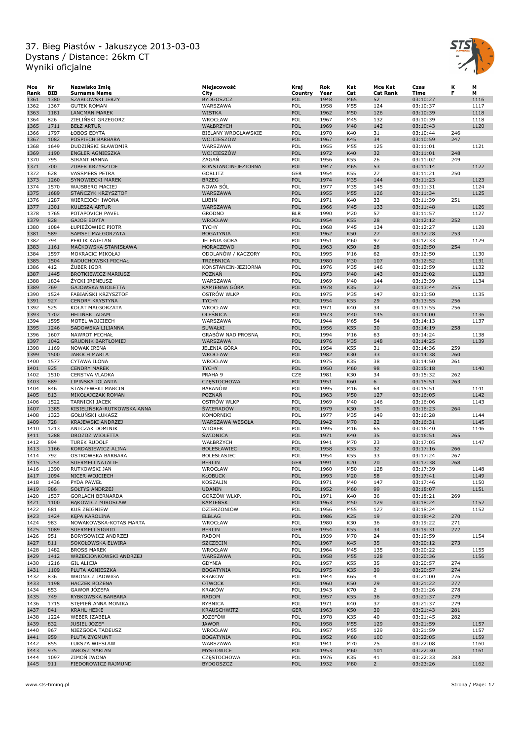# 37. Bieg Piastów - Jakuszyce 2013-03-03
Dystans / Distance: 26km CT
Wyniki oficjalne

| Mce Rank | Nr BIB | Nazwisko Imię Surname Name | Miejscowość City | Kraj Country | Rok Year | Kat Cat | Mce Kat Cat Rank | Czas Time | K F | M M |
|---|---|---|---|---|---|---|---|---|---|---|
| 1361 | 1380 | SZABŁOWSKI JERZY | BYDGOSZCZ | POL | 1948 | M65 | 52 | 03:10:27 | | 1116 |
| 1362 | 1367 | GUTEK ROMAN | WARSZAWA | POL | 1958 | M55 | 124 | 03:10:37 | | 1117 |
| 1363 | 1181 | LANCMAN MAREK | WISTKA | POL | 1962 | M50 | 126 | 03:10:39 | | 1118 |
| 1364 | 826 | ZIELIŃSKI GRZEGORZ | WROCŁAW | POL | 1967 | M45 | 132 | 03:10:39 | | 1118 |
| 1365 | 1711 | BEŁZ ARTUR | WAŁBRZYCH | POL | 1969 | M40 | 142 | 03:10:43 | | 1120 |
| 1366 | 1797 | ŁOBOS EDYTA | BIELANY WROCŁAWSKIE | POL | 1970 | K40 | 31 | 03:10:44 | 246 | |
| 1367 | 1082 | POSPIECH BARBARA | WOJCIESZÓW | POL | 1967 | K45 | 34 | 03:10:59 | 247 | |
| 1368 | 1649 | DUDZIŃSKI SŁAWOMIR | WARSZAWA | POL | 1955 | M55 | 125 | 03:11:01 | | 1121 |
| 1369 | 1190 | ENGLER AGNIESZKA | WOJCIESZÓW | POL | 1972 | K40 | 32 | 03:11:01 | 248 | |
| 1370 | 795 | SIRANT HANNA | ŻAGAŃ | POL | 1956 | K55 | 26 | 03:11:02 | 249 | |
| 1371 | 700 | ŻUBER KRZYSZTOF | KONSTANCIN-JEZIORNA | POL | 1947 | M65 | 53 | 03:11:14 | | 1122 |
| 1372 | 628 | VASSMERS PETRA | GORLITZ | GER | 1954 | K55 | 27 | 03:11:21 | 250 | |
| 1373 | 1260 | SYNOWIECKI MAREK | BRZEG | POL | 1974 | M35 | 144 | 03:11:23 | | 1123 |
| 1374 | 1570 | WAJSBERG MACIEJ | NOWA SÓL | POL | 1977 | M35 | 145 | 03:11:31 | | 1124 |
| 1375 | 1689 | STAŃCZYK KRZYSZTOF | WARSZAWA | POL | 1955 | M55 | 126 | 03:11:34 | | 1125 |
| 1376 | 1287 | WIERCIOCH IWONA | LUBIN | POL | 1971 | K40 | 33 | 03:11:39 | 251 | |
| 1377 | 1301 | KULESZA ARTUR | WARSZAWA | POL | 1966 | M45 | 133 | 03:11:48 | | 1126 |
| 1378 | 1765 | POTAPOVICH PAVEL | GRODNO | BLR | 1990 | M20 | 57 | 03:11:57 | | 1127 |
| 1379 | 828 | GAJOS EDYTA | WROCŁAW | POL | 1954 | K55 | 28 | 03:12:12 | 252 | |
| 1380 | 1084 | ŁUPIEŻOWIEC PIOTR | TYCHY | POL | 1968 | M45 | 134 | 03:12:27 | | 1128 |
| 1381 | 589 | SAMSEL MAŁGORZATA | BOGATYNIA | POL | 1962 | K50 | 27 | 03:12:28 | 253 | |
| 1382 | 794 | PERLIK KAJETAN | JELENIA GÓRA | POL | 1951 | M60 | 97 | 03:12:33 | | 1129 |
| 1383 | 1161 | MAĆKOWSKA STANISŁAWA | MORACZEWO | POL | 1963 | K50 | 28 | 03:12:50 | 254 | |
| 1384 | 1597 | MOKRACKI MIKOŁAJ | ODOLANÓW / KACZORY | POL | 1995 | M16 | 62 | 03:12:50 | | 1130 |
| 1385 | 1504 | RADUCHOWSKI MICHAŁ | TRZEBNICA | POL | 1980 | M30 | 107 | 03:12:52 | | 1131 |
| 1386 | 412 | ŻUBER IGOR | KONSTANCIN-JEZIORNA | POL | 1976 | M35 | 146 | 03:12:59 | | 1132 |
| 1387 | 1445 | BROTKIEWICZ MARIUSZ | POZNAŃ | POL | 1973 | M40 | 143 | 03:13:02 | | 1133 |
| 1388 | 1834 | ŻYCKI IRENEUSZ | WARSZAWA | POL | 1969 | M40 | 144 | 03:13:39 | | 1134 |
| 1389 | 769 | GAJOWSKA WIOLETTA | KAMIENNA GÓRA | POL | 1978 | K35 | 37 | 03:13:44 | 255 | |
| 1390 | 1524 | FABIAŃSKI KRZYSZTOF | OSTRÓW WLKP | POL | 1975 | M35 | 147 | 03:13:50 | | 1135 |
| 1391 | 927 | CENDRY KRYSTYNA | TYCHY | POL | 1954 | K55 | 29 | 03:13:55 | 256 | |
| 1392 | 525 | KOŁAT MAŁGORZATA | WROCŁAW | POL | 1971 | K40 | 34 | 03:13:55 | 256 | |
| 1393 | 1702 | HELIŃSKI ADAM | OLEŚNICA | POL | 1973 | M40 | 145 | 03:14:00 | | 1136 |
| 1394 | 1595 | MOTEL WOJCIECH | WARSZAWA | POL | 1944 | M65 | 54 | 03:14:13 | | 1137 |
| 1395 | 1246 | SADOWSKA LILIANNA | SUWAŁKI | POL | 1956 | K55 | 30 | 03:14:19 | 258 | |
| 1396 | 1607 | NAWROT MICHAŁ | GRABÓW NAD PROSNĄ | POL | 1994 | M16 | 63 | 03:14:24 | | 1138 |
| 1397 | 1042 | GRUDNIK BARTŁOMIEJ | WARSZAWA | POL | 1976 | M35 | 148 | 03:14:25 | | 1139 |
| 1398 | 1169 | NOWAK IRENA | JELENIA GÓRA | POL | 1954 | K55 | 31 | 03:14:36 | 259 | |
| 1399 | 1500 | JAROCH MARTA | WROCŁAW | POL | 1982 | K30 | 33 | 03:14:38 | 260 | |
| 1400 | 1577 | CYTAWA ILONA | WROCŁAW | POL | 1975 | K35 | 38 | 03:14:50 | 261 | |
| 1401 | 925 | CENDRY MAREK | TYCHY | POL | 1950 | M60 | 98 | 03:15:18 | | 1140 |
| 1402 | 1510 | CERSTVA VLADKA | PRAHA 9 | CZE | 1981 | K30 | 34 | 03:15:32 | 262 | |
| 1403 | 889 | LIPIŃSKA JOLANTA | CZĘSTOCHOWA | POL | 1951 | K60 | 6 | 03:15:51 | 263 | |
| 1404 | 846 | STASZEWSKI MARCIN | BARANÓW | POL | 1995 | M16 | 64 | 03:15:51 | | 1141 |
| 1405 | 813 | MIKOŁAJCZAK ROMAN | POZNAŃ | POL | 1963 | M50 | 127 | 03:16:05 | | 1142 |
| 1406 | 1522 | TARNICKI JACEK | OSTRÓW WLKP | POL | 1969 | M40 | 146 | 03:16:06 | | 1143 |
| 1407 | 1385 | KISIELIŃSKA-RUTKOWSKA ANNA | ŚWIERADÓW | POL | 1979 | K30 | 35 | 03:16:23 | 264 | |
| 1408 | 1323 | GOŁUŃSKI ŁUKASZ | KOMORNIKI | POL | 1977 | M35 | 149 | 03:16:28 | | 1144 |
| 1409 | 728 | KRAJEWSKI ANDRZEJ | WARSZAWA WESOŁA | POL | 1942 | M70 | 22 | 03:16:31 | | 1145 |
| 1410 | 1213 | ANTCZAK DOMINIK | WTÓREK | POL | 1995 | M16 | 65 | 03:16:40 | | 1146 |
| 1411 | 1288 | DROŻDŻ WIOLETTA | ŚWIDNICA | POL | 1971 | K40 | 35 | 03:16:51 | 265 | |
| 1412 | 894 | TUREK RUDOLF | WAŁBRZYCH | POL | 1941 | M70 | 23 | 03:17:05 | | 1147 |
| 1413 | 1166 | KORDASIEWICZ ALINA | BOLESŁAWIEC | POL | 1958 | K55 | 32 | 03:17:16 | 266 | |
| 1414 | 792 | OSTROWSKA BARBARA | BOLESŁASIEC | POL | 1954 | K55 | 33 | 03:17:24 | 267 | |
| 1415 | 1254 | SUERMELI NATALIE | BERLIN | GER | 1991 | K20 | 20 | 03:17:38 | 268 | |
| 1416 | 1390 | RUTKOWSKI JAN | WROCŁAW | POL | 1960 | M50 | 128 | 03:17:39 | | 1148 |
| 1417 | 1094 | NICER WOJCIECH | KŁOBUCK | POL | 1993 | M20 | 58 | 03:17:41 | | 1149 |
| 1418 | 1436 | PYDA PAWEŁ | KOSZALIN | POL | 1971 | M40 | 147 | 03:17:46 | | 1150 |
| 1419 | 986 | SOŁTYS ANDRZEJ | UDANIN | POL | 1952 | M60 | 99 | 03:18:07 | | 1151 |
| 1420 | 1537 | GORLACH BERNARDA | GORZÓW WLKP. | POL | 1971 | K40 | 36 | 03:18:21 | 269 | |
| 1421 | 1100 | BĄKOWICZ MIROSŁAW | KAMIEŃSK | POL | 1963 | M50 | 129 | 03:18:24 | | 1152 |
| 1422 | 681 | KUŚ ZBIGNIEW | DZIERŻONIÓW | POL | 1956 | M55 | 127 | 03:18:24 | | 1152 |
| 1423 | 1424 | KĘPA KAROLINA | ELBLĄG | POL | 1986 | K25 | 19 | 03:18:42 | 270 | |
| 1424 | 983 | NOWAKOWSKA-KOTAS MARTA | WROCŁAW | POL | 1980 | K30 | 36 | 03:19:22 | 271 | |
| 1425 | 1089 | SUERMELI SIGRID | BERLIN | GER | 1954 | K55 | 34 | 03:19:31 | 272 | |
| 1426 | 951 | BORYSOWICZ ANDRZEJ | RADOM | POL | 1939 | M70 | 24 | 03:19:59 | | 1154 |
| 1427 | 811 | SOKOŁOWSKA ELWIRA | SZCZECIN | POL | 1967 | K45 | 35 | 03:20:12 | 273 | |
| 1428 | 1482 | BROSS MAREK | WROCŁAW | POL | 1964 | M45 | 135 | 03:20:22 | | 1155 |
| 1429 | 1412 | WRZECIONKOWSKI ANDRZEJ | WARSZAWA | POL | 1958 | M55 | 128 | 03:20:36 | | 1156 |
| 1430 | 1216 | GIL ALICJA | GDYNIA | POL | 1957 | K55 | 35 | 03:20:57 | 274 | |
| 1431 | 1109 | PLUTA AGNIESZKA | BOGATYNIA | POL | 1975 | K35 | 39 | 03:20:57 | 274 | |
| 1432 | 836 | WRONICZ JADWIGA | KRAKÓW | POL | 1944 | K65 | 4 | 03:21:00 | 276 | |
| 1433 | 1198 | HACZEK BOŻENA | OTWOCK | POL | 1960 | K50 | 29 | 03:21:22 | 277 | |
| 1434 | 853 | GAWOR JÓZEFA | KRAKÓW | POL | 1943 | K70 | 2 | 03:21:26 | 278 | |
| 1435 | 749 | RYBKOWSKA BARBARA | RADOM | POL | 1957 | K55 | 36 | 03:21:37 | 279 | |
| 1436 | 1715 | STĘPIEŃ ANNA MONIKA | RYBNICA | POL | 1971 | K40 | 37 | 03:21:37 | 279 | |
| 1437 | 841 | KRAHL HEIKE | KRAUSCHWITZ | GER | 1963 | K50 | 30 | 03:21:43 | 281 | |
| 1438 | 1224 | WEBER IZABELA | JÓZEFÓW | POL | 1978 | K35 | 40 | 03:21:45 | 282 | |
| 1439 | 832 | JUSIEL JÓZEF | JAWOR | POL | 1958 | M55 | 129 | 03:21:59 | | 1157 |
| 1440 | 967 | NIEZGODA TADEUSZ | WROCŁAW | POL | 1957 | M55 | 129 | 03:21:59 | | 1157 |
| 1441 | 959 | PLUTA ZYGMUNT | BOGATYNIA | POL | 1952 | M60 | 100 | 03:22:05 | | 1159 |
| 1442 | 855 | ŁUKSZA WIESŁAW | WARSZAWA | POL | 1941 | M70 | 25 | 03:22:08 | | 1160 |
| 1443 | 975 | JAROSZ MARIAN | MYSŁOWICE | POL | 1953 | M60 | 101 | 03:22:30 | | 1161 |
| 1444 | 1097 | ZIMOŃ IWONA | CZĘSTOCHOWA | POL | 1976 | K35 | 41 | 03:22:33 | 283 | |
| 1445 | 911 | FIEDOROWICZ RAJMUND | BYDGOSZCZ | POL | 1932 | M80 | 2 | 03:23:26 | | 1162 |

www.sts-timing.pl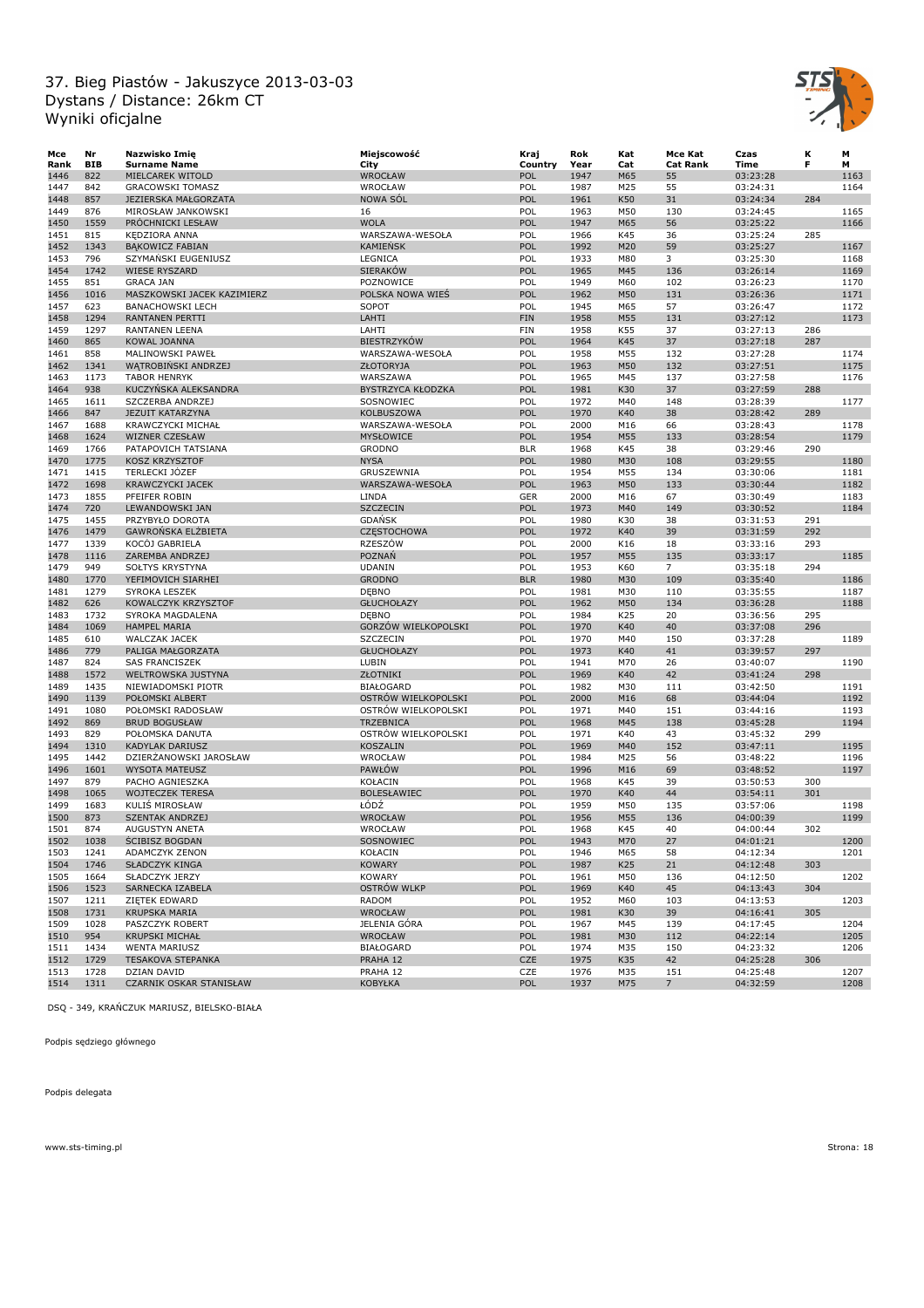# 37. Bieg Piastów - Jakuszyce 2013-03-03
## Dystans / Distance: 26km CT
## Wyniki oficjalne

| Mce Rank | Nr BIB | Nazwisko Imię Surname Name | Miejscowość City | Kraj Country | Rok Year | Kat Cat | Mce Kat Cat Rank | Czas Time | K F | M M |
|---|---|---|---|---|---|---|---|---|---|---|
| 1446 | 822 | MIELCAREK WITOLD | WROCŁAW | POL | 1947 | M65 | 55 | 03:23:28 | | 1163 |
| 1447 | 842 | GRACOWSKI TOMASZ | WROCŁAW | POL | 1987 | M25 | 55 | 03:24:31 | | 1164 |
| 1448 | 857 | JEZIERSKA MAŁGORZATA | NOWA SÓL | POL | 1961 | K50 | 31 | 03:24:34 | 284 | |
| 1449 | 876 | MIROSŁAW JANKOWSKI | 16 | POL | 1963 | M50 | 130 | 03:24:45 | | 1165 |
| 1450 | 1559 | PRÓCHNICKI LESŁAW | WOLA | POL | 1947 | M65 | 56 | 03:25:22 | | 1166 |
| 1451 | 815 | KĘDZIORA ANNA | WARSZAWA-WESOŁA | POL | 1966 | K45 | 36 | 03:25:24 | 285 | |
| 1452 | 1343 | BĄKOWICZ FABIAN | KAMIEŃSK | POL | 1992 | M20 | 59 | 03:25:27 | | 1167 |
| 1453 | 796 | SZYMAŃSKI EUGENIUSZ | LEGNICA | POL | 1933 | M80 | 3 | 03:25:30 | | 1168 |
| 1454 | 1742 | WIESE RYSZARD | SIERAKÓW | POL | 1965 | M45 | 136 | 03:26:14 | | 1169 |
| 1455 | 851 | GRACA JAN | POZNOWICE | POL | 1949 | M60 | 102 | 03:26:23 | | 1170 |
| 1456 | 1016 | MASZKOWSKI JACEK KAZIMIERZ | POLSKA NOWA WIEŚ | POL | 1962 | M50 | 131 | 03:26:36 | | 1171 |
| 1457 | 623 | BANACHOWSKI LECH | SOPOT | POL | 1945 | M65 | 57 | 03:26:47 | | 1172 |
| 1458 | 1294 | RANTANEN PERTTI | LAHTI | FIN | 1958 | M55 | 131 | 03:27:12 | | 1173 |
| 1459 | 1297 | RANTANEN LEENA | LAHTI | FIN | 1958 | K55 | 37 | 03:27:13 | 286 | |
| 1460 | 865 | KOWAL JOANNA | BIESTRZYKÓW | POL | 1964 | K45 | 37 | 03:27:18 | 287 | |
| 1461 | 858 | MALINOWSKI PAWEŁ | WARSZAWA-WESOŁA | POL | 1958 | M55 | 132 | 03:27:28 | | 1174 |
| 1462 | 1341 | WĄTROBIŃSKI ANDRZEJ | ZŁOTORYJA | POL | 1963 | M50 | 132 | 03:27:51 | | 1175 |
| 1463 | 1173 | TABOR HENRYK | WARSZAWA | POL | 1965 | M45 | 137 | 03:27:58 | | 1176 |
| 1464 | 938 | KUCZYŃSKA ALEKSANDRA | BYSTRZYCA KŁODZKA | POL | 1981 | K30 | 37 | 03:27:59 | 288 | |
| 1465 | 1611 | SZCZERBA ANDRZEJ | SOSNOWIEC | POL | 1972 | M40 | 148 | 03:28:39 | | 1177 |
| 1466 | 847 | JEZUIT KATARZYNA | KOLBUSZOWA | POL | 1970 | K40 | 38 | 03:28:42 | 289 | |
| 1467 | 1688 | KRAWCZYCKI MICHAŁ | WARSZAWA-WESOŁA | POL | 2000 | M16 | 66 | 03:28:43 | | 1178 |
| 1468 | 1624 | WIZNER CZESŁAW | MYSŁOWICE | POL | 1954 | M55 | 133 | 03:28:54 | | 1179 |
| 1469 | 1766 | PATAPOVICH TATSIANA | GRODNO | BLR | 1968 | K45 | 38 | 03:29:46 | 290 | |
| 1470 | 1775 | KOSZ KRZYSZTOF | NYSA | POL | 1980 | M30 | 108 | 03:29:55 | | 1180 |
| 1471 | 1415 | TERLECKI JÓZEF | GRUSZEWNIA | POL | 1954 | M55 | 134 | 03:30:06 | | 1181 |
| 1472 | 1698 | KRAWCZYCKI JACEK | WARSZAWA-WESOŁA | POL | 1963 | M50 | 133 | 03:30:44 | | 1182 |
| 1473 | 1855 | PFEIFER ROBIN | LINDA | GER | 2000 | M16 | 67 | 03:30:49 | | 1183 |
| 1474 | 720 | LEWANDOWSKI JAN | SZCZECIN | POL | 1973 | M40 | 149 | 03:30:52 | | 1184 |
| 1475 | 1455 | PRZYBYŁO DOROTA | GDAŃSK | POL | 1980 | K30 | 38 | 03:31:53 | 291 | |
| 1476 | 1479 | GAWROŃSKA ELŻBIETA | CZĘSTOCHOWA | POL | 1972 | K40 | 39 | 03:31:59 | 292 | |
| 1477 | 1339 | KOCÓJ GABRIELA | RZESZÓW | POL | 2000 | K16 | 18 | 03:33:16 | 293 | |
| 1478 | 1116 | ZAREMBA ANDRZEJ | POZNAŃ | POL | 1957 | M55 | 135 | 03:33:17 | | 1185 |
| 1479 | 949 | SOŁTYS KRYSTYNA | UDANIN | POL | 1953 | K60 | 7 | 03:35:18 | 294 | |
| 1480 | 1770 | YEFIMOVICH SIARHEI | GRODNO | BLR | 1980 | M30 | 109 | 03:35:40 | | 1186 |
| 1481 | 1279 | SYROKA LESZEK | DĘBNO | POL | 1981 | M30 | 110 | 03:35:55 | | 1187 |
| 1482 | 626 | KOWALCZYK KRZYSZTOF | GŁUCHOŁAZY | POL | 1962 | M50 | 134 | 03:36:28 | | 1188 |
| 1483 | 1732 | SYROKA MAGDALENA | DĘBNO | POL | 1984 | K25 | 20 | 03:36:56 | 295 | |
| 1484 | 1069 | HAMPEL MARIA | GORZÓW WIELKOPOLSKI | POL | 1970 | K40 | 40 | 03:37:08 | 296 | |
| 1485 | 610 | WALCZAK JACEK | SZCZECIN | POL | 1970 | M40 | 150 | 03:37:28 | | 1189 |
| 1486 | 779 | PALIGA MAŁGORZATA | GŁUCHOŁAZY | POL | 1973 | K40 | 41 | 03:39:57 | 297 | |
| 1487 | 824 | SAS FRANCISZEK | LUBIN | POL | 1941 | M70 | 26 | 03:40:07 | | 1190 |
| 1488 | 1572 | WELTROWSKA JUSTYNA | ZŁOTNIKI | POL | 1969 | K40 | 42 | 03:41:24 | 298 | |
| 1489 | 1435 | NIEWIADOMSKI PIOTR | BIAŁOGARD | POL | 1982 | M30 | 111 | 03:42:50 | | 1191 |
| 1490 | 1139 | POŁOMSKI ALBERT | OSTRÓW WIELKOPOLSKI | POL | 2000 | M16 | 68 | 03:44:04 | | 1192 |
| 1491 | 1080 | POŁOMSKI RADOSŁAW | OSTRÓW WIELKOPOLSKI | POL | 1971 | M40 | 151 | 03:44:16 | | 1193 |
| 1492 | 869 | BRUD BOGUSŁAW | TRZEBNICA | POL | 1968 | M45 | 138 | 03:45:28 | | 1194 |
| 1493 | 829 | POŁOMSKA DANUTA | OSTRÓW WIELKOPOLSKI | POL | 1971 | K40 | 43 | 03:45:32 | 299 | |
| 1494 | 1310 | KADYLAK DARIUSZ | KOSZALIN | POL | 1969 | M40 | 152 | 03:47:11 | | 1195 |
| 1495 | 1442 | DZIERŻANOWSKI JAROSŁAW | WROCŁAW | POL | 1984 | M25 | 56 | 03:48:22 | | 1196 |
| 1496 | 1601 | WYSOTA MATEUSZ | PAWŁÓW | POL | 1996 | M16 | 69 | 03:48:52 | | 1197 |
| 1497 | 879 | PACHO AGNIESZKA | KOŁACIN | POL | 1968 | K45 | 39 | 03:50:53 | 300 | |
| 1498 | 1065 | WOJTECZEK TERESA | BOLESŁAWIEC | POL | 1970 | K40 | 44 | 03:54:11 | 301 | |
| 1499 | 1683 | KULIŚ MIROSŁAW | ŁÓDŹ | POL | 1959 | M50 | 135 | 03:57:06 | | 1198 |
| 1500 | 873 | SZENTAK ANDRZEJ | WROCŁAW | POL | 1956 | M55 | 136 | 04:00:39 | | 1199 |
| 1501 | 874 | AUGUSTYN ANETA | WROCŁAW | POL | 1968 | K45 | 40 | 04:00:44 | 302 | |
| 1502 | 1038 | ŚCIBISZ BOGDAN | SOSNOWIEC | POL | 1943 | M70 | 27 | 04:01:21 | | 1200 |
| 1503 | 1241 | ADAMCZYK ZENON | KOŁACIN | POL | 1946 | M65 | 58 | 04:12:34 | | 1201 |
| 1504 | 1746 | SŁADCZYK KINGA | KOWARY | POL | 1987 | K25 | 21 | 04:12:48 | 303 | |
| 1505 | 1664 | SŁADCZYK JERZY | KOWARY | POL | 1961 | M50 | 136 | 04:12:50 | | 1202 |
| 1506 | 1523 | SARNECKA IZABELA | OSTRÓW WLKP | POL | 1969 | K40 | 45 | 04:13:43 | 304 | |
| 1507 | 1211 | ZIĘTEK EDWARD | RADOM | POL | 1952 | M60 | 103 | 04:13:53 | | 1203 |
| 1508 | 1731 | KRUPSKA MARIA | WROCŁAW | POL | 1981 | K30 | 39 | 04:16:41 | 305 | |
| 1509 | 1028 | PASZCZYK ROBERT | JELENIA GÓRA | POL | 1967 | M45 | 139 | 04:17:45 | | 1204 |
| 1510 | 954 | KRUPSKI MICHAŁ | WROCŁAW | POL | 1981 | M30 | 112 | 04:22:14 | | 1205 |
| 1511 | 1434 | WENTA MARIUSZ | BIAŁOGARD | POL | 1974 | M35 | 150 | 04:23:32 | | 1206 |
| 1512 | 1729 | TESAKOVA STEPANKA | PRAHA 12 | CZE | 1975 | K35 | 42 | 04:25:28 | 306 | |
| 1513 | 1728 | DZIAN DAVID | PRAHA 12 | CZE | 1976 | M35 | 151 | 04:25:48 | | 1207 |
| 1514 | 1311 | CZARNIK OSKAR STANISŁAW | KOBYŁKA | POL | 1937 | M75 | 7 | 04:32:59 | | 1208 |

DSQ - 349, KRAŃCZUK MARIUSZ, BIELSKO-BIAŁA

Podpis sędziego głównego

Podpis delegata

www.sts-timing.pl